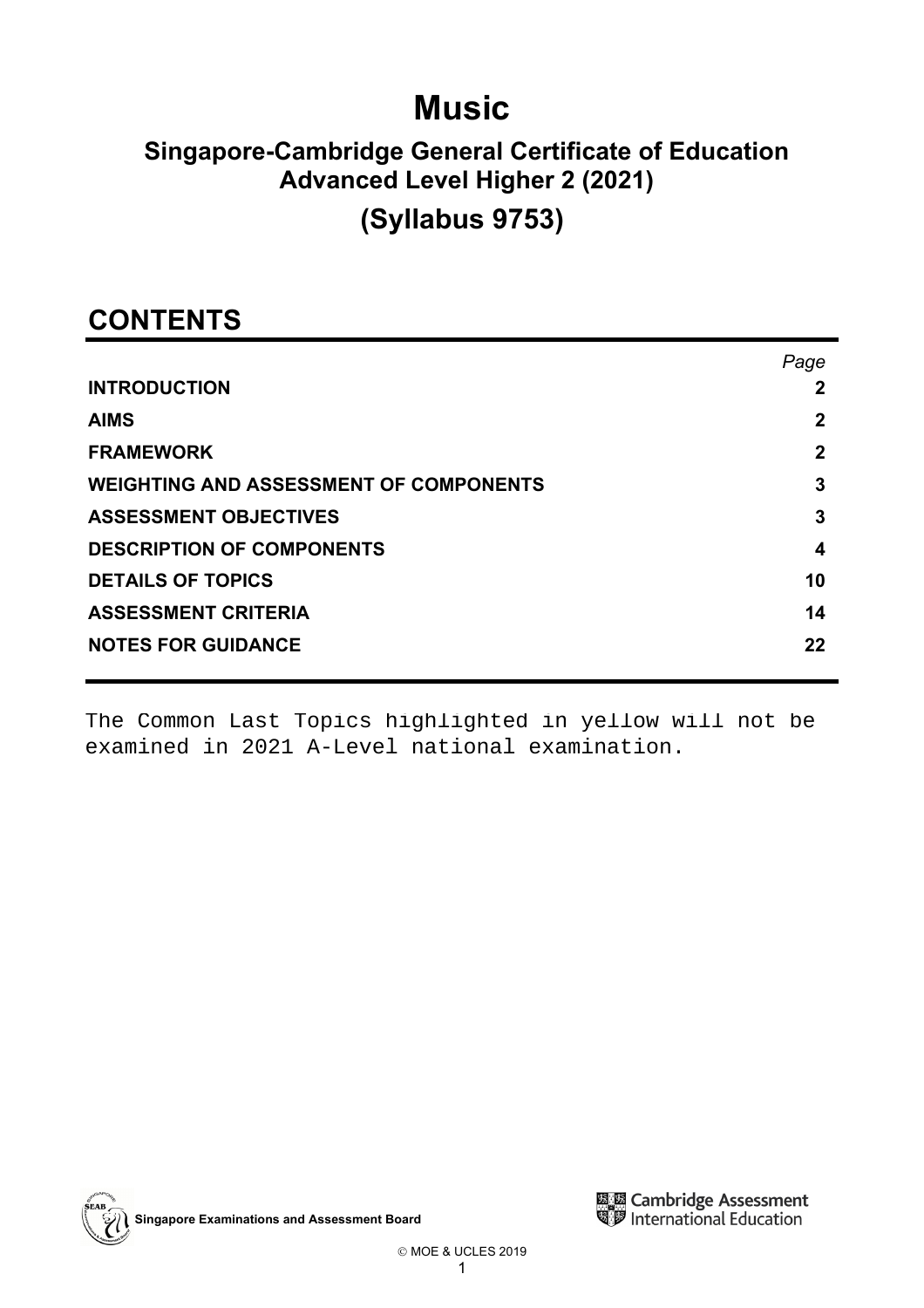# Music

## Singapore-Cambridge General Certificate of Education Advanced Level Higher 2 (2021)

## (Syllabus 9753)

## CONTENTS

| | Page |
|---|---|
| **INTRODUCTION** | **2** |
| **AIMS** | **2** |
| **FRAMEWORK** | **2** |
| **WEIGHTING AND ASSESSMENT OF COMPONENTS** | **3** |
| **ASSESSMENT OBJECTIVES** | **3** |
| **DESCRIPTION OF COMPONENTS** | **4** |
| **DETAILS OF TOPICS** | **10** |
| **ASSESSMENT CRITERIA** | **14** |
| **NOTES FOR GUIDANCE** | **22** |

The Common Last Topics highlighted in yellow will not be examined in 2021 A-Level national examination.

Singapore Examinations and Assessment Board

Cambridge Assessment International Education

© MOE & UCLES 2019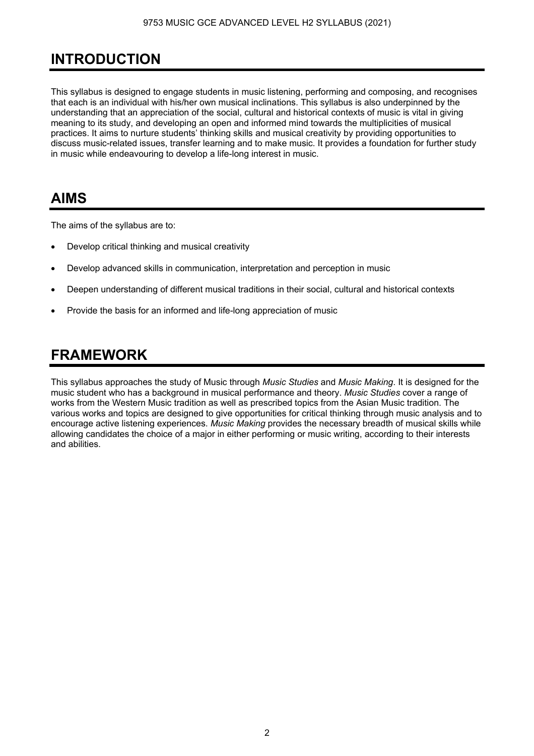# INTRODUCTION

This syllabus is designed to engage students in music listening, performing and composing, and recognises that each is an individual with his/her own musical inclinations. This syllabus is also underpinned by the understanding that an appreciation of the social, cultural and historical contexts of music is vital in giving meaning to its study, and developing an open and informed mind towards the multiplicities of musical practices. It aims to nurture students' thinking skills and musical creativity by providing opportunities to discuss music-related issues, transfer learning and to make music. It provides a foundation for further study in music while endeavouring to develop a life-long interest in music.

# AIMS

The aims of the syllabus are to:

- Develop critical thinking and musical creativity
- Develop advanced skills in communication, interpretation and perception in music
- Deepen understanding of different musical traditions in their social, cultural and historical contexts
- Provide the basis for an informed and life-long appreciation of music

# FRAMEWORK

This syllabus approaches the study of Music through *Music Studies* and *Music Making*. It is designed for the music student who has a background in musical performance and theory. *Music Studies* cover a range of works from the Western Music tradition as well as prescribed topics from the Asian Music tradition. The various works and topics are designed to give opportunities for critical thinking through music analysis and to encourage active listening experiences. *Music Making* provides the necessary breadth of musical skills while allowing candidates the choice of a major in either performing or music writing, according to their interests and abilities.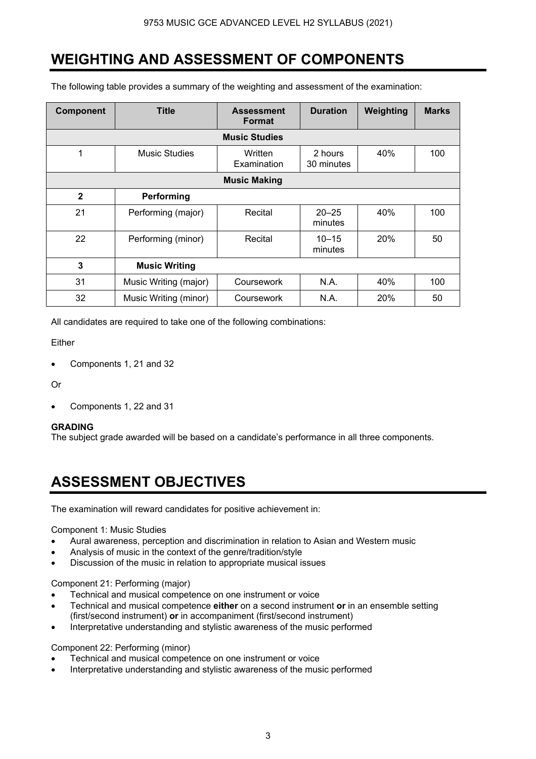# WEIGHTING AND ASSESSMENT OF COMPONENTS

The following table provides a summary of the weighting and assessment of the examination:

| Component | Title | Assessment Format | Duration | Weighting | Marks |
|---|---|---|---|---|---|
| **Music Studies** | | | | | |
| 1 | Music Studies | Written Examination | 2 hours 30 minutes | 40% | 100 |
| **Music Making** | | | | | |
| **2** | **Performing** | | | | |
| 21 | Performing (major) | Recital | 20–25 minutes | 40% | 100 |
| 22 | Performing (minor) | Recital | 10–15 minutes | 20% | 50 |
| **3** | **Music Writing** | | | | |
| 31 | Music Writing (major) | Coursework | N.A. | 40% | 100 |
| 32 | Music Writing (minor) | Coursework | N.A. | 20% | 50 |

All candidates are required to take one of the following combinations:

Either

- Components 1, 21 and 32

Or

- Components 1, 22 and 31

**GRADING**
The subject grade awarded will be based on a candidate's performance in all three components.

# ASSESSMENT OBJECTIVES

The examination will reward candidates for positive achievement in:

Component 1: Music Studies

- Aural awareness, perception and discrimination in relation to Asian and Western music
- Analysis of music in the context of the genre/tradition/style
- Discussion of the music in relation to appropriate musical issues

Component 21: Performing (major)

- Technical and musical competence on one instrument or voice
- Technical and musical competence **either** on a second instrument **or** in an ensemble setting (first/second instrument) **or** in accompaniment (first/second instrument)
- Interpretative understanding and stylistic awareness of the music performed

Component 22: Performing (minor)

- Technical and musical competence on one instrument or voice
- Interpretative understanding and stylistic awareness of the music performed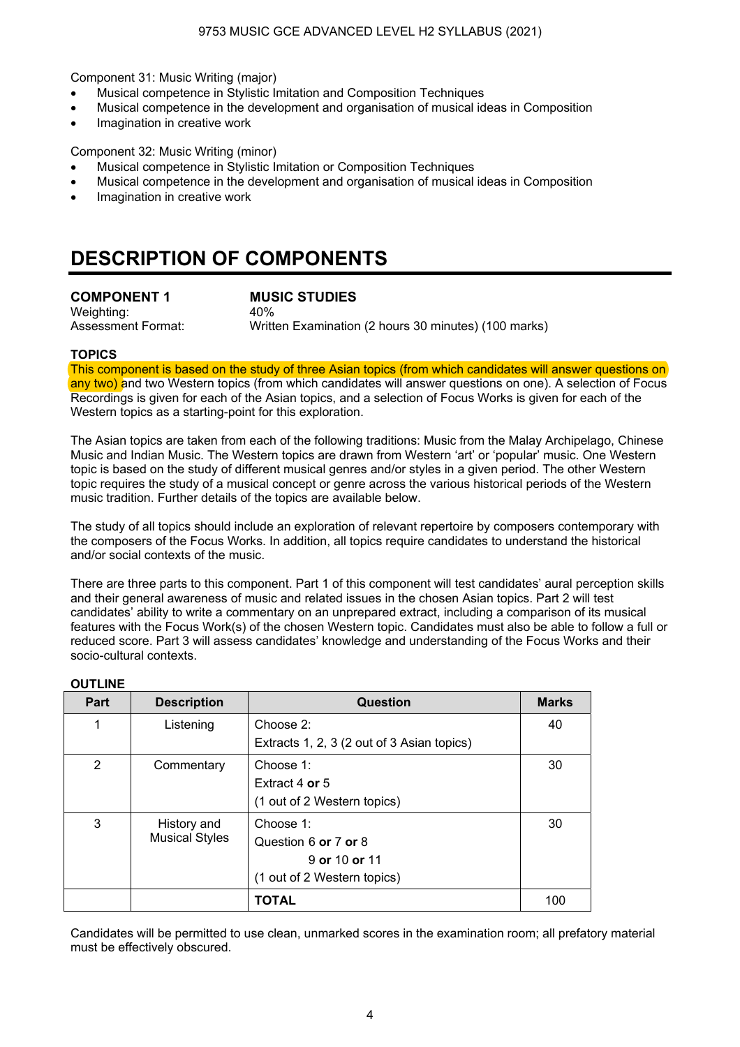Component 31: Music Writing (major)

- Musical competence in Stylistic Imitation and Composition Techniques
- Musical competence in the development and organisation of musical ideas in Composition
- Imagination in creative work

Component 32: Music Writing (minor)

- Musical competence in Stylistic Imitation or Composition Techniques
- Musical competence in the development and organisation of musical ideas in Composition
- Imagination in creative work

# DESCRIPTION OF COMPONENTS

**COMPONENT 1** — **MUSIC STUDIES**

Weighting: 40%

Assessment Format: Written Examination (2 hours 30 minutes) (100 marks)

**TOPICS**

This component is based on the study of three Asian topics (from which candidates will answer questions on any two) and two Western topics (from which candidates will answer questions on one). A selection of Focus Recordings is given for each of the Asian topics, and a selection of Focus Works is given for each of the Western topics as a starting-point for this exploration.

The Asian topics are taken from each of the following traditions: Music from the Malay Archipelago, Chinese Music and Indian Music. The Western topics are drawn from Western 'art' or 'popular' music. One Western topic is based on the study of different musical genres and/or styles in a given period. The other Western topic requires the study of a musical concept or genre across the various historical periods of the Western music tradition. Further details of the topics are available below.

The study of all topics should include an exploration of relevant repertoire by composers contemporary with the composers of the Focus Works. In addition, all topics require candidates to understand the historical and/or social contexts of the music.

There are three parts to this component. Part 1 of this component will test candidates' aural perception skills and their general awareness of music and related issues in the chosen Asian topics. Part 2 will test candidates' ability to write a commentary on an unprepared extract, including a comparison of its musical features with the Focus Work(s) of the chosen Western topic. Candidates must also be able to follow a full or reduced score. Part 3 will assess candidates' knowledge and understanding of the Focus Works and their socio-cultural contexts.

**OUTLINE**

| Part | Description | Question | Marks |
|---|---|---|---|
| 1 | Listening | Choose 2:<br>Extracts 1, 2, 3 (2 out of 3 Asian topics) | 40 |
| 2 | Commentary | Choose 1:<br>Extract 4 **or** 5<br>(1 out of 2 Western topics) | 30 |
| 3 | History and Musical Styles | Choose 1:<br>Question 6 **or** 7 **or** 8<br>9 **or** 10 **or** 11<br>(1 out of 2 Western topics) | 30 |
| | | **TOTAL** | 100 |

Candidates will be permitted to use clean, unmarked scores in the examination room; all prefatory material must be effectively obscured.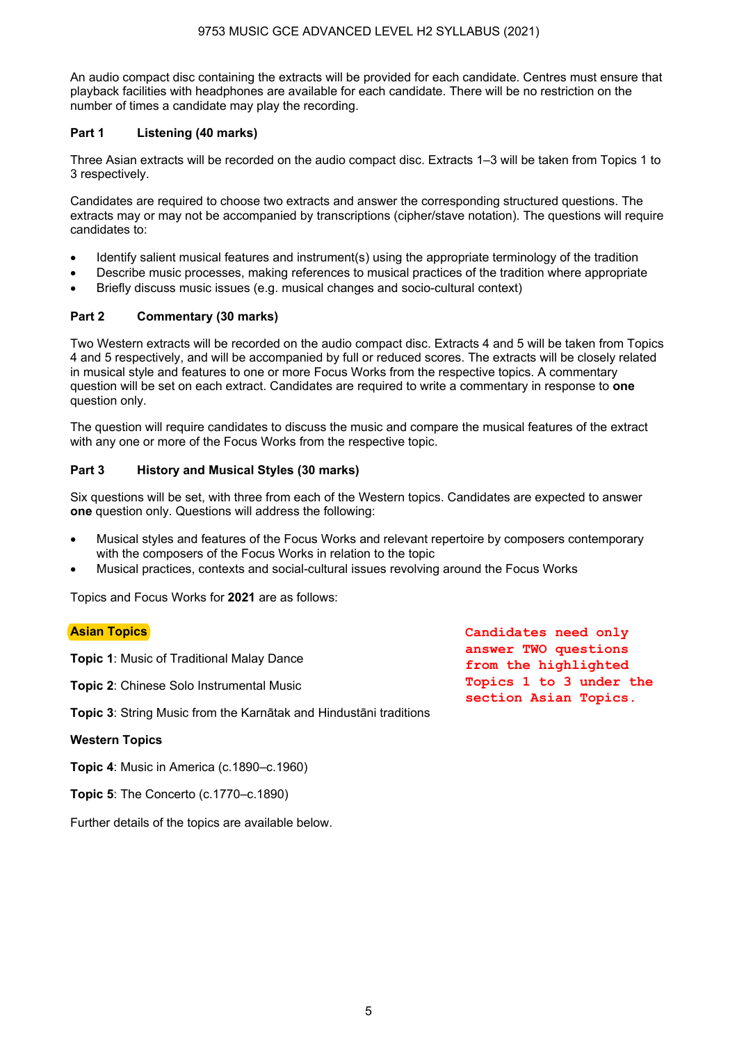An audio compact disc containing the extracts will be provided for each candidate. Centres must ensure that playback facilities with headphones are available for each candidate. There will be no restriction on the number of times a candidate may play the recording.

**Part 1 Listening (40 marks)**

Three Asian extracts will be recorded on the audio compact disc. Extracts 1–3 will be taken from Topics 1 to 3 respectively.

Candidates are required to choose two extracts and answer the corresponding structured questions. The extracts may or may not be accompanied by transcriptions (cipher/stave notation). The questions will require candidates to:

- Identify salient musical features and instrument(s) using the appropriate terminology of the tradition
- Describe music processes, making references to musical practices of the tradition where appropriate
- Briefly discuss music issues (e.g. musical changes and socio-cultural context)

**Part 2 Commentary (30 marks)**

Two Western extracts will be recorded on the audio compact disc. Extracts 4 and 5 will be taken from Topics 4 and 5 respectively, and will be accompanied by full or reduced scores. The extracts will be closely related in musical style and features to one or more Focus Works from the respective topics. A commentary question will be set on each extract. Candidates are required to write a commentary in response to **one** question only.

The question will require candidates to discuss the music and compare the musical features of the extract with any one or more of the Focus Works from the respective topic.

**Part 3 History and Musical Styles (30 marks)**

Six questions will be set, with three from each of the Western topics. Candidates are expected to answer **one** question only. Questions will address the following:

- Musical styles and features of the Focus Works and relevant repertoire by composers contemporary with the composers of the Focus Works in relation to the topic
- Musical practices, contexts and social-cultural issues revolving around the Focus Works

Topics and Focus Works for **2021** are as follows:

**Asian Topics**

**Candidates need only answer TWO questions from the highlighted Topics 1 to 3 under the section Asian Topics.**

**Topic 1**: Music of Traditional Malay Dance

**Topic 2**: Chinese Solo Instrumental Music

**Topic 3**: String Music from the Karnātak and Hindustāni traditions

**Western Topics**

**Topic 4**: Music in America (c.1890–c.1960)

**Topic 5**: The Concerto (c.1770–c.1890)

Further details of the topics are available below.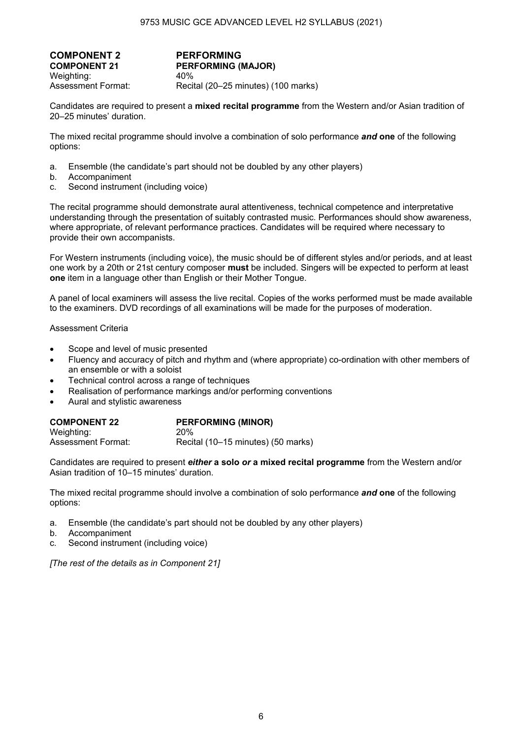## COMPONENT 2 PERFORMING

### COMPONENT 21 PERFORMING (MAJOR)

Weighting: 40%
Assessment Format: Recital (20–25 minutes) (100 marks)

Candidates are required to present a **mixed recital programme** from the Western and/or Asian tradition of 20–25 minutes' duration.

The mixed recital programme should involve a combination of solo performance ***and*** **one** of the following options:

a. Ensemble (the candidate's part should not be doubled by any other players)
b. Accompaniment
c. Second instrument (including voice)

The recital programme should demonstrate aural attentiveness, technical competence and interpretative understanding through the presentation of suitably contrasted music. Performances should show awareness, where appropriate, of relevant performance practices. Candidates will be required where necessary to provide their own accompanists.

For Western instruments (including voice), the music should be of different styles and/or periods, and at least one work by a 20th or 21st century composer **must** be included. Singers will be expected to perform at least **one** item in a language other than English or their Mother Tongue.

A panel of local examiners will assess the live recital. Copies of the works performed must be made available to the examiners. DVD recordings of all examinations will be made for the purposes of moderation.

Assessment Criteria

- Scope and level of music presented
- Fluency and accuracy of pitch and rhythm and (where appropriate) co-ordination with other members of an ensemble or with a soloist
- Technical control across a range of techniques
- Realisation of performance markings and/or performing conventions
- Aural and stylistic awareness

### COMPONENT 22 PERFORMING (MINOR)

Weighting: 20%
Assessment Format: Recital (10–15 minutes) (50 marks)

Candidates are required to present ***either*** **a solo** ***or*** **a mixed recital programme** from the Western and/or Asian tradition of 10–15 minutes' duration.

The mixed recital programme should involve a combination of solo performance ***and*** **one** of the following options:

a. Ensemble (the candidate's part should not be doubled by any other players)
b. Accompaniment
c. Second instrument (including voice)

*[The rest of the details as in Component 21]*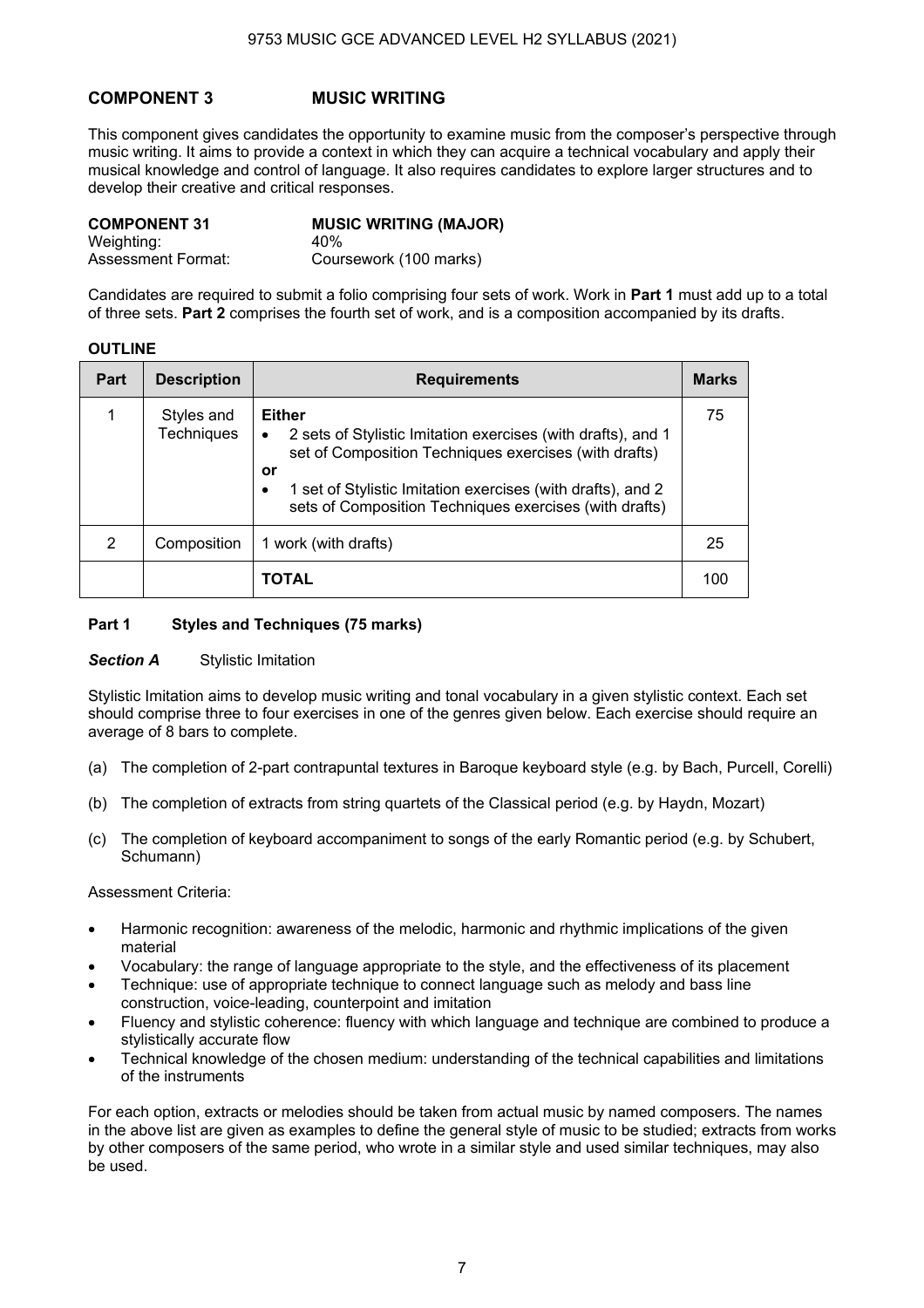## COMPONENT 3 MUSIC WRITING

This component gives candidates the opportunity to examine music from the composer's perspective through music writing. It aims to provide a context in which they can acquire a technical vocabulary and apply their musical knowledge and control of language. It also requires candidates to explore larger structures and to develop their creative and critical responses.

### COMPONENT 31 MUSIC WRITING (MAJOR)

Weighting: 40%
Assessment Format: Coursework (100 marks)

Candidates are required to submit a folio comprising four sets of work. Work in **Part 1** must add up to a total of three sets. **Part 2** comprises the fourth set of work, and is a composition accompanied by its drafts.

**OUTLINE**

| Part | Description | Requirements | Marks |
|---|---|---|---|
| 1 | Styles and Techniques | **Either**<br>• 2 sets of Stylistic Imitation exercises (with drafts), and 1 set of Composition Techniques exercises (with drafts)<br>**or**<br>• 1 set of Stylistic Imitation exercises (with drafts), and 2 sets of Composition Techniques exercises (with drafts) | 75 |
| 2 | Composition | 1 work (with drafts) | 25 |
| | | **TOTAL** | 100 |

### Part 1 Styles and Techniques (75 marks)

***Section A*** Stylistic Imitation

Stylistic Imitation aims to develop music writing and tonal vocabulary in a given stylistic context. Each set should comprise three to four exercises in one of the genres given below. Each exercise should require an average of 8 bars to complete.

(a) The completion of 2-part contrapuntal textures in Baroque keyboard style (e.g. by Bach, Purcell, Corelli)

(b) The completion of extracts from string quartets of the Classical period (e.g. by Haydn, Mozart)

(c) The completion of keyboard accompaniment to songs of the early Romantic period (e.g. by Schubert, Schumann)

Assessment Criteria:

- Harmonic recognition: awareness of the melodic, harmonic and rhythmic implications of the given material
- Vocabulary: the range of language appropriate to the style, and the effectiveness of its placement
- Technique: use of appropriate technique to connect language such as melody and bass line construction, voice-leading, counterpoint and imitation
- Fluency and stylistic coherence: fluency with which language and technique are combined to produce a stylistically accurate flow
- Technical knowledge of the chosen medium: understanding of the technical capabilities and limitations of the instruments

For each option, extracts or melodies should be taken from actual music by named composers. The names in the above list are given as examples to define the general style of music to be studied; extracts from works by other composers of the same period, who wrote in a similar style and used similar techniques, may also be used.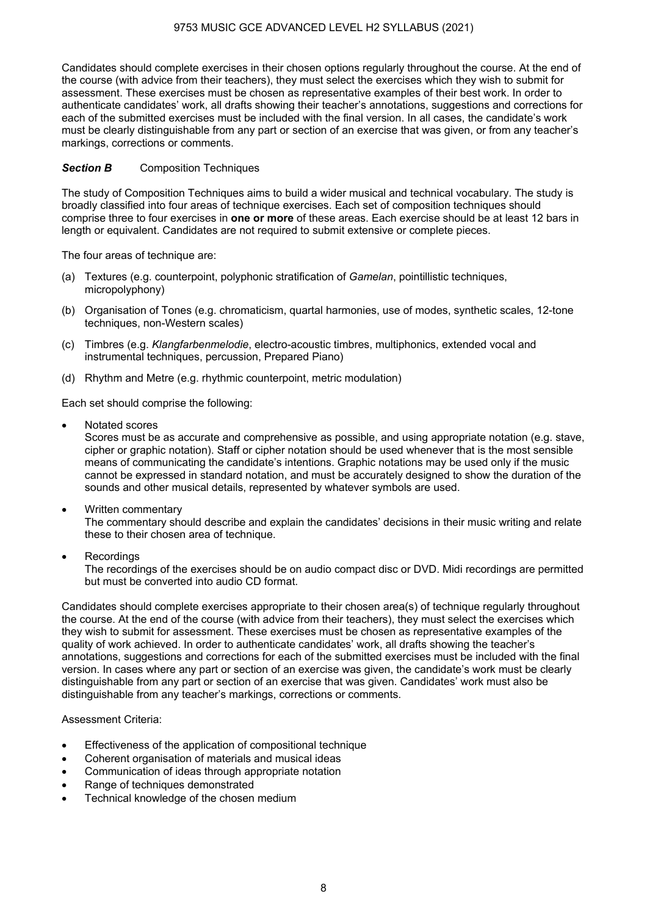Candidates should complete exercises in their chosen options regularly throughout the course. At the end of the course (with advice from their teachers), they must select the exercises which they wish to submit for assessment. These exercises must be chosen as representative examples of their best work. In order to authenticate candidates' work, all drafts showing their teacher's annotations, suggestions and corrections for each of the submitted exercises must be included with the final version. In all cases, the candidate's work must be clearly distinguishable from any part or section of an exercise that was given, or from any teacher's markings, corrections or comments.

***Section B*** Composition Techniques

The study of Composition Techniques aims to build a wider musical and technical vocabulary. The study is broadly classified into four areas of technique exercises. Each set of composition techniques should comprise three to four exercises in **one or more** of these areas. Each exercise should be at least 12 bars in length or equivalent. Candidates are not required to submit extensive or complete pieces.

The four areas of technique are:

(a) Textures (e.g. counterpoint, polyphonic stratification of *Gamelan*, pointillistic techniques, micropolyphony)

(b) Organisation of Tones (e.g. chromaticism, quartal harmonies, use of modes, synthetic scales, 12-tone techniques, non-Western scales)

(c) Timbres (e.g. *Klangfarbenmelodie*, electro-acoustic timbres, multiphonics, extended vocal and instrumental techniques, percussion, Prepared Piano)

(d) Rhythm and Metre (e.g. rhythmic counterpoint, metric modulation)

Each set should comprise the following:

- Notated scores
  Scores must be as accurate and comprehensive as possible, and using appropriate notation (e.g. stave, cipher or graphic notation). Staff or cipher notation should be used whenever that is the most sensible means of communicating the candidate's intentions. Graphic notations may be used only if the music cannot be expressed in standard notation, and must be accurately designed to show the duration of the sounds and other musical details, represented by whatever symbols are used.

- Written commentary
  The commentary should describe and explain the candidates' decisions in their music writing and relate these to their chosen area of technique.

- Recordings
  The recordings of the exercises should be on audio compact disc or DVD. Midi recordings are permitted but must be converted into audio CD format.

Candidates should complete exercises appropriate to their chosen area(s) of technique regularly throughout the course. At the end of the course (with advice from their teachers), they must select the exercises which they wish to submit for assessment. These exercises must be chosen as representative examples of the quality of work achieved. In order to authenticate candidates' work, all drafts showing the teacher's annotations, suggestions and corrections for each of the submitted exercises must be included with the final version. In cases where any part or section of an exercise was given, the candidate's work must be clearly distinguishable from any part or section of an exercise that was given. Candidates' work must also be distinguishable from any teacher's markings, corrections or comments.

Assessment Criteria:

- Effectiveness of the application of compositional technique
- Coherent organisation of materials and musical ideas
- Communication of ideas through appropriate notation
- Range of techniques demonstrated
- Technical knowledge of the chosen medium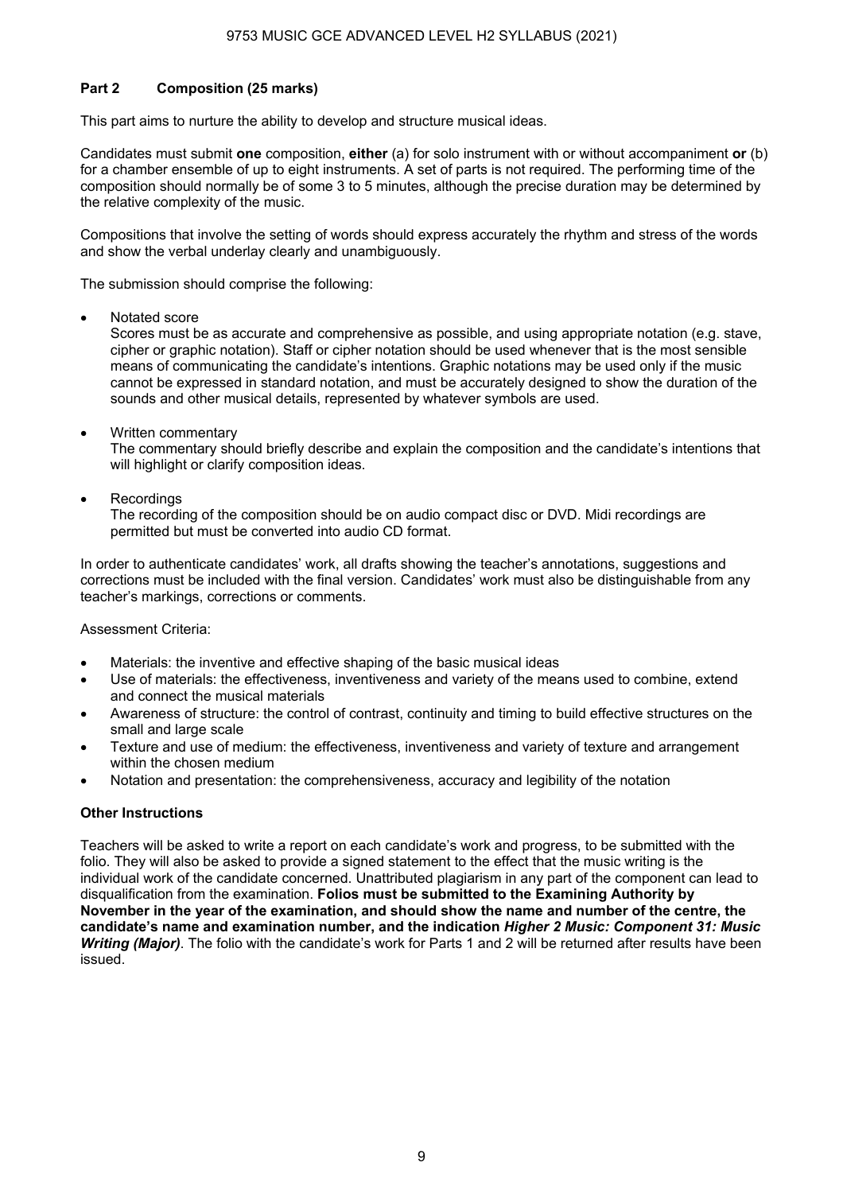## Part 2 Composition (25 marks)

This part aims to nurture the ability to develop and structure musical ideas.

Candidates must submit **one** composition, **either** (a) for solo instrument with or without accompaniment **or** (b) for a chamber ensemble of up to eight instruments. A set of parts is not required. The performing time of the composition should normally be of some 3 to 5 minutes, although the precise duration may be determined by the relative complexity of the music.

Compositions that involve the setting of words should express accurately the rhythm and stress of the words and show the verbal underlay clearly and unambiguously.

The submission should comprise the following:

- Notated score
  Scores must be as accurate and comprehensive as possible, and using appropriate notation (e.g. stave, cipher or graphic notation). Staff or cipher notation should be used whenever that is the most sensible means of communicating the candidate's intentions. Graphic notations may be used only if the music cannot be expressed in standard notation, and must be accurately designed to show the duration of the sounds and other musical details, represented by whatever symbols are used.

- Written commentary
  The commentary should briefly describe and explain the composition and the candidate's intentions that will highlight or clarify composition ideas.

- Recordings
  The recording of the composition should be on audio compact disc or DVD. Midi recordings are permitted but must be converted into audio CD format.

In order to authenticate candidates' work, all drafts showing the teacher's annotations, suggestions and corrections must be included with the final version. Candidates' work must also be distinguishable from any teacher's markings, corrections or comments.

Assessment Criteria:

- Materials: the inventive and effective shaping of the basic musical ideas
- Use of materials: the effectiveness, inventiveness and variety of the means used to combine, extend and connect the musical materials
- Awareness of structure: the control of contrast, continuity and timing to build effective structures on the small and large scale
- Texture and use of medium: the effectiveness, inventiveness and variety of texture and arrangement within the chosen medium
- Notation and presentation: the comprehensiveness, accuracy and legibility of the notation

### Other Instructions

Teachers will be asked to write a report on each candidate's work and progress, to be submitted with the folio. They will also be asked to provide a signed statement to the effect that the music writing is the individual work of the candidate concerned. Unattributed plagiarism in any part of the component can lead to disqualification from the examination. **Folios must be submitted to the Examining Authority by November in the year of the examination, and should show the name and number of the centre, the candidate's name and examination number, and the indication *Higher 2 Music: Component 31: Music Writing (Major)*.** The folio with the candidate's work for Parts 1 and 2 will be returned after results have been issued.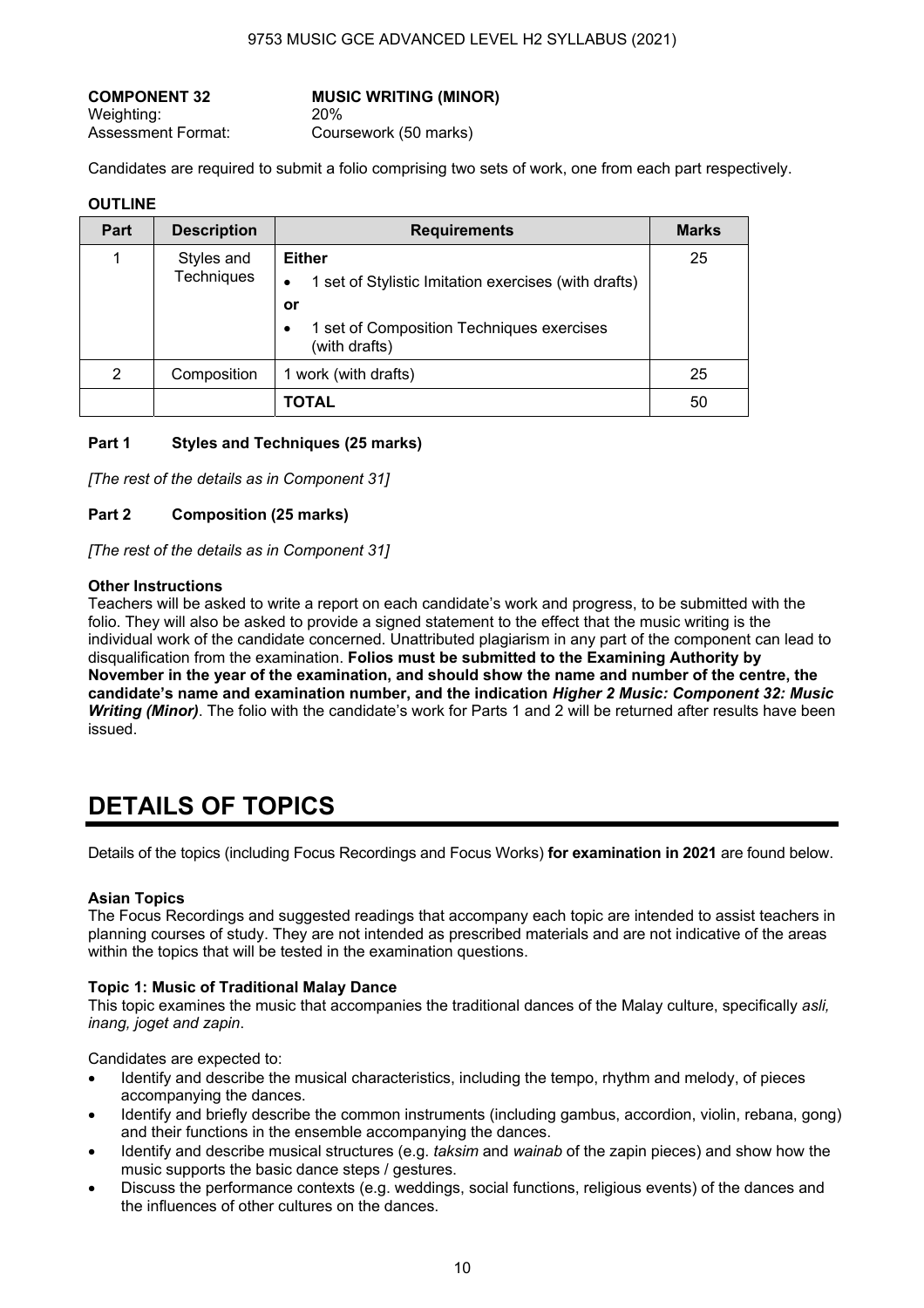**COMPONENT 32** **MUSIC WRITING (MINOR)**
Weighting: 20%
Assessment Format: Coursework (50 marks)

Candidates are required to submit a folio comprising two sets of work, one from each part respectively.

**OUTLINE**

| Part | Description | Requirements | Marks |
|---|---|---|---|
| 1 | Styles and Techniques | **Either**<br>• 1 set of Stylistic Imitation exercises (with drafts)<br>**or**<br>• 1 set of Composition Techniques exercises (with drafts) | 25 |
| 2 | Composition | 1 work (with drafts) | 25 |
| | | **TOTAL** | 50 |

**Part 1 Styles and Techniques (25 marks)**

*[The rest of the details as in Component 31]*

**Part 2 Composition (25 marks)**

*[The rest of the details as in Component 31]*

**Other Instructions**
Teachers will be asked to write a report on each candidate's work and progress, to be submitted with the folio. They will also be asked to provide a signed statement to the effect that the music writing is the individual work of the candidate concerned. Unattributed plagiarism in any part of the component can lead to disqualification from the examination. **Folios must be submitted to the Examining Authority by November in the year of the examination, and should show the name and number of the centre, the candidate's name and examination number, and the indication *Higher 2 Music: Component 32: Music Writing (Minor)***. The folio with the candidate's work for Parts 1 and 2 will be returned after results have been issued.

# DETAILS OF TOPICS

Details of the topics (including Focus Recordings and Focus Works) **for examination in 2021** are found below.

**Asian Topics**
The Focus Recordings and suggested readings that accompany each topic are intended to assist teachers in planning courses of study. They are not intended as prescribed materials and are not indicative of the areas within the topics that will be tested in the examination questions.

**Topic 1: Music of Traditional Malay Dance**
This topic examines the music that accompanies the traditional dances of the Malay culture, specifically *asli, inang, joget and zapin*.

Candidates are expected to:

- Identify and describe the musical characteristics, including the tempo, rhythm and melody, of pieces accompanying the dances.
- Identify and briefly describe the common instruments (including gambus, accordion, violin, rebana, gong) and their functions in the ensemble accompanying the dances.
- Identify and describe musical structures (e.g. *taksim* and *wainab* of the zapin pieces) and show how the music supports the basic dance steps / gestures.
- Discuss the performance contexts (e.g. weddings, social functions, religious events) of the dances and the influences of other cultures on the dances.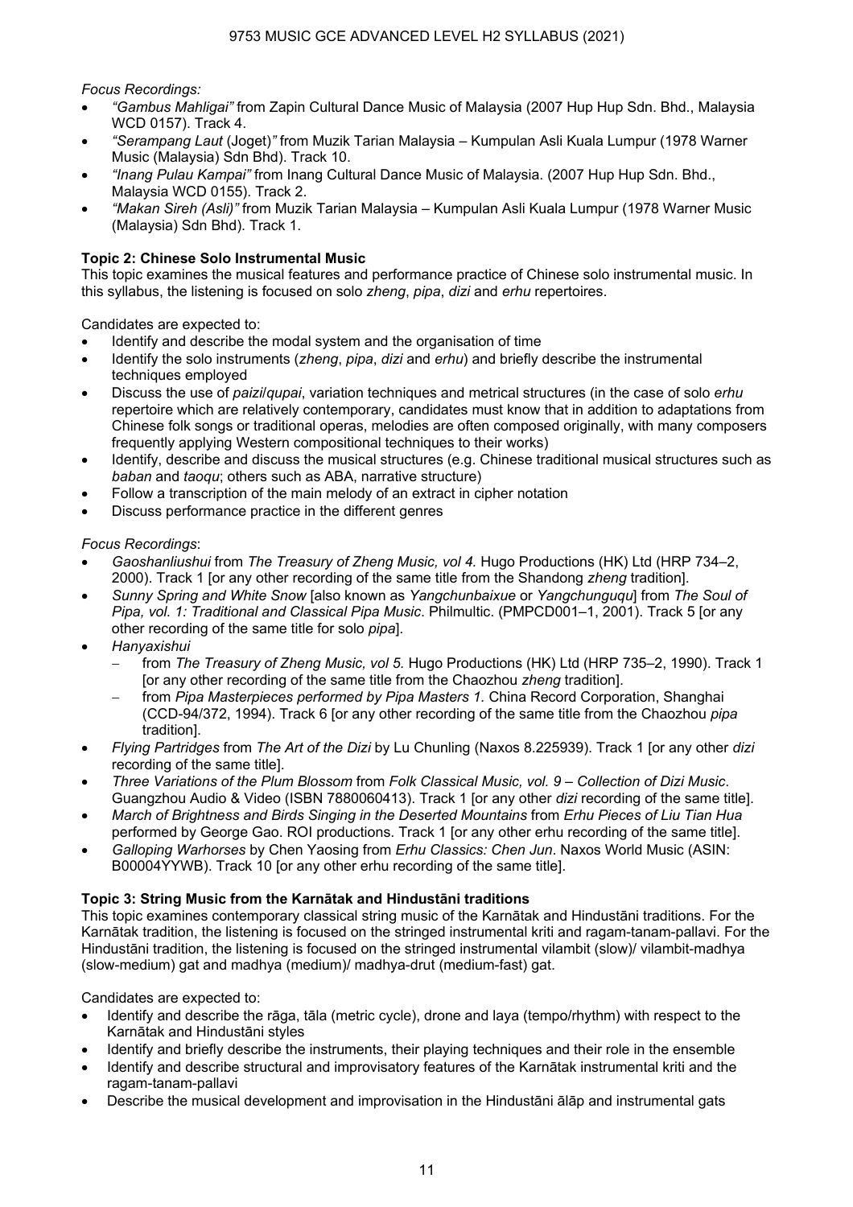*Focus Recordings:*

- *"Gambus Mahligai"* from Zapin Cultural Dance Music of Malaysia (2007 Hup Hup Sdn. Bhd., Malaysia WCD 0157). Track 4.
- *"Serampang Laut* (Joget)*"* from Muzik Tarian Malaysia – Kumpulan Asli Kuala Lumpur (1978 Warner Music (Malaysia) Sdn Bhd). Track 10.
- *"Inang Pulau Kampai"* from Inang Cultural Dance Music of Malaysia. (2007 Hup Hup Sdn. Bhd., Malaysia WCD 0155). Track 2.
- *"Makan Sireh (Asli)"* from Muzik Tarian Malaysia – Kumpulan Asli Kuala Lumpur (1978 Warner Music (Malaysia) Sdn Bhd). Track 1.

**Topic 2: Chinese Solo Instrumental Music**

This topic examines the musical features and performance practice of Chinese solo instrumental music. In this syllabus, the listening is focused on solo *zheng*, *pipa*, *dizi* and *erhu* repertoires.

Candidates are expected to:

- Identify and describe the modal system and the organisation of time
- Identify the solo instruments (*zheng*, *pipa*, *dizi* and *erhu*) and briefly describe the instrumental techniques employed
- Discuss the use of *paizi*/*qupai*, variation techniques and metrical structures (in the case of solo *erhu* repertoire which are relatively contemporary, candidates must know that in addition to adaptations from Chinese folk songs or traditional operas, melodies are often composed originally, with many composers frequently applying Western compositional techniques to their works)
- Identify, describe and discuss the musical structures (e.g. Chinese traditional musical structures such as *baban* and *taoqu*; others such as ABA, narrative structure)
- Follow a transcription of the main melody of an extract in cipher notation
- Discuss performance practice in the different genres

*Focus Recordings*:

- *Gaoshanliushui* from *The Treasury of Zheng Music, vol 4.* Hugo Productions (HK) Ltd (HRP 734–2, 2000). Track 1 [or any other recording of the same title from the Shandong *zheng* tradition].
- *Sunny Spring and White Snow* [also known as *Yangchunbaixue* or *Yangchunguqu*] from *The Soul of Pipa, vol. 1: Traditional and Classical Pipa Music*. Philmultic. (PMPCD001–1, 2001). Track 5 [or any other recording of the same title for solo *pipa*].
- *Hanyaxishui*
  - from *The Treasury of Zheng Music, vol 5.* Hugo Productions (HK) Ltd (HRP 735–2, 1990). Track 1 [or any other recording of the same title from the Chaozhou *zheng* tradition].
  - from *Pipa Masterpieces performed by Pipa Masters 1.* China Record Corporation, Shanghai (CCD-94/372, 1994). Track 6 [or any other recording of the same title from the Chaozhou *pipa* tradition].
- *Flying Partridges* from *The Art of the Dizi* by Lu Chunling (Naxos 8.225939). Track 1 [or any other *dizi* recording of the same title].
- *Three Variations of the Plum Blossom* from *Folk Classical Music, vol. 9 – Collection of Dizi Music*. Guangzhou Audio & Video (ISBN 7880060413). Track 1 [or any other *dizi* recording of the same title].
- *March of Brightness and Birds Singing in the Deserted Mountains* from *Erhu Pieces of Liu Tian Hua* performed by George Gao. ROI productions. Track 1 [or any other erhu recording of the same title].
- *Galloping Warhorses* by Chen Yaosing from *Erhu Classics: Chen Jun*. Naxos World Music (ASIN: B00004YYWB). Track 10 [or any other erhu recording of the same title].

**Topic 3: String Music from the Karnātak and Hindustāni traditions**

This topic examines contemporary classical string music of the Karnātak and Hindustāni traditions. For the Karnātak tradition, the listening is focused on the stringed instrumental kriti and ragam-tanam-pallavi. For the Hindustāni tradition, the listening is focused on the stringed instrumental vilambit (slow)/ vilambit-madhya (slow-medium) gat and madhya (medium)/ madhya-drut (medium-fast) gat.

Candidates are expected to:

- Identify and describe the rāga, tāla (metric cycle), drone and laya (tempo/rhythm) with respect to the Karnātak and Hindustāni styles
- Identify and briefly describe the instruments, their playing techniques and their role in the ensemble
- Identify and describe structural and improvisatory features of the Karnātak instrumental kriti and the ragam-tanam-pallavi
- Describe the musical development and improvisation in the Hindustāni ālāp and instrumental gats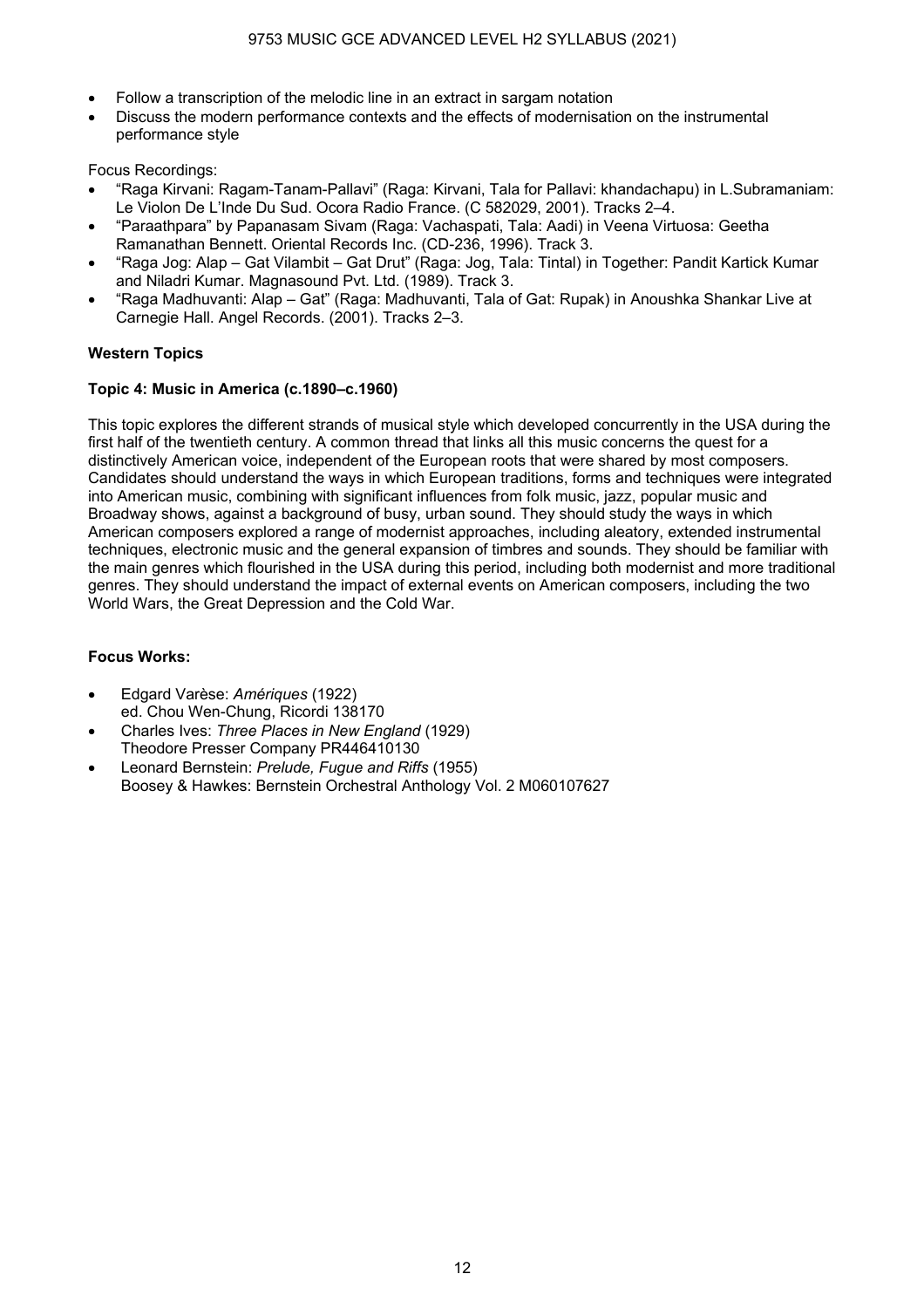- Follow a transcription of the melodic line in an extract in sargam notation
- Discuss the modern performance contexts and the effects of modernisation on the instrumental performance style

Focus Recordings:

- "Raga Kirvani: Ragam-Tanam-Pallavi" (Raga: Kirvani, Tala for Pallavi: khandachapu) in L.Subramaniam: Le Violon De L'Inde Du Sud. Ocora Radio France. (C 582029, 2001). Tracks 2–4.
- "Paraathpara" by Papanasam Sivam (Raga: Vachaspati, Tala: Aadi) in Veena Virtuosa: Geetha Ramanathan Bennett. Oriental Records Inc. (CD-236, 1996). Track 3.
- "Raga Jog: Alap – Gat Vilambit – Gat Drut" (Raga: Jog, Tala: Tintal) in Together: Pandit Kartick Kumar and Niladri Kumar. Magnasound Pvt. Ltd. (1989). Track 3.
- "Raga Madhuvanti: Alap – Gat" (Raga: Madhuvanti, Tala of Gat: Rupak) in Anoushka Shankar Live at Carnegie Hall. Angel Records. (2001). Tracks 2–3.

**Western Topics**

**Topic 4: Music in America (c.1890–c.1960)**

This topic explores the different strands of musical style which developed concurrently in the USA during the first half of the twentieth century. A common thread that links all this music concerns the quest for a distinctively American voice, independent of the European roots that were shared by most composers. Candidates should understand the ways in which European traditions, forms and techniques were integrated into American music, combining with significant influences from folk music, jazz, popular music and Broadway shows, against a background of busy, urban sound. They should study the ways in which American composers explored a range of modernist approaches, including aleatory, extended instrumental techniques, electronic music and the general expansion of timbres and sounds. They should be familiar with the main genres which flourished in the USA during this period, including both modernist and more traditional genres. They should understand the impact of external events on American composers, including the two World Wars, the Great Depression and the Cold War.

**Focus Works:**

- Edgard Varèse: *Amériques* (1922)
  ed. Chou Wen-Chung, Ricordi 138170
- Charles Ives: *Three Places in New England* (1929)
  Theodore Presser Company PR446410130
- Leonard Bernstein: *Prelude, Fugue and Riffs* (1955)
  Boosey & Hawkes: Bernstein Orchestral Anthology Vol. 2 M060107627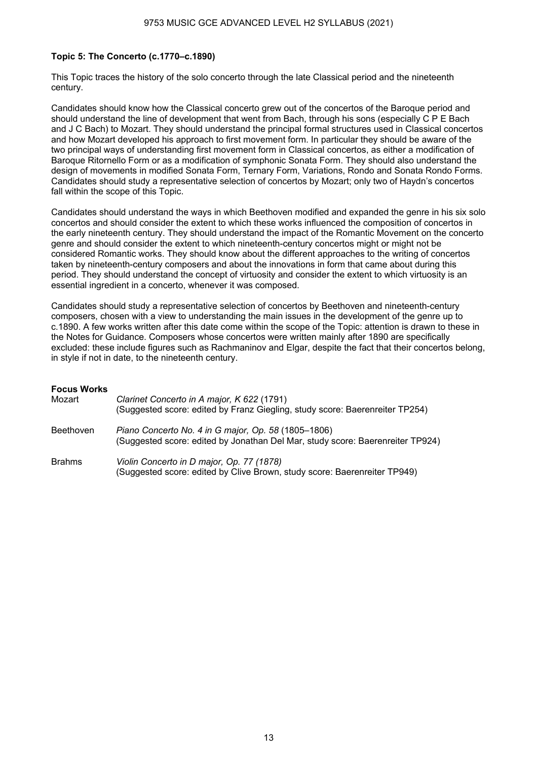**Topic 5: The Concerto (c.1770–c.1890)**

This Topic traces the history of the solo concerto through the late Classical period and the nineteenth century.

Candidates should know how the Classical concerto grew out of the concertos of the Baroque period and should understand the line of development that went from Bach, through his sons (especially C P E Bach and J C Bach) to Mozart. They should understand the principal formal structures used in Classical concertos and how Mozart developed his approach to first movement form. In particular they should be aware of the two principal ways of understanding first movement form in Classical concertos, as either a modification of Baroque Ritornello Form or as a modification of symphonic Sonata Form. They should also understand the design of movements in modified Sonata Form, Ternary Form, Variations, Rondo and Sonata Rondo Forms. Candidates should study a representative selection of concertos by Mozart; only two of Haydn's concertos fall within the scope of this Topic.

Candidates should understand the ways in which Beethoven modified and expanded the genre in his six solo concertos and should consider the extent to which these works influenced the composition of concertos in the early nineteenth century. They should understand the impact of the Romantic Movement on the concerto genre and should consider the extent to which nineteenth-century concertos might or might not be considered Romantic works. They should know about the different approaches to the writing of concertos taken by nineteenth-century composers and about the innovations in form that came about during this period. They should understand the concept of virtuosity and consider the extent to which virtuosity is an essential ingredient in a concerto, whenever it was composed.

Candidates should study a representative selection of concertos by Beethoven and nineteenth-century composers, chosen with a view to understanding the main issues in the development of the genre up to c.1890. A few works written after this date come within the scope of the Topic: attention is drawn to these in the Notes for Guidance. Composers whose concertos were written mainly after 1890 are specifically excluded: these include figures such as Rachmaninov and Elgar, despite the fact that their concertos belong, in style if not in date, to the nineteenth century.

**Focus Works**

| | |
|---|---|
| Mozart | *Clarinet Concerto in A major, K 622* (1791)<br>(Suggested score: edited by Franz Giegling, study score: Baerenreiter TP254) |
| Beethoven | *Piano Concerto No. 4 in G major, Op. 58* (1805–1806)<br>(Suggested score: edited by Jonathan Del Mar, study score: Baerenreiter TP924) |
| Brahms | *Violin Concerto in D major, Op. 77 (1878)*<br>(Suggested score: edited by Clive Brown, study score: Baerenreiter TP949) |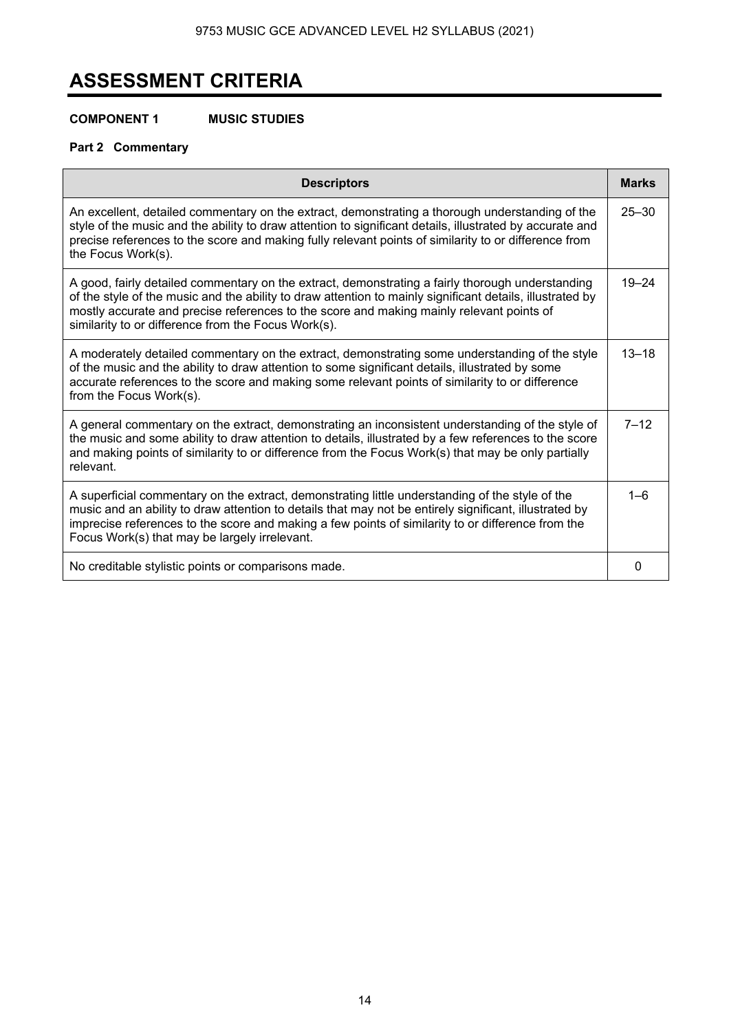# ASSESSMENT CRITERIA

**COMPONENT 1 MUSIC STUDIES**

**Part 2 Commentary**

| Descriptors | Marks |
|---|---|
| An excellent, detailed commentary on the extract, demonstrating a thorough understanding of the style of the music and the ability to draw attention to significant details, illustrated by accurate and precise references to the score and making fully relevant points of similarity to or difference from the Focus Work(s). | 25–30 |
| A good, fairly detailed commentary on the extract, demonstrating a fairly thorough understanding of the style of the music and the ability to draw attention to mainly significant details, illustrated by mostly accurate and precise references to the score and making mainly relevant points of similarity to or difference from the Focus Work(s). | 19–24 |
| A moderately detailed commentary on the extract, demonstrating some understanding of the style of the music and the ability to draw attention to some significant details, illustrated by some accurate references to the score and making some relevant points of similarity to or difference from the Focus Work(s). | 13–18 |
| A general commentary on the extract, demonstrating an inconsistent understanding of the style of the music and some ability to draw attention to details, illustrated by a few references to the score and making points of similarity to or difference from the Focus Work(s) that may be only partially relevant. | 7–12 |
| A superficial commentary on the extract, demonstrating little understanding of the style of the music and an ability to draw attention to details that may not be entirely significant, illustrated by imprecise references to the score and making a few points of similarity to or difference from the Focus Work(s) that may be largely irrelevant. | 1–6 |
| No creditable stylistic points or comparisons made. | 0 |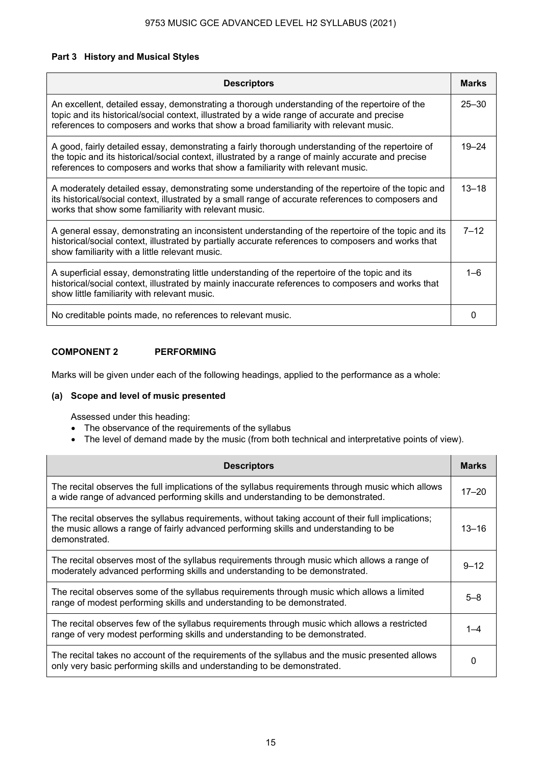### Part 3 History and Musical Styles

| Descriptors | Marks |
|---|---|
| An excellent, detailed essay, demonstrating a thorough understanding of the repertoire of the topic and its historical/social context, illustrated by a wide range of accurate and precise references to composers and works that show a broad familiarity with relevant music. | 25–30 |
| A good, fairly detailed essay, demonstrating a fairly thorough understanding of the repertoire of the topic and its historical/social context, illustrated by a range of mainly accurate and precise references to composers and works that show a familiarity with relevant music. | 19–24 |
| A moderately detailed essay, demonstrating some understanding of the repertoire of the topic and its historical/social context, illustrated by a small range of accurate references to composers and works that show some familiarity with relevant music. | 13–18 |
| A general essay, demonstrating an inconsistent understanding of the repertoire of the topic and its historical/social context, illustrated by partially accurate references to composers and works that show familiarity with a little relevant music. | 7–12 |
| A superficial essay, demonstrating little understanding of the repertoire of the topic and its historical/social context, illustrated by mainly inaccurate references to composers and works that show little familiarity with relevant music. | 1–6 |
| No creditable points made, no references to relevant music. | 0 |

## COMPONENT 2 PERFORMING

Marks will be given under each of the following headings, applied to the performance as a whole:

### (a) Scope and level of music presented

Assessed under this heading:

- The observance of the requirements of the syllabus
- The level of demand made by the music (from both technical and interpretative points of view).

| Descriptors | Marks |
|---|---|
| The recital observes the full implications of the syllabus requirements through music which allows a wide range of advanced performing skills and understanding to be demonstrated. | 17–20 |
| The recital observes the syllabus requirements, without taking account of their full implications; the music allows a range of fairly advanced performing skills and understanding to be demonstrated. | 13–16 |
| The recital observes most of the syllabus requirements through music which allows a range of moderately advanced performing skills and understanding to be demonstrated. | 9–12 |
| The recital observes some of the syllabus requirements through music which allows a limited range of modest performing skills and understanding to be demonstrated. | 5–8 |
| The recital observes few of the syllabus requirements through music which allows a restricted range of very modest performing skills and understanding to be demonstrated. | 1–4 |
| The recital takes no account of the requirements of the syllabus and the music presented allows only very basic performing skills and understanding to be demonstrated. | 0 |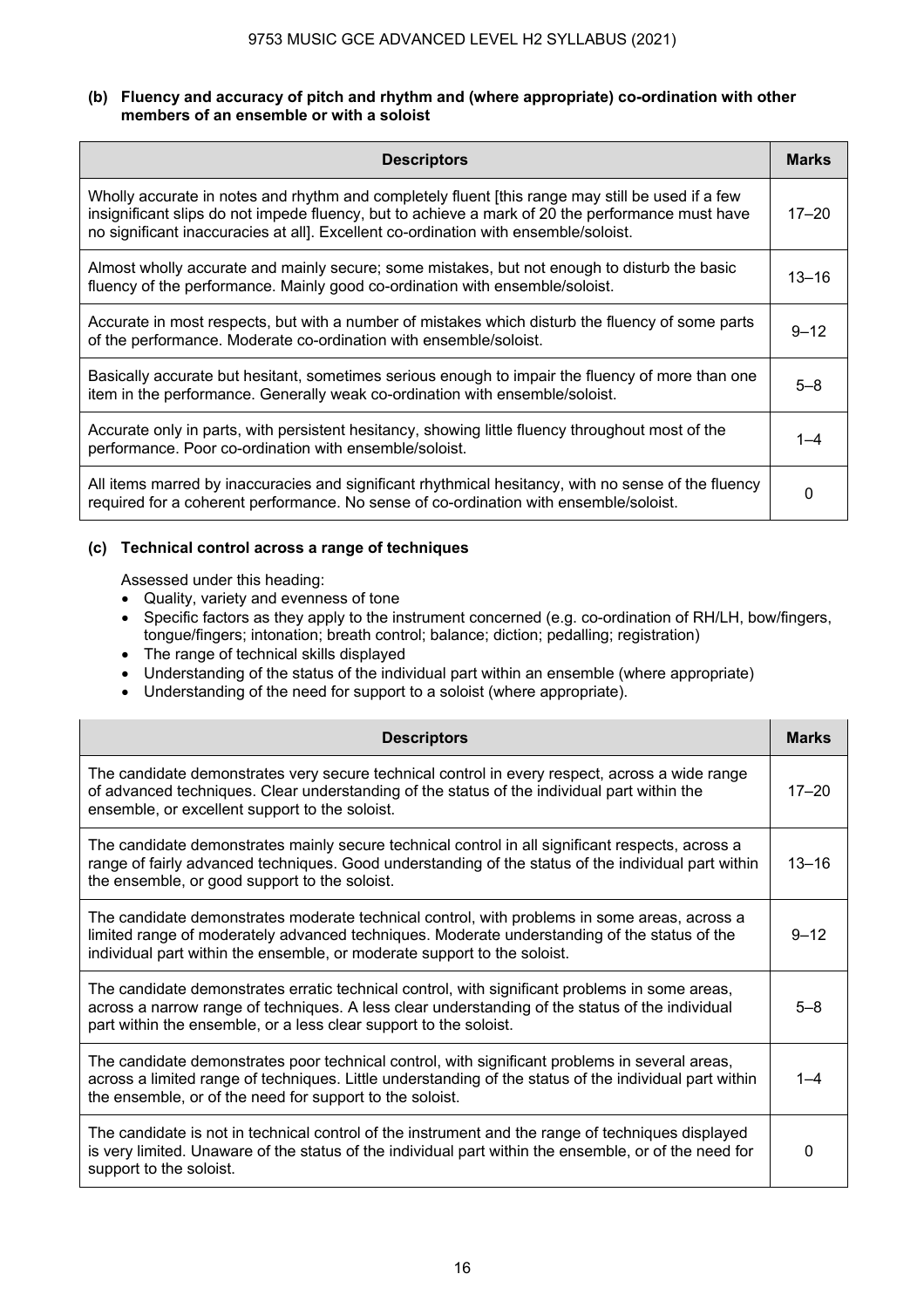### (b) Fluency and accuracy of pitch and rhythm and (where appropriate) co-ordination with other members of an ensemble or with a soloist

| Descriptors | Marks |
|---|---|
| Wholly accurate in notes and rhythm and completely fluent [this range may still be used if a few insignificant slips do not impede fluency, but to achieve a mark of 20 the performance must have no significant inaccuracies at all]. Excellent co-ordination with ensemble/soloist. | 17–20 |
| Almost wholly accurate and mainly secure; some mistakes, but not enough to disturb the basic fluency of the performance. Mainly good co-ordination with ensemble/soloist. | 13–16 |
| Accurate in most respects, but with a number of mistakes which disturb the fluency of some parts of the performance. Moderate co-ordination with ensemble/soloist. | 9–12 |
| Basically accurate but hesitant, sometimes serious enough to impair the fluency of more than one item in the performance. Generally weak co-ordination with ensemble/soloist. | 5–8 |
| Accurate only in parts, with persistent hesitancy, showing little fluency throughout most of the performance. Poor co-ordination with ensemble/soloist. | 1–4 |
| All items marred by inaccuracies and significant rhythmical hesitancy, with no sense of the fluency required for a coherent performance. No sense of co-ordination with ensemble/soloist. | 0 |

### (c) Technical control across a range of techniques

Assessed under this heading:

- Quality, variety and evenness of tone
- Specific factors as they apply to the instrument concerned (e.g. co-ordination of RH/LH, bow/fingers, tongue/fingers; intonation; breath control; balance; diction; pedalling; registration)
- The range of technical skills displayed
- Understanding of the status of the individual part within an ensemble (where appropriate)
- Understanding of the need for support to a soloist (where appropriate).

| Descriptors | Marks |
|---|---|
| The candidate demonstrates very secure technical control in every respect, across a wide range of advanced techniques. Clear understanding of the status of the individual part within the ensemble, or excellent support to the soloist. | 17–20 |
| The candidate demonstrates mainly secure technical control in all significant respects, across a range of fairly advanced techniques. Good understanding of the status of the individual part within the ensemble, or good support to the soloist. | 13–16 |
| The candidate demonstrates moderate technical control, with problems in some areas, across a limited range of moderately advanced techniques. Moderate understanding of the status of the individual part within the ensemble, or moderate support to the soloist. | 9–12 |
| The candidate demonstrates erratic technical control, with significant problems in some areas, across a narrow range of techniques. A less clear understanding of the status of the individual part within the ensemble, or a less clear support to the soloist. | 5–8 |
| The candidate demonstrates poor technical control, with significant problems in several areas, across a limited range of techniques. Little understanding of the status of the individual part within the ensemble, or of the need for support to the soloist. | 1–4 |
| The candidate is not in technical control of the instrument and the range of techniques displayed is very limited. Unaware of the status of the individual part within the ensemble, or of the need for support to the soloist. | 0 |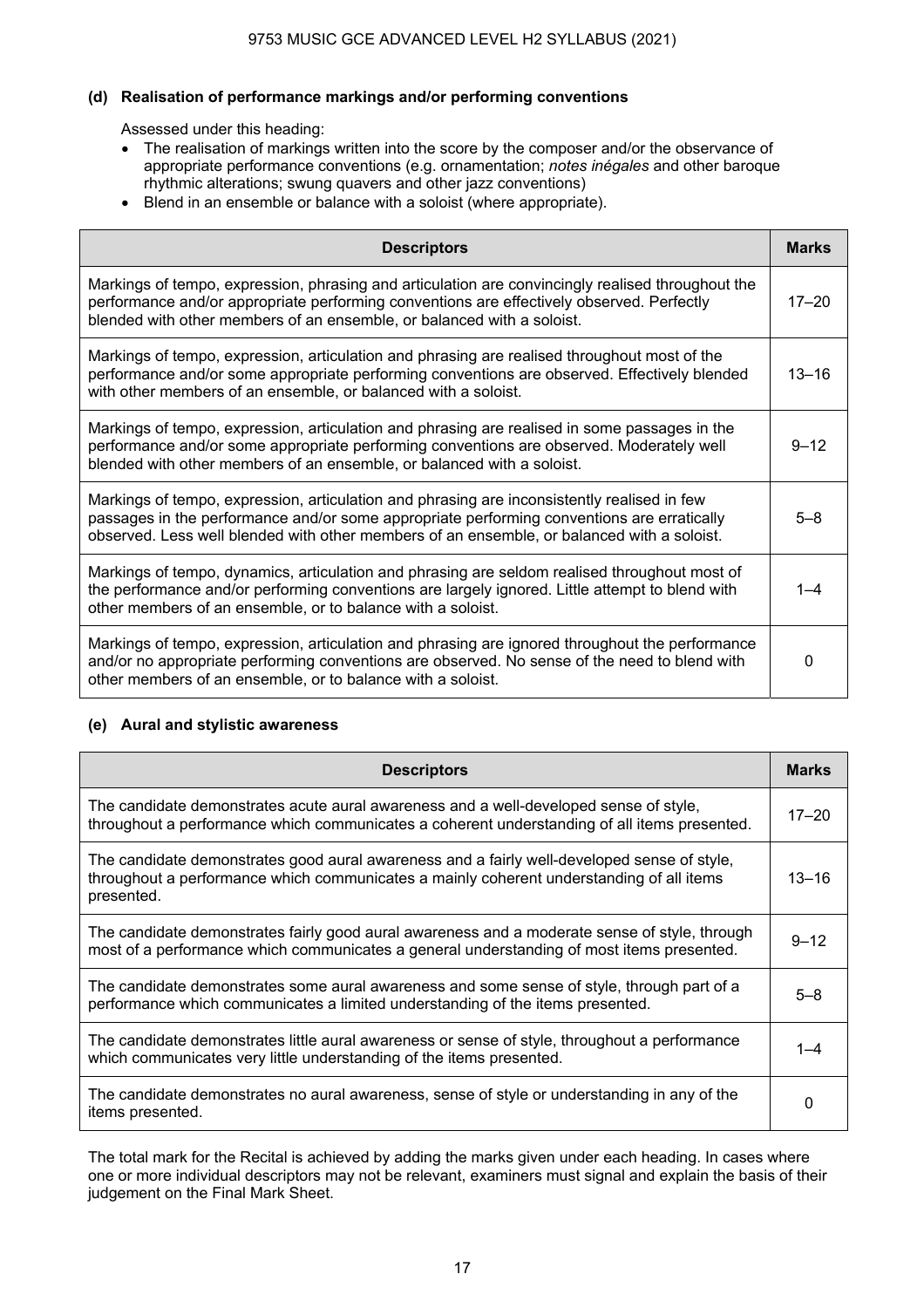### (d) Realisation of performance markings and/or performing conventions

Assessed under this heading:

- The realisation of markings written into the score by the composer and/or the observance of appropriate performance conventions (e.g. ornamentation; *notes inégales* and other baroque rhythmic alterations; swung quavers and other jazz conventions)
- Blend in an ensemble or balance with a soloist (where appropriate).

| Descriptors | Marks |
| --- | --- |
| Markings of tempo, expression, phrasing and articulation are convincingly realised throughout the performance and/or appropriate performing conventions are effectively observed. Perfectly blended with other members of an ensemble, or balanced with a soloist. | 17–20 |
| Markings of tempo, expression, articulation and phrasing are realised throughout most of the performance and/or some appropriate performing conventions are observed. Effectively blended with other members of an ensemble, or balanced with a soloist. | 13–16 |
| Markings of tempo, expression, articulation and phrasing are realised in some passages in the performance and/or some appropriate performing conventions are observed. Moderately well blended with other members of an ensemble, or balanced with a soloist. | 9–12 |
| Markings of tempo, expression, articulation and phrasing are inconsistently realised in few passages in the performance and/or some appropriate performing conventions are erratically observed. Less well blended with other members of an ensemble, or balanced with a soloist. | 5–8 |
| Markings of tempo, dynamics, articulation and phrasing are seldom realised throughout most of the performance and/or performing conventions are largely ignored. Little attempt to blend with other members of an ensemble, or to balance with a soloist. | 1–4 |
| Markings of tempo, expression, articulation and phrasing are ignored throughout the performance and/or no appropriate performing conventions are observed. No sense of the need to blend with other members of an ensemble, or to balance with a soloist. | 0 |

### (e) Aural and stylistic awareness

| Descriptors | Marks |
| --- | --- |
| The candidate demonstrates acute aural awareness and a well-developed sense of style, throughout a performance which communicates a coherent understanding of all items presented. | 17–20 |
| The candidate demonstrates good aural awareness and a fairly well-developed sense of style, throughout a performance which communicates a mainly coherent understanding of all items presented. | 13–16 |
| The candidate demonstrates fairly good aural awareness and a moderate sense of style, through most of a performance which communicates a general understanding of most items presented. | 9–12 |
| The candidate demonstrates some aural awareness and some sense of style, through part of a performance which communicates a limited understanding of the items presented. | 5–8 |
| The candidate demonstrates little aural awareness or sense of style, throughout a performance which communicates very little understanding of the items presented. | 1–4 |
| The candidate demonstrates no aural awareness, sense of style or understanding in any of the items presented. | 0 |

The total mark for the Recital is achieved by adding the marks given under each heading. In cases where one or more individual descriptors may not be relevant, examiners must signal and explain the basis of their judgement on the Final Mark Sheet.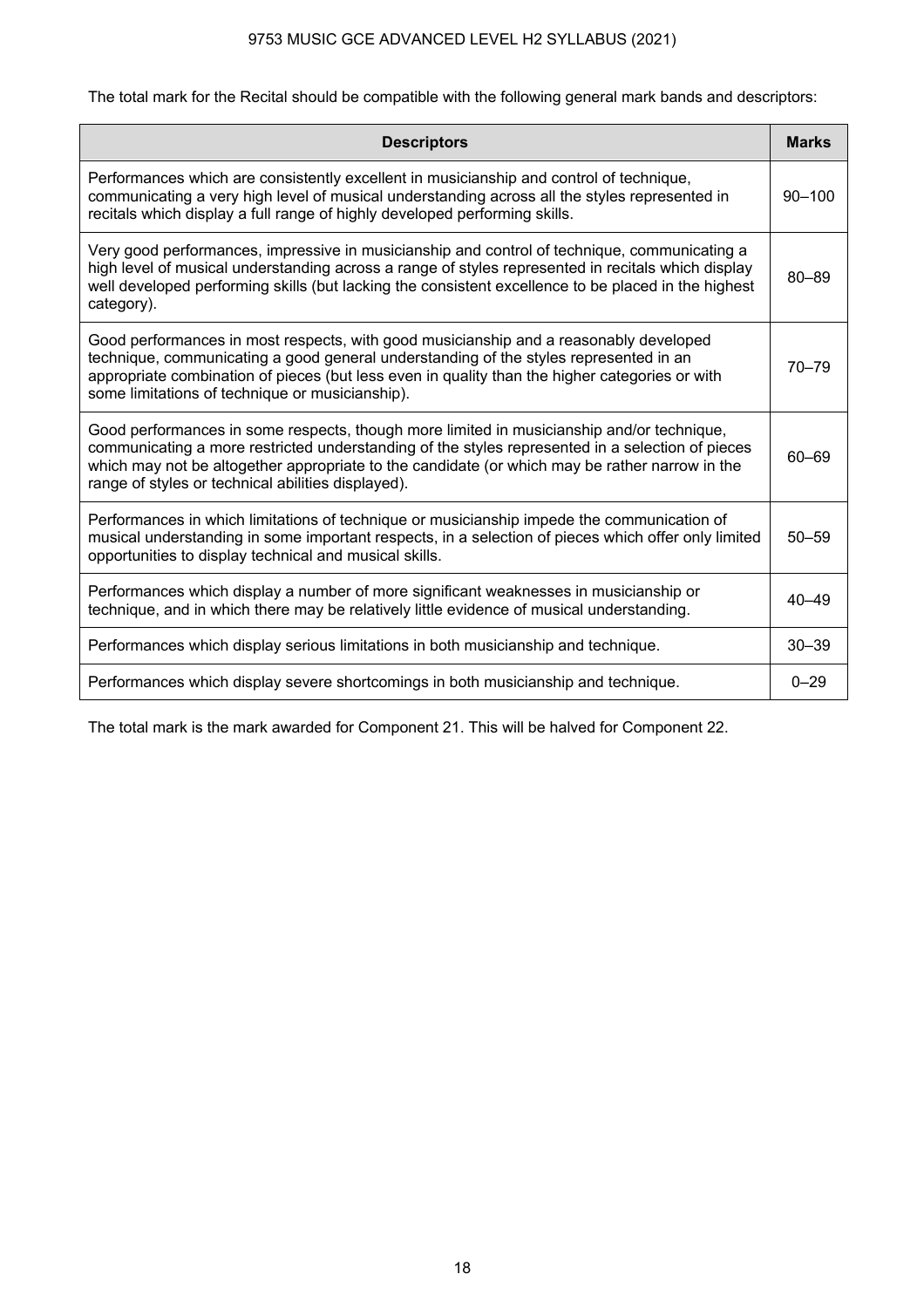The total mark for the Recital should be compatible with the following general mark bands and descriptors:

| Descriptors | Marks |
|---|---|
| Performances which are consistently excellent in musicianship and control of technique, communicating a very high level of musical understanding across all the styles represented in recitals which display a full range of highly developed performing skills. | 90–100 |
| Very good performances, impressive in musicianship and control of technique, communicating a high level of musical understanding across a range of styles represented in recitals which display well developed performing skills (but lacking the consistent excellence to be placed in the highest category). | 80–89 |
| Good performances in most respects, with good musicianship and a reasonably developed technique, communicating a good general understanding of the styles represented in an appropriate combination of pieces (but less even in quality than the higher categories or with some limitations of technique or musicianship). | 70–79 |
| Good performances in some respects, though more limited in musicianship and/or technique, communicating a more restricted understanding of the styles represented in a selection of pieces which may not be altogether appropriate to the candidate (or which may be rather narrow in the range of styles or technical abilities displayed). | 60–69 |
| Performances in which limitations of technique or musicianship impede the communication of musical understanding in some important respects, in a selection of pieces which offer only limited opportunities to display technical and musical skills. | 50–59 |
| Performances which display a number of more significant weaknesses in musicianship or technique, and in which there may be relatively little evidence of musical understanding. | 40–49 |
| Performances which display serious limitations in both musicianship and technique. | 30–39 |
| Performances which display severe shortcomings in both musicianship and technique. | 0–29 |

The total mark is the mark awarded for Component 21. This will be halved for Component 22.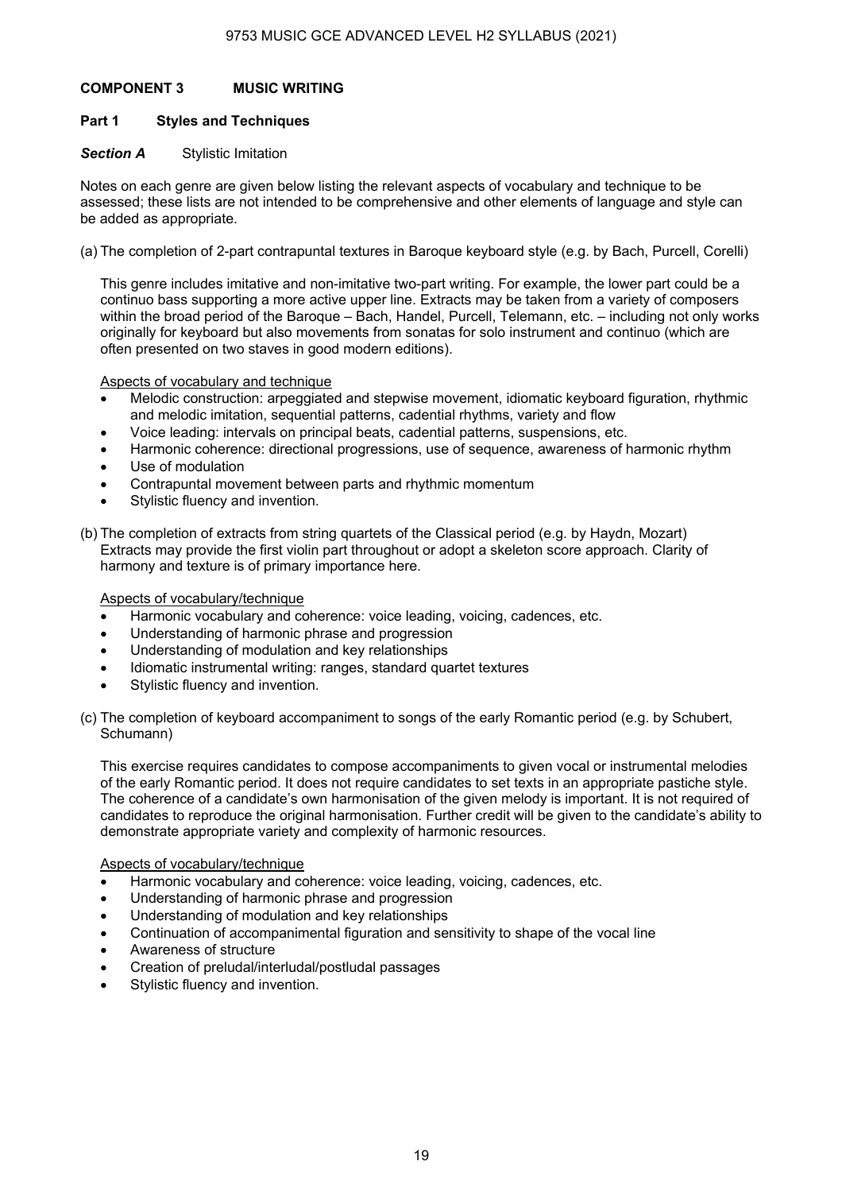## COMPONENT 3 MUSIC WRITING

### Part 1 Styles and Techniques

***Section A*** Stylistic Imitation

Notes on each genre are given below listing the relevant aspects of vocabulary and technique to be assessed; these lists are not intended to be comprehensive and other elements of language and style can be added as appropriate.

(a) The completion of 2-part contrapuntal textures in Baroque keyboard style (e.g. by Bach, Purcell, Corelli)

This genre includes imitative and non-imitative two-part writing. For example, the lower part could be a continuo bass supporting a more active upper line. Extracts may be taken from a variety of composers within the broad period of the Baroque – Bach, Handel, Purcell, Telemann, etc. – including not only works originally for keyboard but also movements from sonatas for solo instrument and continuo (which are often presented on two staves in good modern editions).

<u>Aspects of vocabulary and technique</u>

- Melodic construction: arpeggiated and stepwise movement, idiomatic keyboard figuration, rhythmic and melodic imitation, sequential patterns, cadential rhythms, variety and flow
- Voice leading: intervals on principal beats, cadential patterns, suspensions, etc.
- Harmonic coherence: directional progressions, use of sequence, awareness of harmonic rhythm
- Use of modulation
- Contrapuntal movement between parts and rhythmic momentum
- Stylistic fluency and invention.

(b) The completion of extracts from string quartets of the Classical period (e.g. by Haydn, Mozart)
Extracts may provide the first violin part throughout or adopt a skeleton score approach. Clarity of harmony and texture is of primary importance here.

<u>Aspects of vocabulary/technique</u>

- Harmonic vocabulary and coherence: voice leading, voicing, cadences, etc.
- Understanding of harmonic phrase and progression
- Understanding of modulation and key relationships
- Idiomatic instrumental writing: ranges, standard quartet textures
- Stylistic fluency and invention.

(c) The completion of keyboard accompaniment to songs of the early Romantic period (e.g. by Schubert, Schumann)

This exercise requires candidates to compose accompaniments to given vocal or instrumental melodies of the early Romantic period. It does not require candidates to set texts in an appropriate pastiche style. The coherence of a candidate's own harmonisation of the given melody is important. It is not required of candidates to reproduce the original harmonisation. Further credit will be given to the candidate's ability to demonstrate appropriate variety and complexity of harmonic resources.

<u>Aspects of vocabulary/technique</u>

- Harmonic vocabulary and coherence: voice leading, voicing, cadences, etc.
- Understanding of harmonic phrase and progression
- Understanding of modulation and key relationships
- Continuation of accompanimental figuration and sensitivity to shape of the vocal line
- Awareness of structure
- Creation of preludal/interludal/postludal passages
- Stylistic fluency and invention.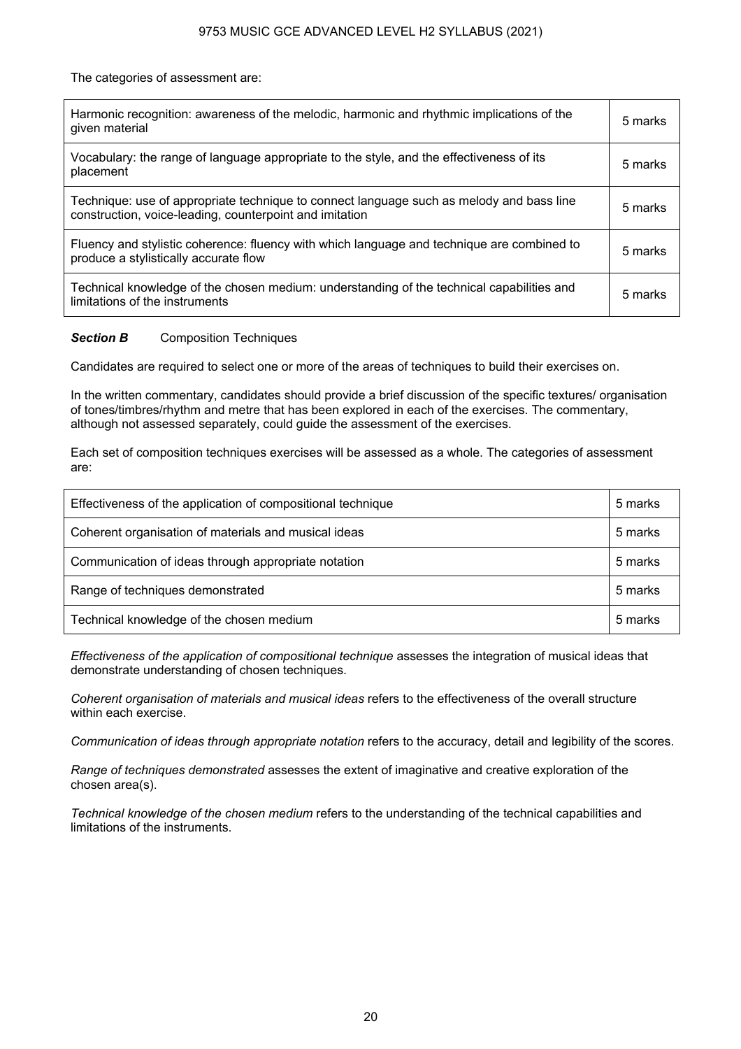The categories of assessment are:

| | |
|---|---|
| Harmonic recognition: awareness of the melodic, harmonic and rhythmic implications of the given material | 5 marks |
| Vocabulary: the range of language appropriate to the style, and the effectiveness of its placement | 5 marks |
| Technique: use of appropriate technique to connect language such as melody and bass line construction, voice-leading, counterpoint and imitation | 5 marks |
| Fluency and stylistic coherence: fluency with which language and technique are combined to produce a stylistically accurate flow | 5 marks |
| Technical knowledge of the chosen medium: understanding of the technical capabilities and limitations of the instruments | 5 marks |

***Section B*** Composition Techniques

Candidates are required to select one or more of the areas of techniques to build their exercises on.

In the written commentary, candidates should provide a brief discussion of the specific textures/ organisation of tones/timbres/rhythm and metre that has been explored in each of the exercises. The commentary, although not assessed separately, could guide the assessment of the exercises.

Each set of composition techniques exercises will be assessed as a whole. The categories of assessment are:

| | |
|---|---|
| Effectiveness of the application of compositional technique | 5 marks |
| Coherent organisation of materials and musical ideas | 5 marks |
| Communication of ideas through appropriate notation | 5 marks |
| Range of techniques demonstrated | 5 marks |
| Technical knowledge of the chosen medium | 5 marks |

*Effectiveness of the application of compositional technique* assesses the integration of musical ideas that demonstrate understanding of chosen techniques.

*Coherent organisation of materials and musical ideas* refers to the effectiveness of the overall structure within each exercise.

*Communication of ideas through appropriate notation* refers to the accuracy, detail and legibility of the scores.

*Range of techniques demonstrated* assesses the extent of imaginative and creative exploration of the chosen area(s).

*Technical knowledge of the chosen medium* refers to the understanding of the technical capabilities and limitations of the instruments.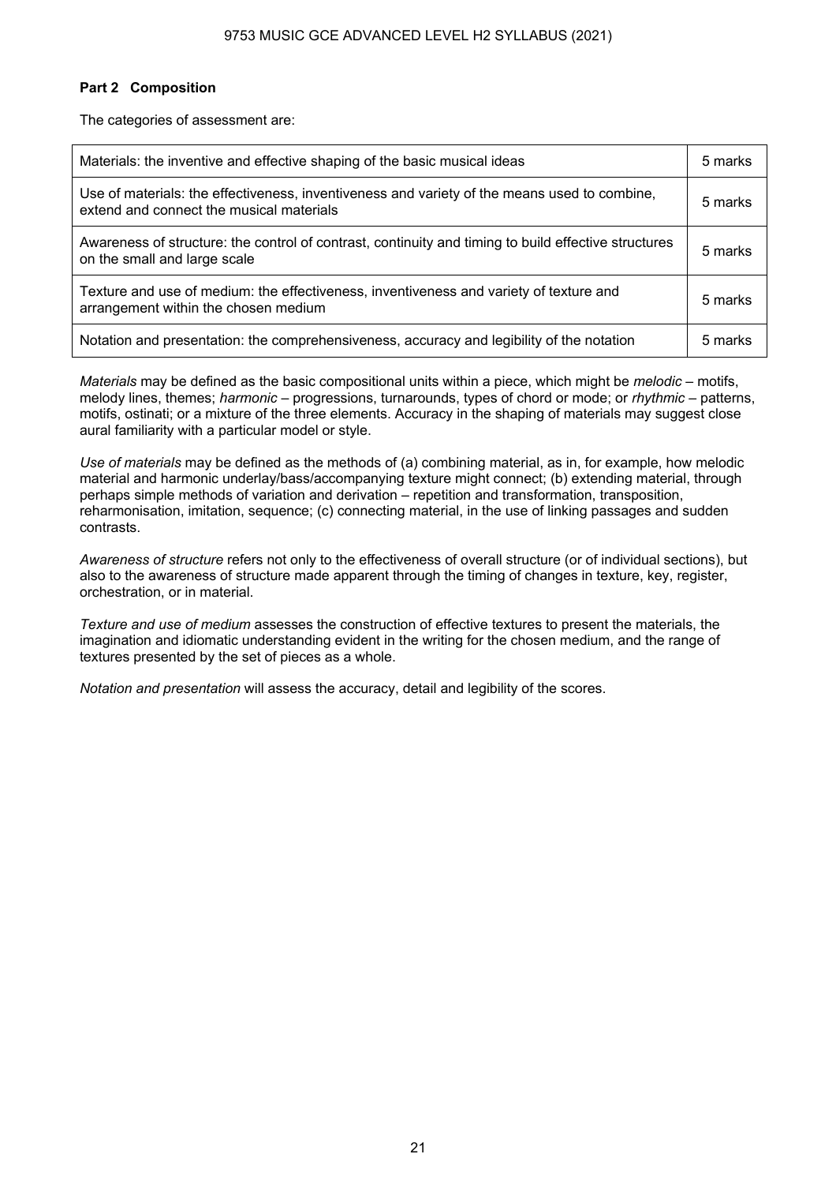### Part 2 Composition

The categories of assessment are:

| Category | Marks |
|---|---|
| Materials: the inventive and effective shaping of the basic musical ideas | 5 marks |
| Use of materials: the effectiveness, inventiveness and variety of the means used to combine, extend and connect the musical materials | 5 marks |
| Awareness of structure: the control of contrast, continuity and timing to build effective structures on the small and large scale | 5 marks |
| Texture and use of medium: the effectiveness, inventiveness and variety of texture and arrangement within the chosen medium | 5 marks |
| Notation and presentation: the comprehensiveness, accuracy and legibility of the notation | 5 marks |

*Materials* may be defined as the basic compositional units within a piece, which might be *melodic* – motifs, melody lines, themes; *harmonic* – progressions, turnarounds, types of chord or mode; or *rhythmic* – patterns, motifs, ostinati; or a mixture of the three elements. Accuracy in the shaping of materials may suggest close aural familiarity with a particular model or style.

*Use of materials* may be defined as the methods of (a) combining material, as in, for example, how melodic material and harmonic underlay/bass/accompanying texture might connect; (b) extending material, through perhaps simple methods of variation and derivation – repetition and transformation, transposition, reharmonisation, imitation, sequence; (c) connecting material, in the use of linking passages and sudden contrasts.

*Awareness of structure* refers not only to the effectiveness of overall structure (or of individual sections), but also to the awareness of structure made apparent through the timing of changes in texture, key, register, orchestration, or in material.

*Texture and use of medium* assesses the construction of effective textures to present the materials, the imagination and idiomatic understanding evident in the writing for the chosen medium, and the range of textures presented by the set of pieces as a whole.

*Notation and presentation* will assess the accuracy, detail and legibility of the scores.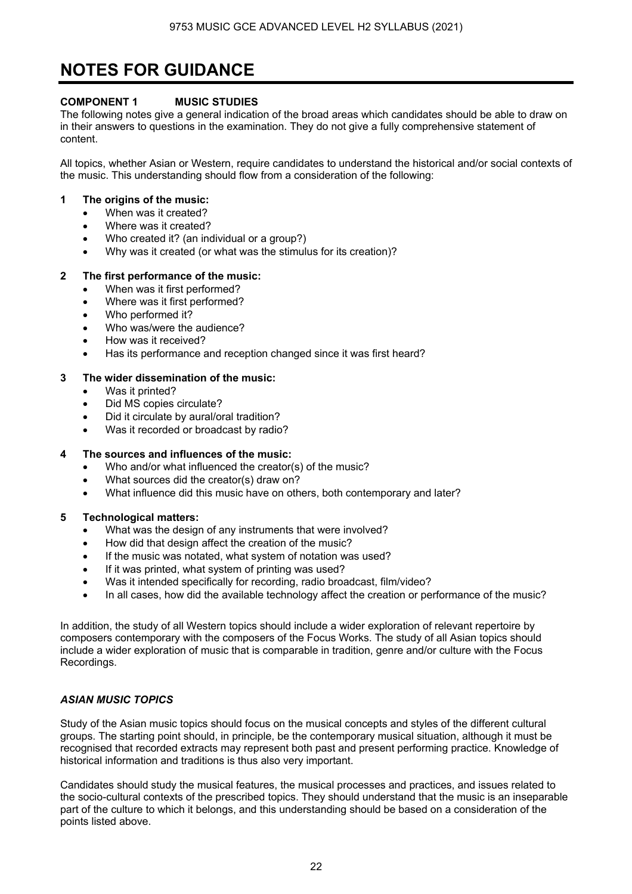# NOTES FOR GUIDANCE

**COMPONENT 1 MUSIC STUDIES**

The following notes give a general indication of the broad areas which candidates should be able to draw on in their answers to questions in the examination. They do not give a fully comprehensive statement of content.

All topics, whether Asian or Western, require candidates to understand the historical and/or social contexts of the music. This understanding should flow from a consideration of the following:

**1 The origins of the music:**

- When was it created?
- Where was it created?
- Who created it? (an individual or a group?)
- Why was it created (or what was the stimulus for its creation)?

**2 The first performance of the music:**

- When was it first performed?
- Where was it first performed?
- Who performed it?
- Who was/were the audience?
- How was it received?
- Has its performance and reception changed since it was first heard?

**3 The wider dissemination of the music:**

- Was it printed?
- Did MS copies circulate?
- Did it circulate by aural/oral tradition?
- Was it recorded or broadcast by radio?

**4 The sources and influences of the music:**

- Who and/or what influenced the creator(s) of the music?
- What sources did the creator(s) draw on?
- What influence did this music have on others, both contemporary and later?

**5 Technological matters:**

- What was the design of any instruments that were involved?
- How did that design affect the creation of the music?
- If the music was notated, what system of notation was used?
- If it was printed, what system of printing was used?
- Was it intended specifically for recording, radio broadcast, film/video?
- In all cases, how did the available technology affect the creation or performance of the music?

In addition, the study of all Western topics should include a wider exploration of relevant repertoire by composers contemporary with the composers of the Focus Works. The study of all Asian topics should include a wider exploration of music that is comparable in tradition, genre and/or culture with the Focus Recordings.

***ASIAN MUSIC TOPICS***

Study of the Asian music topics should focus on the musical concepts and styles of the different cultural groups. The starting point should, in principle, be the contemporary musical situation, although it must be recognised that recorded extracts may represent both past and present performing practice. Knowledge of historical information and traditions is thus also very important.

Candidates should study the musical features, the musical processes and practices, and issues related to the socio-cultural contexts of the prescribed topics. They should understand that the music is an inseparable part of the culture to which it belongs, and this understanding should be based on a consideration of the points listed above.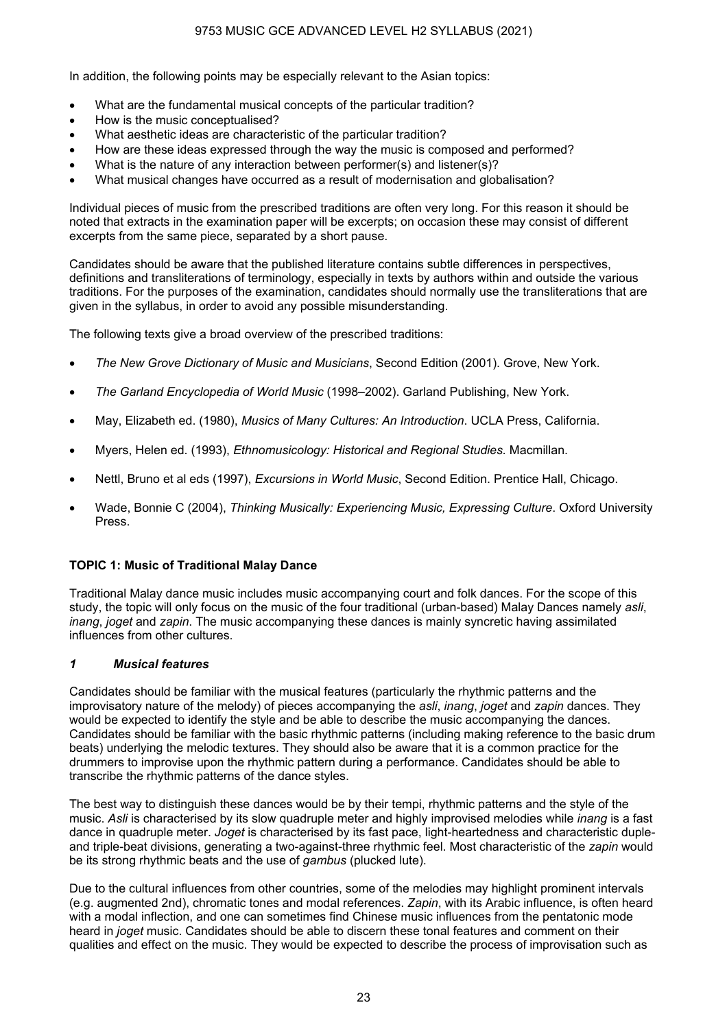In addition, the following points may be especially relevant to the Asian topics:

- What are the fundamental musical concepts of the particular tradition?
- How is the music conceptualised?
- What aesthetic ideas are characteristic of the particular tradition?
- How are these ideas expressed through the way the music is composed and performed?
- What is the nature of any interaction between performer(s) and listener(s)?
- What musical changes have occurred as a result of modernisation and globalisation?

Individual pieces of music from the prescribed traditions are often very long. For this reason it should be noted that extracts in the examination paper will be excerpts; on occasion these may consist of different excerpts from the same piece, separated by a short pause.

Candidates should be aware that the published literature contains subtle differences in perspectives, definitions and transliterations of terminology, especially in texts by authors within and outside the various traditions. For the purposes of the examination, candidates should normally use the transliterations that are given in the syllabus, in order to avoid any possible misunderstanding.

The following texts give a broad overview of the prescribed traditions:

- *The New Grove Dictionary of Music and Musicians*, Second Edition (2001). Grove, New York.
- *The Garland Encyclopedia of World Music* (1998–2002). Garland Publishing, New York.
- May, Elizabeth ed. (1980), *Musics of Many Cultures: An Introduction*. UCLA Press, California.
- Myers, Helen ed. (1993), *Ethnomusicology: Historical and Regional Studies*. Macmillan.
- Nettl, Bruno et al eds (1997), *Excursions in World Music*, Second Edition. Prentice Hall, Chicago.
- Wade, Bonnie C (2004), *Thinking Musically: Experiencing Music, Expressing Culture*. Oxford University Press.

## TOPIC 1: Music of Traditional Malay Dance

Traditional Malay dance music includes music accompanying court and folk dances. For the scope of this study, the topic will only focus on the music of the four traditional (urban-based) Malay Dances namely *asli*, *inang*, *joget* and *zapin*. The music accompanying these dances is mainly syncretic having assimilated influences from other cultures.

### *1 Musical features*

Candidates should be familiar with the musical features (particularly the rhythmic patterns and the improvisatory nature of the melody) of pieces accompanying the *asli*, *inang*, *joget* and *zapin* dances. They would be expected to identify the style and be able to describe the music accompanying the dances. Candidates should be familiar with the basic rhythmic patterns (including making reference to the basic drum beats) underlying the melodic textures. They should also be aware that it is a common practice for the drummers to improvise upon the rhythmic pattern during a performance. Candidates should be able to transcribe the rhythmic patterns of the dance styles.

The best way to distinguish these dances would be by their tempi, rhythmic patterns and the style of the music. *Asli* is characterised by its slow quadruple meter and highly improvised melodies while *inang* is a fast dance in quadruple meter. *Joget* is characterised by its fast pace, light-heartedness and characteristic duple- and triple-beat divisions, generating a two-against-three rhythmic feel. Most characteristic of the *zapin* would be its strong rhythmic beats and the use of *gambus* (plucked lute).

Due to the cultural influences from other countries, some of the melodies may highlight prominent intervals (e.g. augmented 2nd), chromatic tones and modal references. *Zapin*, with its Arabic influence, is often heard with a modal inflection, and one can sometimes find Chinese music influences from the pentatonic mode heard in *joget* music. Candidates should be able to discern these tonal features and comment on their qualities and effect on the music. They would be expected to describe the process of improvisation such as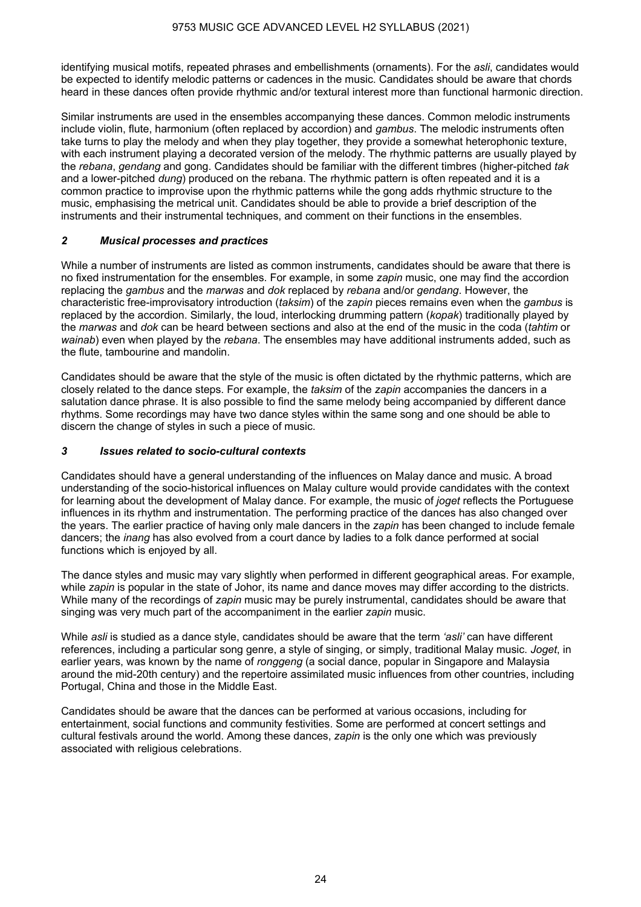identifying musical motifs, repeated phrases and embellishments (ornaments). For the *asli*, candidates would be expected to identify melodic patterns or cadences in the music. Candidates should be aware that chords heard in these dances often provide rhythmic and/or textural interest more than functional harmonic direction.

Similar instruments are used in the ensembles accompanying these dances. Common melodic instruments include violin, flute, harmonium (often replaced by accordion) and *gambus*. The melodic instruments often take turns to play the melody and when they play together, they provide a somewhat heterophonic texture, with each instrument playing a decorated version of the melody. The rhythmic patterns are usually played by the *rebana*, *gendang* and gong. Candidates should be familiar with the different timbres (higher-pitched *tak* and a lower-pitched *dung*) produced on the rebana. The rhythmic pattern is often repeated and it is a common practice to improvise upon the rhythmic patterns while the gong adds rhythmic structure to the music, emphasising the metrical unit. Candidates should be able to provide a brief description of the instruments and their instrumental techniques, and comment on their functions in the ensembles.

### *2 Musical processes and practices*

While a number of instruments are listed as common instruments, candidates should be aware that there is no fixed instrumentation for the ensembles. For example, in some *zapin* music, one may find the accordion replacing the *gambus* and the *marwas* and *dok* replaced by *rebana* and/or *gendang*. However, the characteristic free-improvisatory introduction (*taksim*) of the *zapin* pieces remains even when the *gambus* is replaced by the accordion. Similarly, the loud, interlocking drumming pattern (*kopak*) traditionally played by the *marwas* and *dok* can be heard between sections and also at the end of the music in the coda (*tahtim* or *wainab*) even when played by the *rebana*. The ensembles may have additional instruments added, such as the flute, tambourine and mandolin.

Candidates should be aware that the style of the music is often dictated by the rhythmic patterns, which are closely related to the dance steps. For example, the *taksim* of the *zapin* accompanies the dancers in a salutation dance phrase. It is also possible to find the same melody being accompanied by different dance rhythms. Some recordings may have two dance styles within the same song and one should be able to discern the change of styles in such a piece of music.

### *3 Issues related to socio-cultural contexts*

Candidates should have a general understanding of the influences on Malay dance and music. A broad understanding of the socio-historical influences on Malay culture would provide candidates with the context for learning about the development of Malay dance. For example, the music of *joget* reflects the Portuguese influences in its rhythm and instrumentation. The performing practice of the dances has also changed over the years. The earlier practice of having only male dancers in the *zapin* has been changed to include female dancers; the *inang* has also evolved from a court dance by ladies to a folk dance performed at social functions which is enjoyed by all.

The dance styles and music may vary slightly when performed in different geographical areas. For example, while *zapin* is popular in the state of Johor, its name and dance moves may differ according to the districts. While many of the recordings of *zapin* music may be purely instrumental, candidates should be aware that singing was very much part of the accompaniment in the earlier *zapin* music.

While *asli* is studied as a dance style, candidates should be aware that the term *'asli'* can have different references, including a particular song genre, a style of singing, or simply, traditional Malay music. *Joget*, in earlier years, was known by the name of *ronggeng* (a social dance, popular in Singapore and Malaysia around the mid-20th century) and the repertoire assimilated music influences from other countries, including Portugal, China and those in the Middle East.

Candidates should be aware that the dances can be performed at various occasions, including for entertainment, social functions and community festivities. Some are performed at concert settings and cultural festivals around the world. Among these dances, *zapin* is the only one which was previously associated with religious celebrations.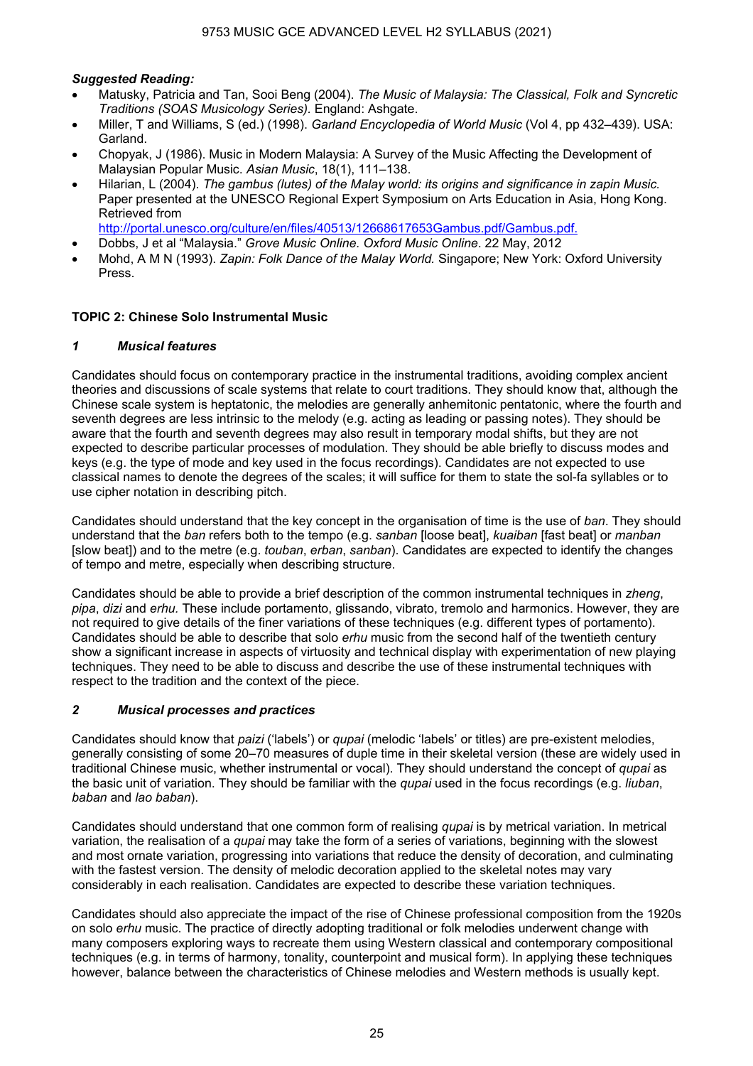***Suggested Reading:***

- Matusky, Patricia and Tan, Sooi Beng (2004). *The Music of Malaysia: The Classical, Folk and Syncretic Traditions (SOAS Musicology Series).* England: Ashgate.
- Miller, T and Williams, S (ed.) (1998). *Garland Encyclopedia of World Music* (Vol 4, pp 432–439). USA: Garland.
- Chopyak, J (1986). Music in Modern Malaysia: A Survey of the Music Affecting the Development of Malaysian Popular Music. *Asian Music*, 18(1), 111–138.
- Hilarian, L (2004). *The gambus (lutes) of the Malay world: its origins and significance in zapin Music.* Paper presented at the UNESCO Regional Expert Symposium on Arts Education in Asia, Hong Kong. Retrieved from http://portal.unesco.org/culture/en/files/40513/12668617653Gambus.pdf/Gambus.pdf.
- Dobbs, J et al "Malaysia." *Grove Music Online. Oxford Music Online*. 22 May, 2012
- Mohd, A M N (1993). *Zapin: Folk Dance of the Malay World.* Singapore; New York: Oxford University Press.

## TOPIC 2: Chinese Solo Instrumental Music

### *1 Musical features*

Candidates should focus on contemporary practice in the instrumental traditions, avoiding complex ancient theories and discussions of scale systems that relate to court traditions. They should know that, although the Chinese scale system is heptatonic, the melodies are generally anhemitonic pentatonic, where the fourth and seventh degrees are less intrinsic to the melody (e.g. acting as leading or passing notes). They should be aware that the fourth and seventh degrees may also result in temporary modal shifts, but they are not expected to describe particular processes of modulation. They should be able briefly to discuss modes and keys (e.g. the type of mode and key used in the focus recordings). Candidates are not expected to use classical names to denote the degrees of the scales; it will suffice for them to state the sol-fa syllables or to use cipher notation in describing pitch.

Candidates should understand that the key concept in the organisation of time is the use of *ban*. They should understand that the *ban* refers both to the tempo (e.g. *sanban* [loose beat], *kuaiban* [fast beat] or *manban* [slow beat]) and to the metre (e.g. *touban*, *erban*, *sanban*). Candidates are expected to identify the changes of tempo and metre, especially when describing structure.

Candidates should be able to provide a brief description of the common instrumental techniques in *zheng*, *pipa*, *dizi* and *erhu.* These include portamento, glissando, vibrato, tremolo and harmonics. However, they are not required to give details of the finer variations of these techniques (e.g. different types of portamento). Candidates should be able to describe that solo *erhu* music from the second half of the twentieth century show a significant increase in aspects of virtuosity and technical display with experimentation of new playing techniques. They need to be able to discuss and describe the use of these instrumental techniques with respect to the tradition and the context of the piece.

### *2 Musical processes and practices*

Candidates should know that *paizi* ('labels') or *qupai* (melodic 'labels' or titles) are pre-existent melodies, generally consisting of some 20–70 measures of duple time in their skeletal version (these are widely used in traditional Chinese music, whether instrumental or vocal). They should understand the concept of *qupai* as the basic unit of variation. They should be familiar with the *qupai* used in the focus recordings (e.g. *liuban*, *baban* and *lao baban*).

Candidates should understand that one common form of realising *qupai* is by metrical variation. In metrical variation, the realisation of a *qupai* may take the form of a series of variations, beginning with the slowest and most ornate variation, progressing into variations that reduce the density of decoration, and culminating with the fastest version. The density of melodic decoration applied to the skeletal notes may vary considerably in each realisation. Candidates are expected to describe these variation techniques.

Candidates should also appreciate the impact of the rise of Chinese professional composition from the 1920s on solo *erhu* music. The practice of directly adopting traditional or folk melodies underwent change with many composers exploring ways to recreate them using Western classical and contemporary compositional techniques (e.g. in terms of harmony, tonality, counterpoint and musical form). In applying these techniques however, balance between the characteristics of Chinese melodies and Western methods is usually kept.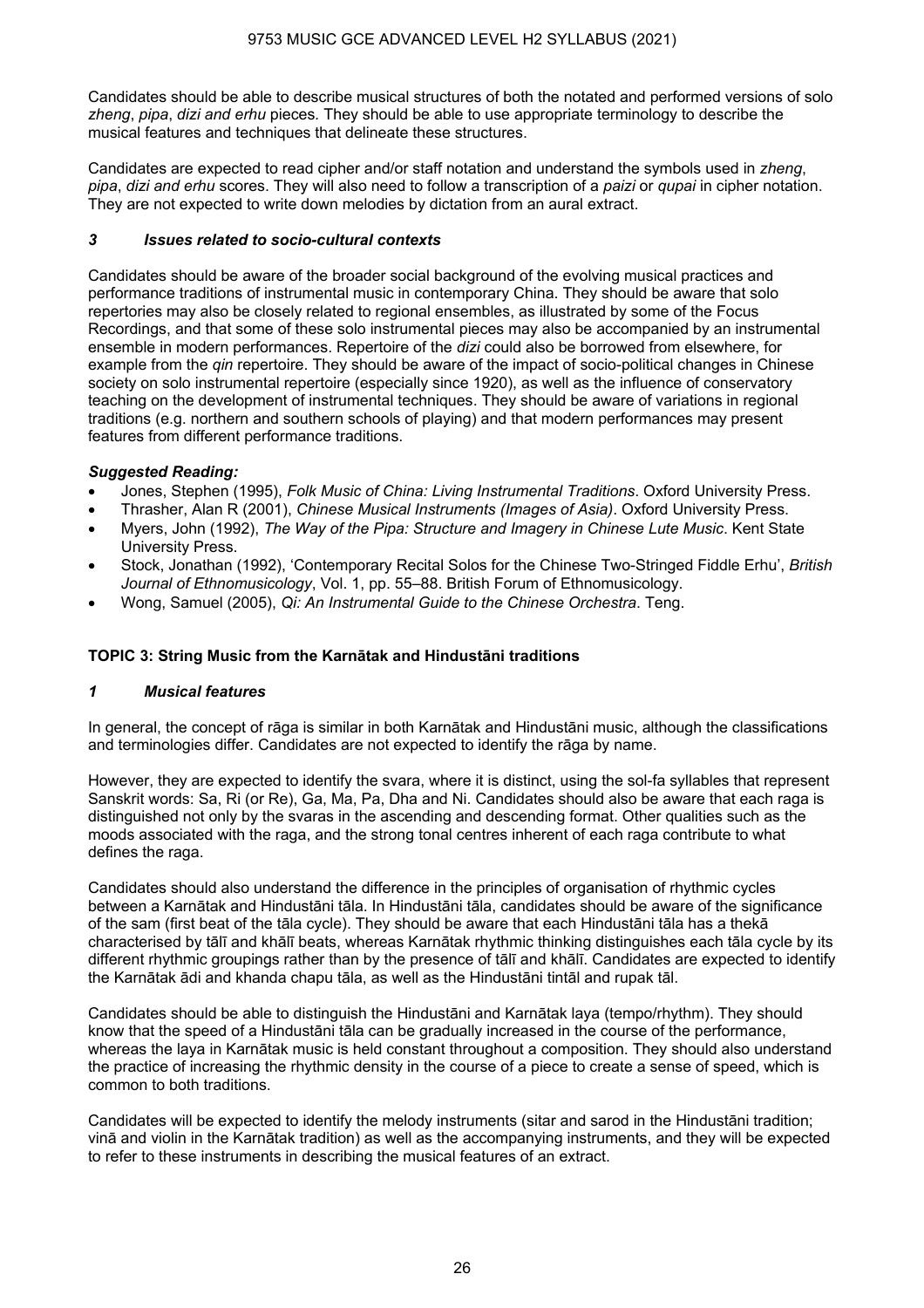Candidates should be able to describe musical structures of both the notated and performed versions of solo *zheng*, *pipa*, *dizi and erhu* pieces. They should be able to use appropriate terminology to describe the musical features and techniques that delineate these structures.

Candidates are expected to read cipher and/or staff notation and understand the symbols used in *zheng*, *pipa*, *dizi and erhu* scores. They will also need to follow a transcription of a *paizi* or *qupai* in cipher notation. They are not expected to write down melodies by dictation from an aural extract.

### *3 Issues related to socio-cultural contexts*

Candidates should be aware of the broader social background of the evolving musical practices and performance traditions of instrumental music in contemporary China. They should be aware that solo repertories may also be closely related to regional ensembles, as illustrated by some of the Focus Recordings, and that some of these solo instrumental pieces may also be accompanied by an instrumental ensemble in modern performances. Repertoire of the *dizi* could also be borrowed from elsewhere, for example from the *qin* repertoire. They should be aware of the impact of socio-political changes in Chinese society on solo instrumental repertoire (especially since 1920), as well as the influence of conservatory teaching on the development of instrumental techniques. They should be aware of variations in regional traditions (e.g. northern and southern schools of playing) and that modern performances may present features from different performance traditions.

***Suggested Reading:***

- Jones, Stephen (1995), *Folk Music of China: Living Instrumental Traditions*. Oxford University Press.
- Thrasher, Alan R (2001), *Chinese Musical Instruments (Images of Asia)*. Oxford University Press.
- Myers, John (1992), *The Way of the Pipa: Structure and Imagery in Chinese Lute Music*. Kent State University Press.
- Stock, Jonathan (1992), 'Contemporary Recital Solos for the Chinese Two-Stringed Fiddle Erhu', *British Journal of Ethnomusicology*, Vol. 1, pp. 55–88. British Forum of Ethnomusicology.
- Wong, Samuel (2005), *Qi: An Instrumental Guide to the Chinese Orchestra*. Teng.

## TOPIC 3: String Music from the Karnātak and Hindustāni traditions

### *1 Musical features*

In general, the concept of rāga is similar in both Karnātak and Hindustāni music, although the classifications and terminologies differ. Candidates are not expected to identify the rāga by name.

However, they are expected to identify the svara, where it is distinct, using the sol-fa syllables that represent Sanskrit words: Sa, Ri (or Re), Ga, Ma, Pa, Dha and Ni. Candidates should also be aware that each raga is distinguished not only by the svaras in the ascending and descending format. Other qualities such as the moods associated with the raga, and the strong tonal centres inherent of each raga contribute to what defines the raga.

Candidates should also understand the difference in the principles of organisation of rhythmic cycles between a Karnātak and Hindustāni tāla. In Hindustāni tāla, candidates should be aware of the significance of the sam (first beat of the tāla cycle). They should be aware that each Hindustāni tāla has a thekā characterised by tālī and khālī beats, whereas Karnātak rhythmic thinking distinguishes each tāla cycle by its different rhythmic groupings rather than by the presence of tālī and khālī. Candidates are expected to identify the Karnātak ādi and khanda chapu tāla, as well as the Hindustāni tintāl and rupak tāl.

Candidates should be able to distinguish the Hindustāni and Karnātak laya (tempo/rhythm). They should know that the speed of a Hindustāni tāla can be gradually increased in the course of the performance, whereas the laya in Karnātak music is held constant throughout a composition. They should also understand the practice of increasing the rhythmic density in the course of a piece to create a sense of speed, which is common to both traditions.

Candidates will be expected to identify the melody instruments (sitar and sarod in the Hindustāni tradition; vinā and violin in the Karnātak tradition) as well as the accompanying instruments, and they will be expected to refer to these instruments in describing the musical features of an extract.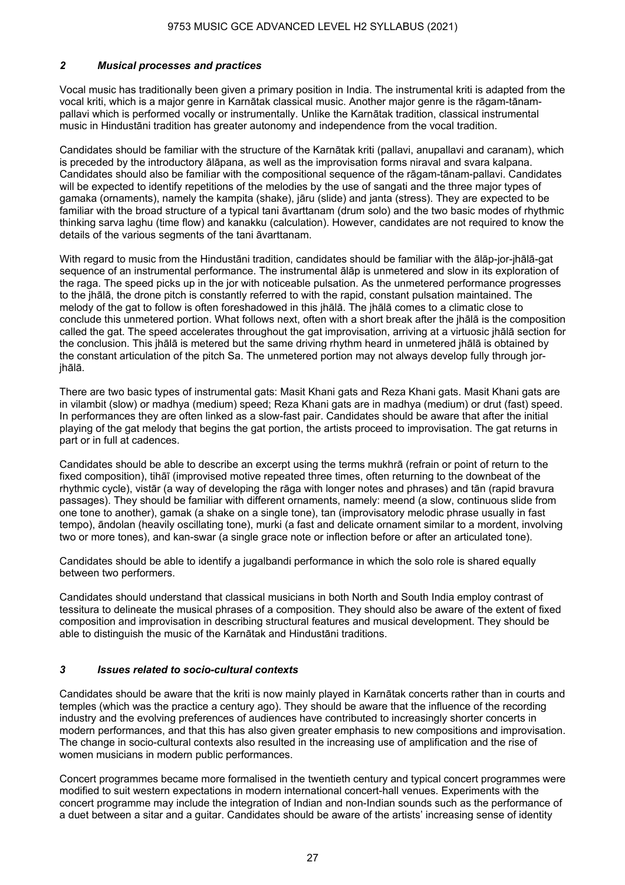## *2 Musical processes and practices*

Vocal music has traditionally been given a primary position in India. The instrumental kriti is adapted from the vocal kriti, which is a major genre in Karnātak classical music. Another major genre is the rāgam-tānam-pallavi which is performed vocally or instrumentally. Unlike the Karnātak tradition, classical instrumental music in Hindustāni tradition has greater autonomy and independence from the vocal tradition.

Candidates should be familiar with the structure of the Karnātak kriti (pallavi, anupallavi and caranam), which is preceded by the introductory ālāpana, as well as the improvisation forms niraval and svara kalpana. Candidates should also be familiar with the compositional sequence of the rāgam-tānam-pallavi. Candidates will be expected to identify repetitions of the melodies by the use of sangati and the three major types of gamaka (ornaments), namely the kampita (shake), jāru (slide) and janta (stress). They are expected to be familiar with the broad structure of a typical tani āvarttanam (drum solo) and the two basic modes of rhythmic thinking sarva laghu (time flow) and kanakku (calculation). However, candidates are not required to know the details of the various segments of the tani āvarttanam.

With regard to music from the Hindustāni tradition, candidates should be familiar with the ālāp-jor-jhālā-gat sequence of an instrumental performance. The instrumental ālāp is unmetered and slow in its exploration of the raga. The speed picks up in the jor with noticeable pulsation. As the unmetered performance progresses to the jhālā, the drone pitch is constantly referred to with the rapid, constant pulsation maintained. The melody of the gat to follow is often foreshadowed in this jhālā. The jhālā comes to a climatic close to conclude this unmetered portion. What follows next, often with a short break after the jhālā is the composition called the gat. The speed accelerates throughout the gat improvisation, arriving at a virtuosic jhālā section for the conclusion. This jhālā is metered but the same driving rhythm heard in unmetered jhālā is obtained by the constant articulation of the pitch Sa. The unmetered portion may not always develop fully through jor-jhālā.

There are two basic types of instrumental gats: Masit Khani gats and Reza Khani gats. Masit Khani gats are in vilambit (slow) or madhya (medium) speed; Reza Khani gats are in madhya (medium) or drut (fast) speed. In performances they are often linked as a slow-fast pair. Candidates should be aware that after the initial playing of the gat melody that begins the gat portion, the artists proceed to improvisation. The gat returns in part or in full at cadences.

Candidates should be able to describe an excerpt using the terms mukhrā (refrain or point of return to the fixed composition), tihāī (improvised motive repeated three times, often returning to the downbeat of the rhythmic cycle), vistār (a way of developing the rāga with longer notes and phrases) and tān (rapid bravura passages). They should be familiar with different ornaments, namely: meend (a slow, continuous slide from one tone to another), gamak (a shake on a single tone), tan (improvisatory melodic phrase usually in fast tempo), āndolan (heavily oscillating tone), murki (a fast and delicate ornament similar to a mordent, involving two or more tones), and kan-swar (a single grace note or inflection before or after an articulated tone).

Candidates should be able to identify a jugalbandi performance in which the solo role is shared equally between two performers.

Candidates should understand that classical musicians in both North and South India employ contrast of tessitura to delineate the musical phrases of a composition. They should also be aware of the extent of fixed composition and improvisation in describing structural features and musical development. They should be able to distinguish the music of the Karnātak and Hindustāni traditions.

## *3 Issues related to socio-cultural contexts*

Candidates should be aware that the kriti is now mainly played in Karnātak concerts rather than in courts and temples (which was the practice a century ago). They should be aware that the influence of the recording industry and the evolving preferences of audiences have contributed to increasingly shorter concerts in modern performances, and that this has also given greater emphasis to new compositions and improvisation. The change in socio-cultural contexts also resulted in the increasing use of amplification and the rise of women musicians in modern public performances.

Concert programmes became more formalised in the twentieth century and typical concert programmes were modified to suit western expectations in modern international concert-hall venues. Experiments with the concert programme may include the integration of Indian and non-Indian sounds such as the performance of a duet between a sitar and a guitar. Candidates should be aware of the artists' increasing sense of identity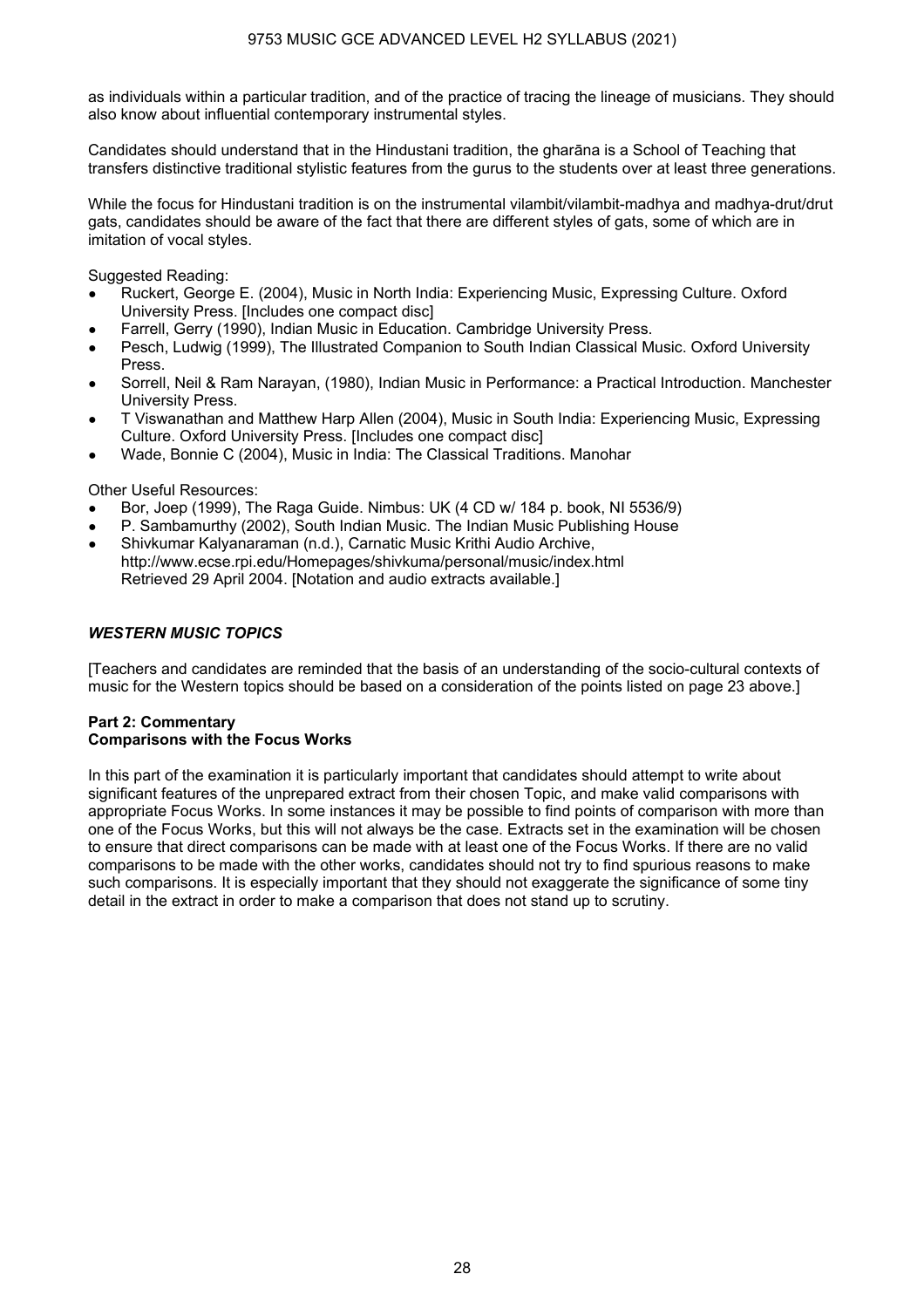as individuals within a particular tradition, and of the practice of tracing the lineage of musicians. They should also know about influential contemporary instrumental styles.

Candidates should understand that in the Hindustani tradition, the gharāna is a School of Teaching that transfers distinctive traditional stylistic features from the gurus to the students over at least three generations.

While the focus for Hindustani tradition is on the instrumental vilambit/vilambit-madhya and madhya-drut/drut gats, candidates should be aware of the fact that there are different styles of gats, some of which are in imitation of vocal styles.

Suggested Reading:

- Ruckert, George E. (2004), Music in North India: Experiencing Music, Expressing Culture. Oxford University Press. [Includes one compact disc]
- Farrell, Gerry (1990), Indian Music in Education. Cambridge University Press.
- Pesch, Ludwig (1999), The Illustrated Companion to South Indian Classical Music. Oxford University Press.
- Sorrell, Neil & Ram Narayan, (1980), Indian Music in Performance: a Practical Introduction. Manchester University Press.
- T Viswanathan and Matthew Harp Allen (2004), Music in South India: Experiencing Music, Expressing Culture. Oxford University Press. [Includes one compact disc]
- Wade, Bonnie C (2004), Music in India: The Classical Traditions. Manohar

Other Useful Resources:

- Bor, Joep (1999), The Raga Guide. Nimbus: UK (4 CD w/ 184 p. book, NI 5536/9)
- P. Sambamurthy (2002), South Indian Music. The Indian Music Publishing House
- Shivkumar Kalyanaraman (n.d.), Carnatic Music Krithi Audio Archive, http://www.ecse.rpi.edu/Homepages/shivkuma/personal/music/index.html Retrieved 29 April 2004. [Notation and audio extracts available.]

## *WESTERN MUSIC TOPICS*

[Teachers and candidates are reminded that the basis of an understanding of the socio-cultural contexts of music for the Western topics should be based on a consideration of the points listed on page 23 above.]

**Part 2: Commentary**
**Comparisons with the Focus Works**

In this part of the examination it is particularly important that candidates should attempt to write about significant features of the unprepared extract from their chosen Topic, and make valid comparisons with appropriate Focus Works. In some instances it may be possible to find points of comparison with more than one of the Focus Works, but this will not always be the case. Extracts set in the examination will be chosen to ensure that direct comparisons can be made with at least one of the Focus Works. If there are no valid comparisons to be made with the other works, candidates should not try to find spurious reasons to make such comparisons. It is especially important that they should not exaggerate the significance of some tiny detail in the extract in order to make a comparison that does not stand up to scrutiny.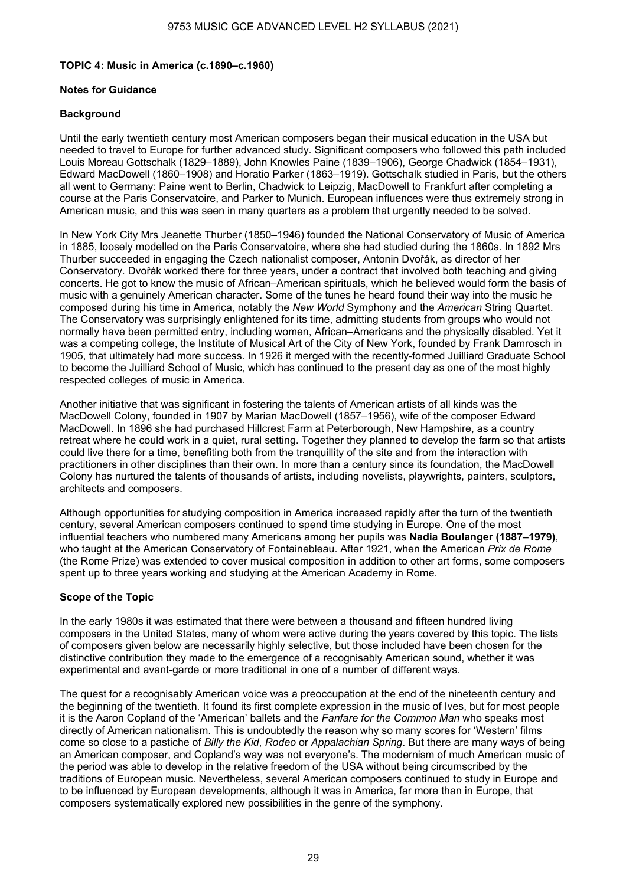## TOPIC 4: Music in America (c.1890–c.1960)

### Notes for Guidance

### Background

Until the early twentieth century most American composers began their musical education in the USA but needed to travel to Europe for further advanced study. Significant composers who followed this path included Louis Moreau Gottschalk (1829–1889), John Knowles Paine (1839–1906), George Chadwick (1854–1931), Edward MacDowell (1860–1908) and Horatio Parker (1863–1919). Gottschalk studied in Paris, but the others all went to Germany: Paine went to Berlin, Chadwick to Leipzig, MacDowell to Frankfurt after completing a course at the Paris Conservatoire, and Parker to Munich. European influences were thus extremely strong in American music, and this was seen in many quarters as a problem that urgently needed to be solved.

In New York City Mrs Jeanette Thurber (1850–1946) founded the National Conservatory of Music of America in 1885, loosely modelled on the Paris Conservatoire, where she had studied during the 1860s. In 1892 Mrs Thurber succeeded in engaging the Czech nationalist composer, Antonin Dvořák, as director of her Conservatory. Dvořák worked there for three years, under a contract that involved both teaching and giving concerts. He got to know the music of African–American spirituals, which he believed would form the basis of music with a genuinely American character. Some of the tunes he heard found their way into the music he composed during his time in America, notably the *New World* Symphony and the *American* String Quartet. The Conservatory was surprisingly enlightened for its time, admitting students from groups who would not normally have been permitted entry, including women, African–Americans and the physically disabled. Yet it was a competing college, the Institute of Musical Art of the City of New York, founded by Frank Damrosch in 1905, that ultimately had more success. In 1926 it merged with the recently-formed Juilliard Graduate School to become the Juilliard School of Music, which has continued to the present day as one of the most highly respected colleges of music in America.

Another initiative that was significant in fostering the talents of American artists of all kinds was the MacDowell Colony, founded in 1907 by Marian MacDowell (1857–1956), wife of the composer Edward MacDowell. In 1896 she had purchased Hillcrest Farm at Peterborough, New Hampshire, as a country retreat where he could work in a quiet, rural setting. Together they planned to develop the farm so that artists could live there for a time, benefiting both from the tranquillity of the site and from the interaction with practitioners in other disciplines than their own. In more than a century since its foundation, the MacDowell Colony has nurtured the talents of thousands of artists, including novelists, playwrights, painters, sculptors, architects and composers.

Although opportunities for studying composition in America increased rapidly after the turn of the twentieth century, several American composers continued to spend time studying in Europe. One of the most influential teachers who numbered many Americans among her pupils was **Nadia Boulanger (1887–1979)**, who taught at the American Conservatory of Fontainebleau. After 1921, when the American *Prix de Rome* (the Rome Prize) was extended to cover musical composition in addition to other art forms, some composers spent up to three years working and studying at the American Academy in Rome.

### Scope of the Topic

In the early 1980s it was estimated that there were between a thousand and fifteen hundred living composers in the United States, many of whom were active during the years covered by this topic. The lists of composers given below are necessarily highly selective, but those included have been chosen for the distinctive contribution they made to the emergence of a recognisably American sound, whether it was experimental and avant-garde or more traditional in one of a number of different ways.

The quest for a recognisably American voice was a preoccupation at the end of the nineteenth century and the beginning of the twentieth. It found its first complete expression in the music of Ives, but for most people it is the Aaron Copland of the 'American' ballets and the *Fanfare for the Common Man* who speaks most directly of American nationalism. This is undoubtedly the reason why so many scores for 'Western' films come so close to a pastiche of *Billy the Kid*, *Rodeo* or *Appalachian Spring*. But there are many ways of being an American composer, and Copland's way was not everyone's. The modernism of much American music of the period was able to develop in the relative freedom of the USA without being circumscribed by the traditions of European music. Nevertheless, several American composers continued to study in Europe and to be influenced by European developments, although it was in America, far more than in Europe, that composers systematically explored new possibilities in the genre of the symphony.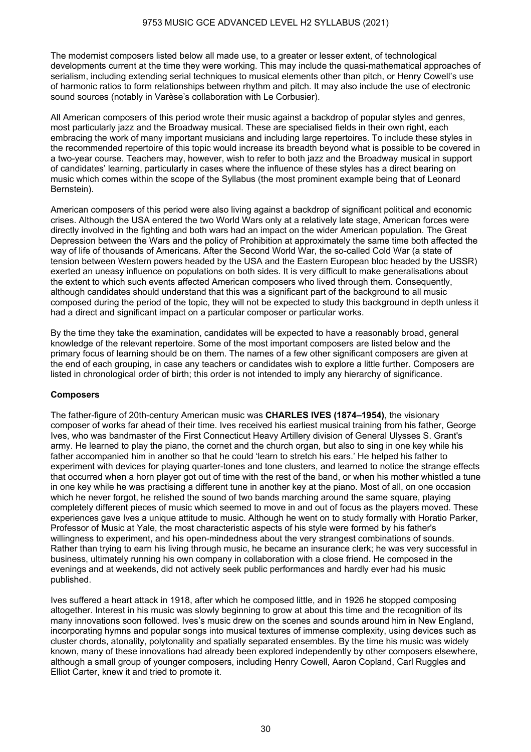The modernist composers listed below all made use, to a greater or lesser extent, of technological developments current at the time they were working. This may include the quasi-mathematical approaches of serialism, including extending serial techniques to musical elements other than pitch, or Henry Cowell's use of harmonic ratios to form relationships between rhythm and pitch. It may also include the use of electronic sound sources (notably in Varèse's collaboration with Le Corbusier).

All American composers of this period wrote their music against a backdrop of popular styles and genres, most particularly jazz and the Broadway musical. These are specialised fields in their own right, each embracing the work of many important musicians and including large repertoires. To include these styles in the recommended repertoire of this topic would increase its breadth beyond what is possible to be covered in a two-year course. Teachers may, however, wish to refer to both jazz and the Broadway musical in support of candidates' learning, particularly in cases where the influence of these styles has a direct bearing on music which comes within the scope of the Syllabus (the most prominent example being that of Leonard Bernstein).

American composers of this period were also living against a backdrop of significant political and economic crises. Although the USA entered the two World Wars only at a relatively late stage, American forces were directly involved in the fighting and both wars had an impact on the wider American population. The Great Depression between the Wars and the policy of Prohibition at approximately the same time both affected the way of life of thousands of Americans. After the Second World War, the so-called Cold War (a state of tension between Western powers headed by the USA and the Eastern European bloc headed by the USSR) exerted an uneasy influence on populations on both sides. It is very difficult to make generalisations about the extent to which such events affected American composers who lived through them. Consequently, although candidates should understand that this was a significant part of the background to all music composed during the period of the topic, they will not be expected to study this background in depth unless it had a direct and significant impact on a particular composer or particular works.

By the time they take the examination, candidates will be expected to have a reasonably broad, general knowledge of the relevant repertoire. Some of the most important composers are listed below and the primary focus of learning should be on them. The names of a few other significant composers are given at the end of each grouping, in case any teachers or candidates wish to explore a little further. Composers are listed in chronological order of birth; this order is not intended to imply any hierarchy of significance.

**Composers**

The father-figure of 20th-century American music was **CHARLES IVES (1874–1954)**, the visionary composer of works far ahead of their time. Ives received his earliest musical training from his father, George Ives, who was bandmaster of the First Connecticut Heavy Artillery division of General Ulysses S. Grant's army. He learned to play the piano, the cornet and the church organ, but also to sing in one key while his father accompanied him in another so that he could 'learn to stretch his ears.' He helped his father to experiment with devices for playing quarter-tones and tone clusters, and learned to notice the strange effects that occurred when a horn player got out of time with the rest of the band, or when his mother whistled a tune in one key while he was practising a different tune in another key at the piano. Most of all, on one occasion which he never forgot, he relished the sound of two bands marching around the same square, playing completely different pieces of music which seemed to move in and out of focus as the players moved. These experiences gave Ives a unique attitude to music. Although he went on to study formally with Horatio Parker, Professor of Music at Yale, the most characteristic aspects of his style were formed by his father's willingness to experiment, and his open-mindedness about the very strangest combinations of sounds. Rather than trying to earn his living through music, he became an insurance clerk; he was very successful in business, ultimately running his own company in collaboration with a close friend. He composed in the evenings and at weekends, did not actively seek public performances and hardly ever had his music published.

Ives suffered a heart attack in 1918, after which he composed little, and in 1926 he stopped composing altogether. Interest in his music was slowly beginning to grow at about this time and the recognition of its many innovations soon followed. Ives's music drew on the scenes and sounds around him in New England, incorporating hymns and popular songs into musical textures of immense complexity, using devices such as cluster chords, atonality, polytonality and spatially separated ensembles. By the time his music was widely known, many of these innovations had already been explored independently by other composers elsewhere, although a small group of younger composers, including Henry Cowell, Aaron Copland, Carl Ruggles and Elliot Carter, knew it and tried to promote it.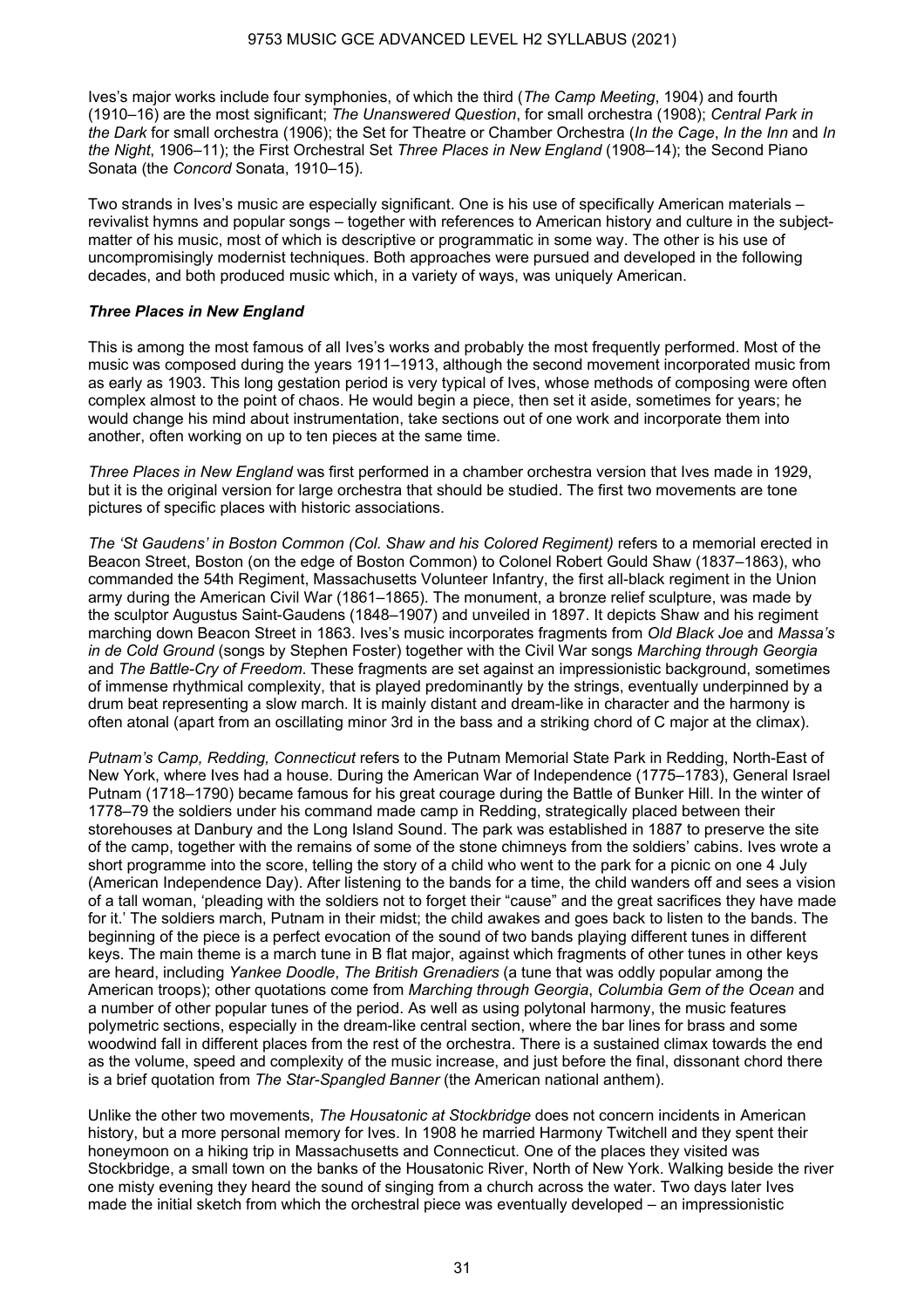Ives's major works include four symphonies, of which the third (*The Camp Meeting*, 1904) and fourth (1910–16) are the most significant; *The Unanswered Question*, for small orchestra (1908); *Central Park in the Dark* for small orchestra (1906); the Set for Theatre or Chamber Orchestra (*In the Cage*, *In the Inn* and *In the Night*, 1906–11); the First Orchestral Set *Three Places in New England* (1908–14); the Second Piano Sonata (the *Concord* Sonata, 1910–15).

Two strands in Ives's music are especially significant. One is his use of specifically American materials – revivalist hymns and popular songs – together with references to American history and culture in the subject-matter of his music, most of which is descriptive or programmatic in some way. The other is his use of uncompromisingly modernist techniques. Both approaches were pursued and developed in the following decades, and both produced music which, in a variety of ways, was uniquely American.

### ***Three Places in New England***

This is among the most famous of all Ives's works and probably the most frequently performed. Most of the music was composed during the years 1911–1913, although the second movement incorporated music from as early as 1903. This long gestation period is very typical of Ives, whose methods of composing were often complex almost to the point of chaos. He would begin a piece, then set it aside, sometimes for years; he would change his mind about instrumentation, take sections out of one work and incorporate them into another, often working on up to ten pieces at the same time.

*Three Places in New England* was first performed in a chamber orchestra version that Ives made in 1929, but it is the original version for large orchestra that should be studied. The first two movements are tone pictures of specific places with historic associations.

*The 'St Gaudens' in Boston Common (Col. Shaw and his Colored Regiment)* refers to a memorial erected in Beacon Street, Boston (on the edge of Boston Common) to Colonel Robert Gould Shaw (1837–1863), who commanded the 54th Regiment, Massachusetts Volunteer Infantry, the first all-black regiment in the Union army during the American Civil War (1861–1865). The monument, a bronze relief sculpture, was made by the sculptor Augustus Saint-Gaudens (1848–1907) and unveiled in 1897. It depicts Shaw and his regiment marching down Beacon Street in 1863. Ives's music incorporates fragments from *Old Black Joe* and *Massa's in de Cold Ground* (songs by Stephen Foster) together with the Civil War songs *Marching through Georgia* and *The Battle-Cry of Freedom*. These fragments are set against an impressionistic background, sometimes of immense rhythmical complexity, that is played predominantly by the strings, eventually underpinned by a drum beat representing a slow march. It is mainly distant and dream-like in character and the harmony is often atonal (apart from an oscillating minor 3rd in the bass and a striking chord of C major at the climax).

*Putnam's Camp, Redding, Connecticut* refers to the Putnam Memorial State Park in Redding, North-East of New York, where Ives had a house. During the American War of Independence (1775–1783), General Israel Putnam (1718–1790) became famous for his great courage during the Battle of Bunker Hill. In the winter of 1778–79 the soldiers under his command made camp in Redding, strategically placed between their storehouses at Danbury and the Long Island Sound. The park was established in 1887 to preserve the site of the camp, together with the remains of some of the stone chimneys from the soldiers' cabins. Ives wrote a short programme into the score, telling the story of a child who went to the park for a picnic on one 4 July (American Independence Day). After listening to the bands for a time, the child wanders off and sees a vision of a tall woman, 'pleading with the soldiers not to forget their "cause" and the great sacrifices they have made for it.' The soldiers march, Putnam in their midst; the child awakes and goes back to listen to the bands. The beginning of the piece is a perfect evocation of the sound of two bands playing different tunes in different keys. The main theme is a march tune in B flat major, against which fragments of other tunes in other keys are heard, including *Yankee Doodle*, *The British Grenadiers* (a tune that was oddly popular among the American troops); other quotations come from *Marching through Georgia*, *Columbia Gem of the Ocean* and a number of other popular tunes of the period. As well as using polytonal harmony, the music features polymetric sections, especially in the dream-like central section, where the bar lines for brass and some woodwind fall in different places from the rest of the orchestra. There is a sustained climax towards the end as the volume, speed and complexity of the music increase, and just before the final, dissonant chord there is a brief quotation from *The Star-Spangled Banner* (the American national anthem).

Unlike the other two movements, *The Housatonic at Stockbridge* does not concern incidents in American history, but a more personal memory for Ives. In 1908 he married Harmony Twitchell and they spent their honeymoon on a hiking trip in Massachusetts and Connecticut. One of the places they visited was Stockbridge, a small town on the banks of the Housatonic River, North of New York. Walking beside the river one misty evening they heard the sound of singing from a church across the water. Two days later Ives made the initial sketch from which the orchestral piece was eventually developed – an impressionistic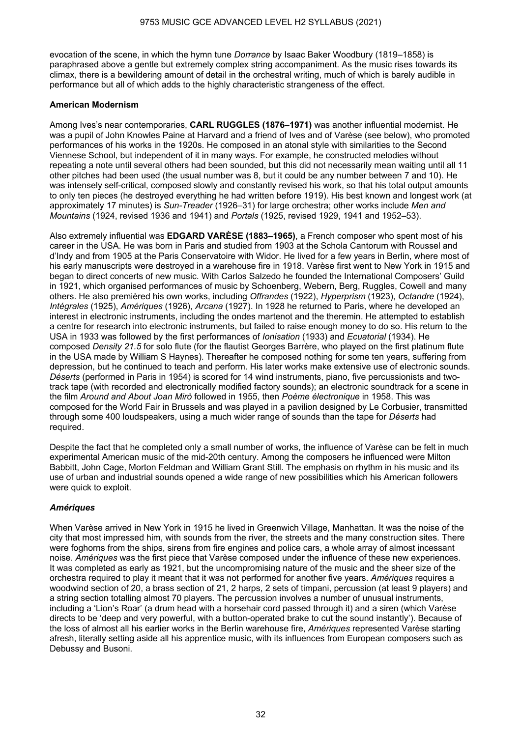evocation of the scene, in which the hymn tune *Dorrance* by Isaac Baker Woodbury (1819–1858) is paraphrased above a gentle but extremely complex string accompaniment. As the music rises towards its climax, there is a bewildering amount of detail in the orchestral writing, much of which is barely audible in performance but all of which adds to the highly characteristic strangeness of the effect.

### American Modernism

Among Ives's near contemporaries, **CARL RUGGLES (1876–1971)** was another influential modernist. He was a pupil of John Knowles Paine at Harvard and a friend of Ives and of Varèse (see below), who promoted performances of his works in the 1920s. He composed in an atonal style with similarities to the Second Viennese School, but independent of it in many ways. For example, he constructed melodies without repeating a note until several others had been sounded, but this did not necessarily mean waiting until all 11 other pitches had been used (the usual number was 8, but it could be any number between 7 and 10). He was intensely self-critical, composed slowly and constantly revised his work, so that his total output amounts to only ten pieces (he destroyed everything he had written before 1919). His best known and longest work (at approximately 17 minutes) is *Sun-Treader* (1926–31) for large orchestra; other works include *Men and Mountains* (1924, revised 1936 and 1941) and *Portals* (1925, revised 1929, 1941 and 1952–53).

Also extremely influential was **EDGARD VARÈSE (1883–1965)**, a French composer who spent most of his career in the USA. He was born in Paris and studied from 1903 at the Schola Cantorum with Roussel and d'Indy and from 1905 at the Paris Conservatoire with Widor. He lived for a few years in Berlin, where most of his early manuscripts were destroyed in a warehouse fire in 1918. Varèse first went to New York in 1915 and began to direct concerts of new music. With Carlos Salzedo he founded the International Composers' Guild in 1921, which organised performances of music by Schoenberg, Webern, Berg, Ruggles, Cowell and many others. He also premièred his own works, including *Offrandes* (1922), *Hyperprism* (1923), *Octandre* (1924), *Intégrales* (1925), *Amériques* (1926), *Arcana* (1927). In 1928 he returned to Paris, where he developed an interest in electronic instruments, including the ondes martenot and the theremin. He attempted to establish a centre for research into electronic instruments, but failed to raise enough money to do so. His return to the USA in 1933 was followed by the first performances of *Ionisation* (1933) and *Ecuatorial* (1934). He composed *Density 21.5* for solo flute (for the flautist Georges Barrère, who played on the first platinum flute in the USA made by William S Haynes). Thereafter he composed nothing for some ten years, suffering from depression, but he continued to teach and perform. His later works make extensive use of electronic sounds. *Déserts* (performed in Paris in 1954) is scored for 14 wind instruments, piano, five percussionists and two-track tape (with recorded and electronically modified factory sounds); an electronic soundtrack for a scene in the film *Around and About Joan Mirò* followed in 1955, then *Poème électronique* in 1958. This was composed for the World Fair in Brussels and was played in a pavilion designed by Le Corbusier, transmitted through some 400 loudspeakers, using a much wider range of sounds than the tape for *Déserts* had required.

Despite the fact that he completed only a small number of works, the influence of Varèse can be felt in much experimental American music of the mid-20th century. Among the composers he influenced were Milton Babbitt, John Cage, Morton Feldman and William Grant Still. The emphasis on rhythm in his music and its use of urban and industrial sounds opened a wide range of new possibilities which his American followers were quick to exploit.

### *Amériques*

When Varèse arrived in New York in 1915 he lived in Greenwich Village, Manhattan. It was the noise of the city that most impressed him, with sounds from the river, the streets and the many construction sites. There were foghorns from the ships, sirens from fire engines and police cars, a whole array of almost incessant noise. *Amériques* was the first piece that Varèse composed under the influence of these new experiences. It was completed as early as 1921, but the uncompromising nature of the music and the sheer size of the orchestra required to play it meant that it was not performed for another five years. *Amériques* requires a woodwind section of 20, a brass section of 21, 2 harps, 2 sets of timpani, percussion (at least 9 players) and a string section totalling almost 70 players. The percussion involves a number of unusual instruments, including a 'Lion's Roar' (a drum head with a horsehair cord passed through it) and a siren (which Varèse directs to be 'deep and very powerful, with a button-operated brake to cut the sound instantly'). Because of the loss of almost all his earlier works in the Berlin warehouse fire, *Amériques* represented Varèse starting afresh, literally setting aside all his apprentice music, with its influences from European composers such as Debussy and Busoni.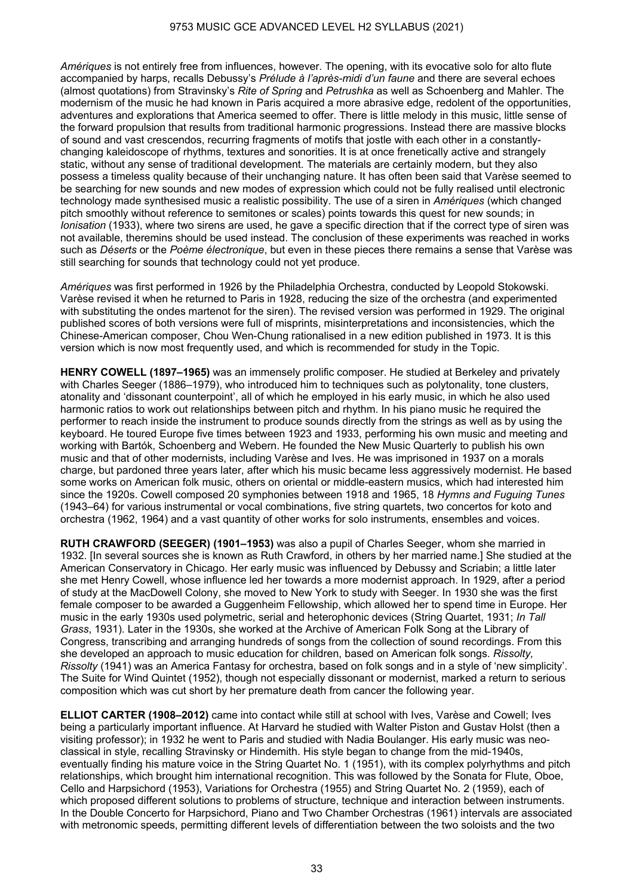*Amériques* is not entirely free from influences, however. The opening, with its evocative solo for alto flute accompanied by harps, recalls Debussy's *Prélude à l'après-midi d'un faune* and there are several echoes (almost quotations) from Stravinsky's *Rite of Spring* and *Petrushka* as well as Schoenberg and Mahler. The modernism of the music he had known in Paris acquired a more abrasive edge, redolent of the opportunities, adventures and explorations that America seemed to offer. There is little melody in this music, little sense of the forward propulsion that results from traditional harmonic progressions. Instead there are massive blocks of sound and vast crescendos, recurring fragments of motifs that jostle with each other in a constantly-changing kaleidoscope of rhythms, textures and sonorities. It is at once frenetically active and strangely static, without any sense of traditional development. The materials are certainly modern, but they also possess a timeless quality because of their unchanging nature. It has often been said that Varèse seemed to be searching for new sounds and new modes of expression which could not be fully realised until electronic technology made synthesised music a realistic possibility. The use of a siren in *Amériques* (which changed pitch smoothly without reference to semitones or scales) points towards this quest for new sounds; in *Ionisation* (1933), where two sirens are used, he gave a specific direction that if the correct type of siren was not available, theremins should be used instead. The conclusion of these experiments was reached in works such as *Déserts* or the *Poème électronique*, but even in these pieces there remains a sense that Varèse was still searching for sounds that technology could not yet produce.

*Amériques* was first performed in 1926 by the Philadelphia Orchestra, conducted by Leopold Stokowski. Varèse revised it when he returned to Paris in 1928, reducing the size of the orchestra (and experimented with substituting the ondes martenot for the siren). The revised version was performed in 1929. The original published scores of both versions were full of misprints, misinterpretations and inconsistencies, which the Chinese-American composer, Chou Wen-Chung rationalised in a new edition published in 1973. It is this version which is now most frequently used, and which is recommended for study in the Topic.

**HENRY COWELL (1897–1965)** was an immensely prolific composer. He studied at Berkeley and privately with Charles Seeger (1886–1979), who introduced him to techniques such as polytonality, tone clusters, atonality and 'dissonant counterpoint', all of which he employed in his early music, in which he also used harmonic ratios to work out relationships between pitch and rhythm. In his piano music he required the performer to reach inside the instrument to produce sounds directly from the strings as well as by using the keyboard. He toured Europe five times between 1923 and 1933, performing his own music and meeting and working with Bartók, Schoenberg and Webern. He founded the New Music Quarterly to publish his own music and that of other modernists, including Varèse and Ives. He was imprisoned in 1937 on a morals charge, but pardoned three years later, after which his music became less aggressively modernist. He based some works on American folk music, others on oriental or middle-eastern musics, which had interested him since the 1920s. Cowell composed 20 symphonies between 1918 and 1965, 18 *Hymns and Fuguing Tunes* (1943–64) for various instrumental or vocal combinations, five string quartets, two concertos for koto and orchestra (1962, 1964) and a vast quantity of other works for solo instruments, ensembles and voices.

**RUTH CRAWFORD (SEEGER) (1901–1953)** was also a pupil of Charles Seeger, whom she married in 1932. [In several sources she is known as Ruth Crawford, in others by her married name.] She studied at the American Conservatory in Chicago. Her early music was influenced by Debussy and Scriabin; a little later she met Henry Cowell, whose influence led her towards a more modernist approach. In 1929, after a period of study at the MacDowell Colony, she moved to New York to study with Seeger. In 1930 she was the first female composer to be awarded a Guggenheim Fellowship, which allowed her to spend time in Europe. Her music in the early 1930s used polymetric, serial and heterophonic devices (String Quartet, 1931; *In Tall Grass*, 1931). Later in the 1930s, she worked at the Archive of American Folk Song at the Library of Congress, transcribing and arranging hundreds of songs from the collection of sound recordings. From this she developed an approach to music education for children, based on American folk songs. *Rissolty, Rissolty* (1941) was an America Fantasy for orchestra, based on folk songs and in a style of 'new simplicity'. The Suite for Wind Quintet (1952), though not especially dissonant or modernist, marked a return to serious composition which was cut short by her premature death from cancer the following year.

**ELLIOT CARTER (1908–2012)** came into contact while still at school with Ives, Varèse and Cowell; Ives being a particularly important influence. At Harvard he studied with Walter Piston and Gustav Holst (then a visiting professor); in 1932 he went to Paris and studied with Nadia Boulanger. His early music was neo-classical in style, recalling Stravinsky or Hindemith. His style began to change from the mid-1940s, eventually finding his mature voice in the String Quartet No. 1 (1951), with its complex polyrhythms and pitch relationships, which brought him international recognition. This was followed by the Sonata for Flute, Oboe, Cello and Harpsichord (1953), Variations for Orchestra (1955) and String Quartet No. 2 (1959), each of which proposed different solutions to problems of structure, technique and interaction between instruments. In the Double Concerto for Harpsichord, Piano and Two Chamber Orchestras (1961) intervals are associated with metronomic speeds, permitting different levels of differentiation between the two soloists and the two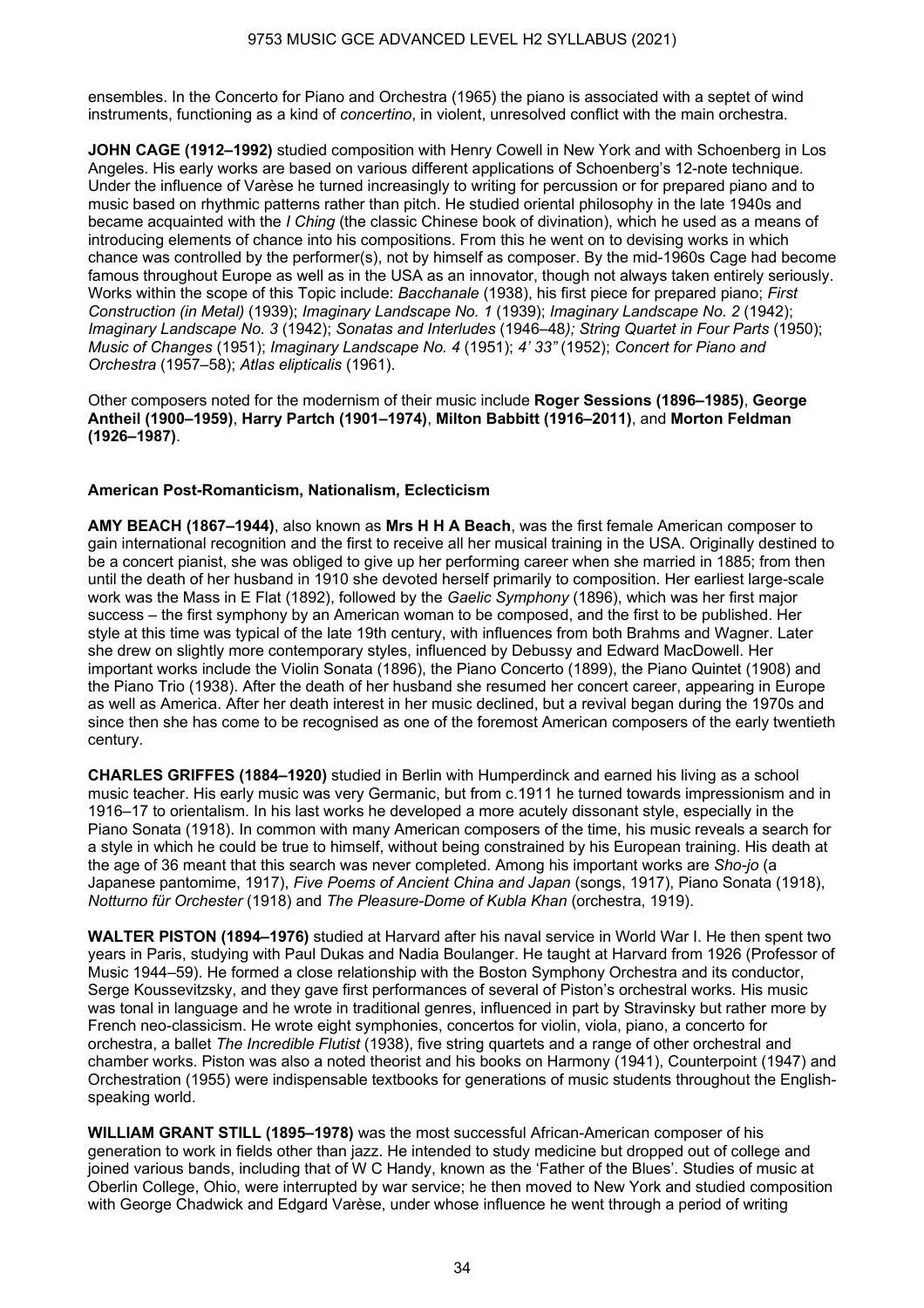ensembles. In the Concerto for Piano and Orchestra (1965) the piano is associated with a septet of wind instruments, functioning as a kind of *concertino*, in violent, unresolved conflict with the main orchestra.

**JOHN CAGE (1912–1992)** studied composition with Henry Cowell in New York and with Schoenberg in Los Angeles. His early works are based on various different applications of Schoenberg's 12-note technique. Under the influence of Varèse he turned increasingly to writing for percussion or for prepared piano and to music based on rhythmic patterns rather than pitch. He studied oriental philosophy in the late 1940s and became acquainted with the *I Ching* (the classic Chinese book of divination), which he used as a means of introducing elements of chance into his compositions. From this he went on to devising works in which chance was controlled by the performer(s), not by himself as composer. By the mid-1960s Cage had become famous throughout Europe as well as in the USA as an innovator, though not always taken entirely seriously. Works within the scope of this Topic include: *Bacchanale* (1938), his first piece for prepared piano; *First Construction (in Metal)* (1939); *Imaginary Landscape No. 1* (1939); *Imaginary Landscape No. 2* (1942); *Imaginary Landscape No. 3* (1942); *Sonatas and Interludes* (1946–48*); String Quartet in Four Parts* (1950); *Music of Changes* (1951); *Imaginary Landscape No. 4* (1951); *4' 33"* (1952); *Concert for Piano and Orchestra* (1957–58); *Atlas elipticalis* (1961).

Other composers noted for the modernism of their music include **Roger Sessions (1896–1985)**, **George Antheil (1900–1959)**, **Harry Partch (1901–1974)**, **Milton Babbitt (1916–2011)**, and **Morton Feldman (1926–1987)**.

### American Post-Romanticism, Nationalism, Eclecticism

**AMY BEACH (1867–1944)**, also known as **Mrs H H A Beach**, was the first female American composer to gain international recognition and the first to receive all her musical training in the USA. Originally destined to be a concert pianist, she was obliged to give up her performing career when she married in 1885; from then until the death of her husband in 1910 she devoted herself primarily to composition. Her earliest large-scale work was the Mass in E Flat (1892), followed by the *Gaelic Symphony* (1896), which was her first major success – the first symphony by an American woman to be composed, and the first to be published. Her style at this time was typical of the late 19th century, with influences from both Brahms and Wagner. Later she drew on slightly more contemporary styles, influenced by Debussy and Edward MacDowell. Her important works include the Violin Sonata (1896), the Piano Concerto (1899), the Piano Quintet (1908) and the Piano Trio (1938). After the death of her husband she resumed her concert career, appearing in Europe as well as America. After her death interest in her music declined, but a revival began during the 1970s and since then she has come to be recognised as one of the foremost American composers of the early twentieth century.

**CHARLES GRIFFES (1884–1920)** studied in Berlin with Humperdinck and earned his living as a school music teacher. His early music was very Germanic, but from c.1911 he turned towards impressionism and in 1916–17 to orientalism. In his last works he developed a more acutely dissonant style, especially in the Piano Sonata (1918). In common with many American composers of the time, his music reveals a search for a style in which he could be true to himself, without being constrained by his European training. His death at the age of 36 meant that this search was never completed. Among his important works are *Sho-jo* (a Japanese pantomime, 1917), *Five Poems of Ancient China and Japan* (songs, 1917), Piano Sonata (1918), *Notturno für Orchester* (1918) and *The Pleasure-Dome of Kubla Khan* (orchestra, 1919).

**WALTER PISTON (1894–1976)** studied at Harvard after his naval service in World War I. He then spent two years in Paris, studying with Paul Dukas and Nadia Boulanger. He taught at Harvard from 1926 (Professor of Music 1944–59). He formed a close relationship with the Boston Symphony Orchestra and its conductor, Serge Koussevitzsky, and they gave first performances of several of Piston's orchestral works. His music was tonal in language and he wrote in traditional genres, influenced in part by Stravinsky but rather more by French neo-classicism. He wrote eight symphonies, concertos for violin, viola, piano, a concerto for orchestra, a ballet *The Incredible Flutist* (1938), five string quartets and a range of other orchestral and chamber works. Piston was also a noted theorist and his books on Harmony (1941), Counterpoint (1947) and Orchestration (1955) were indispensable textbooks for generations of music students throughout the English-speaking world.

**WILLIAM GRANT STILL (1895–1978)** was the most successful African-American composer of his generation to work in fields other than jazz. He intended to study medicine but dropped out of college and joined various bands, including that of W C Handy, known as the 'Father of the Blues'. Studies of music at Oberlin College, Ohio, were interrupted by war service; he then moved to New York and studied composition with George Chadwick and Edgard Varèse, under whose influence he went through a period of writing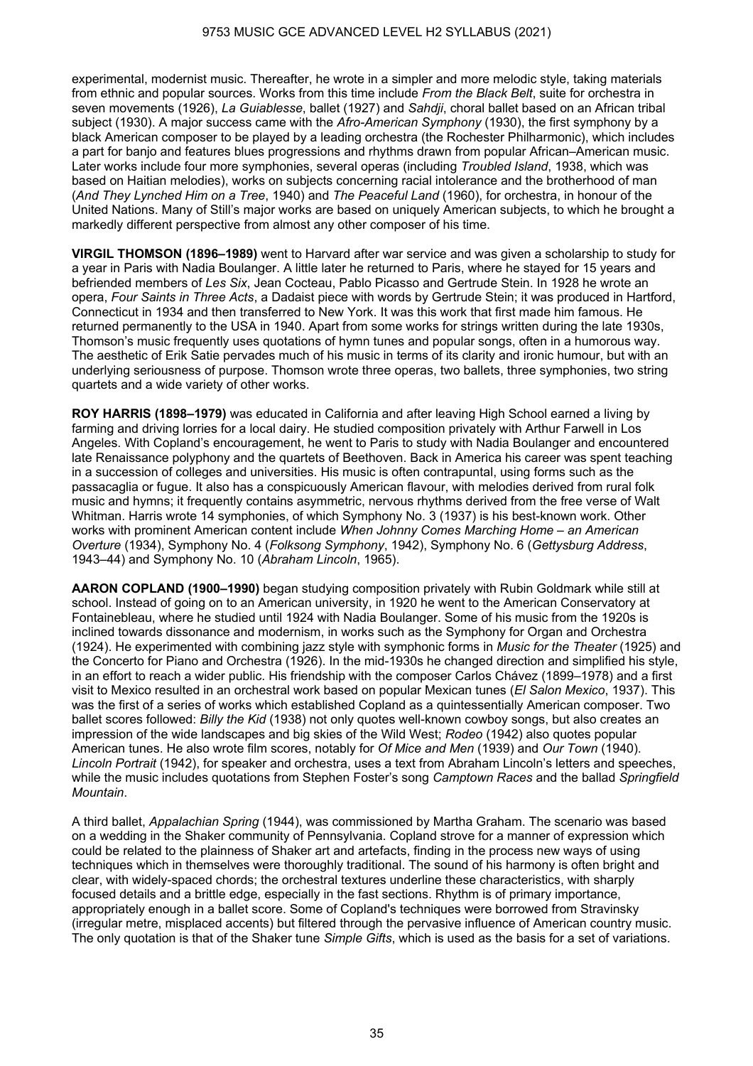experimental, modernist music. Thereafter, he wrote in a simpler and more melodic style, taking materials from ethnic and popular sources. Works from this time include *From the Black Belt*, suite for orchestra in seven movements (1926), *La Guiablesse*, ballet (1927) and *Sahdji*, choral ballet based on an African tribal subject (1930). A major success came with the *Afro-American Symphony* (1930), the first symphony by a black American composer to be played by a leading orchestra (the Rochester Philharmonic), which includes a part for banjo and features blues progressions and rhythms drawn from popular African–American music. Later works include four more symphonies, several operas (including *Troubled Island*, 1938, which was based on Haitian melodies), works on subjects concerning racial intolerance and the brotherhood of man (*And They Lynched Him on a Tree*, 1940) and *The Peaceful Land* (1960), for orchestra, in honour of the United Nations. Many of Still's major works are based on uniquely American subjects, to which he brought a markedly different perspective from almost any other composer of his time.

**VIRGIL THOMSON (1896–1989)** went to Harvard after war service and was given a scholarship to study for a year in Paris with Nadia Boulanger. A little later he returned to Paris, where he stayed for 15 years and befriended members of *Les Six*, Jean Cocteau, Pablo Picasso and Gertrude Stein. In 1928 he wrote an opera, *Four Saints in Three Acts*, a Dadaist piece with words by Gertrude Stein; it was produced in Hartford, Connecticut in 1934 and then transferred to New York. It was this work that first made him famous. He returned permanently to the USA in 1940. Apart from some works for strings written during the late 1930s, Thomson's music frequently uses quotations of hymn tunes and popular songs, often in a humorous way. The aesthetic of Erik Satie pervades much of his music in terms of its clarity and ironic humour, but with an underlying seriousness of purpose. Thomson wrote three operas, two ballets, three symphonies, two string quartets and a wide variety of other works.

**ROY HARRIS (1898–1979)** was educated in California and after leaving High School earned a living by farming and driving lorries for a local dairy. He studied composition privately with Arthur Farwell in Los Angeles. With Copland's encouragement, he went to Paris to study with Nadia Boulanger and encountered late Renaissance polyphony and the quartets of Beethoven. Back in America his career was spent teaching in a succession of colleges and universities. His music is often contrapuntal, using forms such as the passacaglia or fugue. It also has a conspicuously American flavour, with melodies derived from rural folk music and hymns; it frequently contains asymmetric, nervous rhythms derived from the free verse of Walt Whitman. Harris wrote 14 symphonies, of which Symphony No. 3 (1937) is his best-known work. Other works with prominent American content include *When Johnny Comes Marching Home – an American Overture* (1934), Symphony No. 4 (*Folksong Symphony*, 1942), Symphony No. 6 (*Gettysburg Address*, 1943–44) and Symphony No. 10 (*Abraham Lincoln*, 1965).

**AARON COPLAND (1900–1990)** began studying composition privately with Rubin Goldmark while still at school. Instead of going on to an American university, in 1920 he went to the American Conservatory at Fontainebleau, where he studied until 1924 with Nadia Boulanger. Some of his music from the 1920s is inclined towards dissonance and modernism, in works such as the Symphony for Organ and Orchestra (1924). He experimented with combining jazz style with symphonic forms in *Music for the Theater* (1925) and the Concerto for Piano and Orchestra (1926). In the mid-1930s he changed direction and simplified his style, in an effort to reach a wider public. His friendship with the composer Carlos Chávez (1899–1978) and a first visit to Mexico resulted in an orchestral work based on popular Mexican tunes (*El Salon Mexico*, 1937). This was the first of a series of works which established Copland as a quintessentially American composer. Two ballet scores followed: *Billy the Kid* (1938) not only quotes well-known cowboy songs, but also creates an impression of the wide landscapes and big skies of the Wild West; *Rodeo* (1942) also quotes popular American tunes. He also wrote film scores, notably for *Of Mice and Men* (1939) and *Our Town* (1940). *Lincoln Portrait* (1942), for speaker and orchestra, uses a text from Abraham Lincoln's letters and speeches, while the music includes quotations from Stephen Foster's song *Camptown Races* and the ballad *Springfield Mountain*.

A third ballet, *Appalachian Spring* (1944), was commissioned by Martha Graham. The scenario was based on a wedding in the Shaker community of Pennsylvania. Copland strove for a manner of expression which could be related to the plainness of Shaker art and artefacts, finding in the process new ways of using techniques which in themselves were thoroughly traditional. The sound of his harmony is often bright and clear, with widely-spaced chords; the orchestral textures underline these characteristics, with sharply focused details and a brittle edge, especially in the fast sections. Rhythm is of primary importance, appropriately enough in a ballet score. Some of Copland's techniques were borrowed from Stravinsky (irregular metre, misplaced accents) but filtered through the pervasive influence of American country music. The only quotation is that of the Shaker tune *Simple Gifts*, which is used as the basis for a set of variations.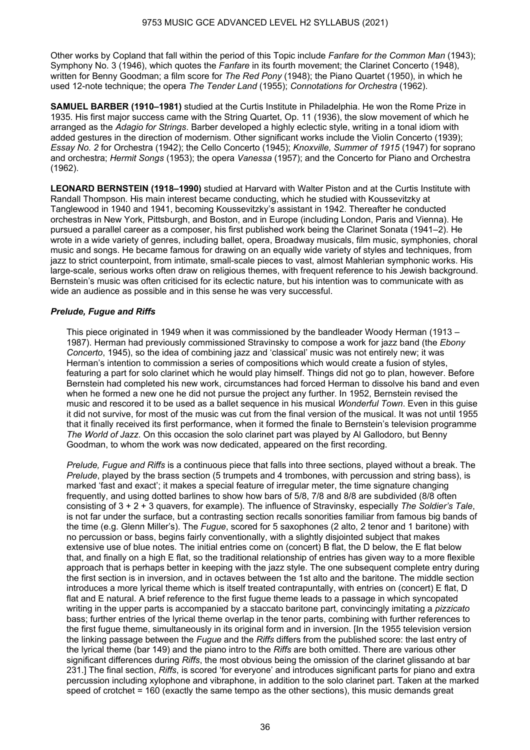Other works by Copland that fall within the period of this Topic include *Fanfare for the Common Man* (1943); Symphony No. 3 (1946), which quotes the *Fanfare* in its fourth movement; the Clarinet Concerto (1948), written for Benny Goodman; a film score for *The Red Pony* (1948); the Piano Quartet (1950), in which he used 12-note technique; the opera *The Tender Land* (1955); *Connotations for Orchestra* (1962).

**SAMUEL BARBER (1910–1981)** studied at the Curtis Institute in Philadelphia. He won the Rome Prize in 1935. His first major success came with the String Quartet, Op. 11 (1936), the slow movement of which he arranged as the *Adagio for Strings*. Barber developed a highly eclectic style, writing in a tonal idiom with added gestures in the direction of modernism. Other significant works include the Violin Concerto (1939); *Essay No. 2* for Orchestra (1942); the Cello Concerto (1945); *Knoxville, Summer of 1915* (1947) for soprano and orchestra; *Hermit Songs* (1953); the opera *Vanessa* (1957); and the Concerto for Piano and Orchestra (1962).

**LEONARD BERNSTEIN (1918–1990)** studied at Harvard with Walter Piston and at the Curtis Institute with Randall Thompson. His main interest became conducting, which he studied with Koussevitzky at Tanglewood in 1940 and 1941, becoming Koussevitzky's assistant in 1942. Thereafter he conducted orchestras in New York, Pittsburgh, and Boston, and in Europe (including London, Paris and Vienna). He pursued a parallel career as a composer, his first published work being the Clarinet Sonata (1941–2). He wrote in a wide variety of genres, including ballet, opera, Broadway musicals, film music, symphonies, choral music and songs. He became famous for drawing on an equally wide variety of styles and techniques, from jazz to strict counterpoint, from intimate, small-scale pieces to vast, almost Mahlerian symphonic works. His large-scale, serious works often draw on religious themes, with frequent reference to his Jewish background. Bernstein's music was often criticised for its eclectic nature, but his intention was to communicate with as wide an audience as possible and in this sense he was very successful.

### *Prelude, Fugue and Riffs*

This piece originated in 1949 when it was commissioned by the bandleader Woody Herman (1913 – 1987). Herman had previously commissioned Stravinsky to compose a work for jazz band (the *Ebony Concerto*, 1945), so the idea of combining jazz and 'classical' music was not entirely new; it was Herman's intention to commission a series of compositions which would create a fusion of styles, featuring a part for solo clarinet which he would play himself. Things did not go to plan, however. Before Bernstein had completed his new work, circumstances had forced Herman to dissolve his band and even when he formed a new one he did not pursue the project any further. In 1952, Bernstein revised the music and rescored it to be used as a ballet sequence in his musical *Wonderful Town*. Even in this guise it did not survive, for most of the music was cut from the final version of the musical. It was not until 1955 that it finally received its first performance, when it formed the finale to Bernstein's television programme *The World of Jazz*. On this occasion the solo clarinet part was played by Al Gallodoro, but Benny Goodman, to whom the work was now dedicated, appeared on the first recording.

*Prelude, Fugue and Riffs* is a continuous piece that falls into three sections, played without a break. The *Prelude*, played by the brass section (5 trumpets and 4 trombones, with percussion and string bass), is marked 'fast and exact'; it makes a special feature of irregular meter, the time signature changing frequently, and using dotted barlines to show how bars of 5/8, 7/8 and 8/8 are subdivided (8/8 often consisting of 3 + 2 + 3 quavers, for example). The influence of Stravinsky, especially *The Soldier's Tale*, is not far under the surface, but a contrasting section recalls sonorities familiar from famous big bands of the time (e.g. Glenn Miller's). The *Fugue*, scored for 5 saxophones (2 alto, 2 tenor and 1 baritone) with no percussion or bass, begins fairly conventionally, with a slightly disjointed subject that makes extensive use of blue notes. The initial entries come on (concert) B flat, the D below, the E flat below that, and finally on a high E flat, so the traditional relationship of entries has given way to a more flexible approach that is perhaps better in keeping with the jazz style. The one subsequent complete entry during the first section is in inversion, and in octaves between the 1st alto and the baritone. The middle section introduces a more lyrical theme which is itself treated contrapuntally, with entries on (concert) E flat, D flat and E natural. A brief reference to the first fugue theme leads to a passage in which syncopated writing in the upper parts is accompanied by a staccato baritone part, convincingly imitating a *pizzicato* bass; further entries of the lyrical theme overlap in the tenor parts, combining with further references to the first fugue theme, simultaneously in its original form and in inversion. [In the 1955 television version the linking passage between the *Fugue* and the *Riffs* differs from the published score: the last entry of the lyrical theme (bar 149) and the piano intro to the *Riffs* are both omitted. There are various other significant differences during *Riffs*, the most obvious being the omission of the clarinet glissando at bar 231.] The final section, *Riffs*, is scored 'for everyone' and introduces significant parts for piano and extra percussion including xylophone and vibraphone, in addition to the solo clarinet part. Taken at the marked speed of crotchet = 160 (exactly the same tempo as the other sections), this music demands great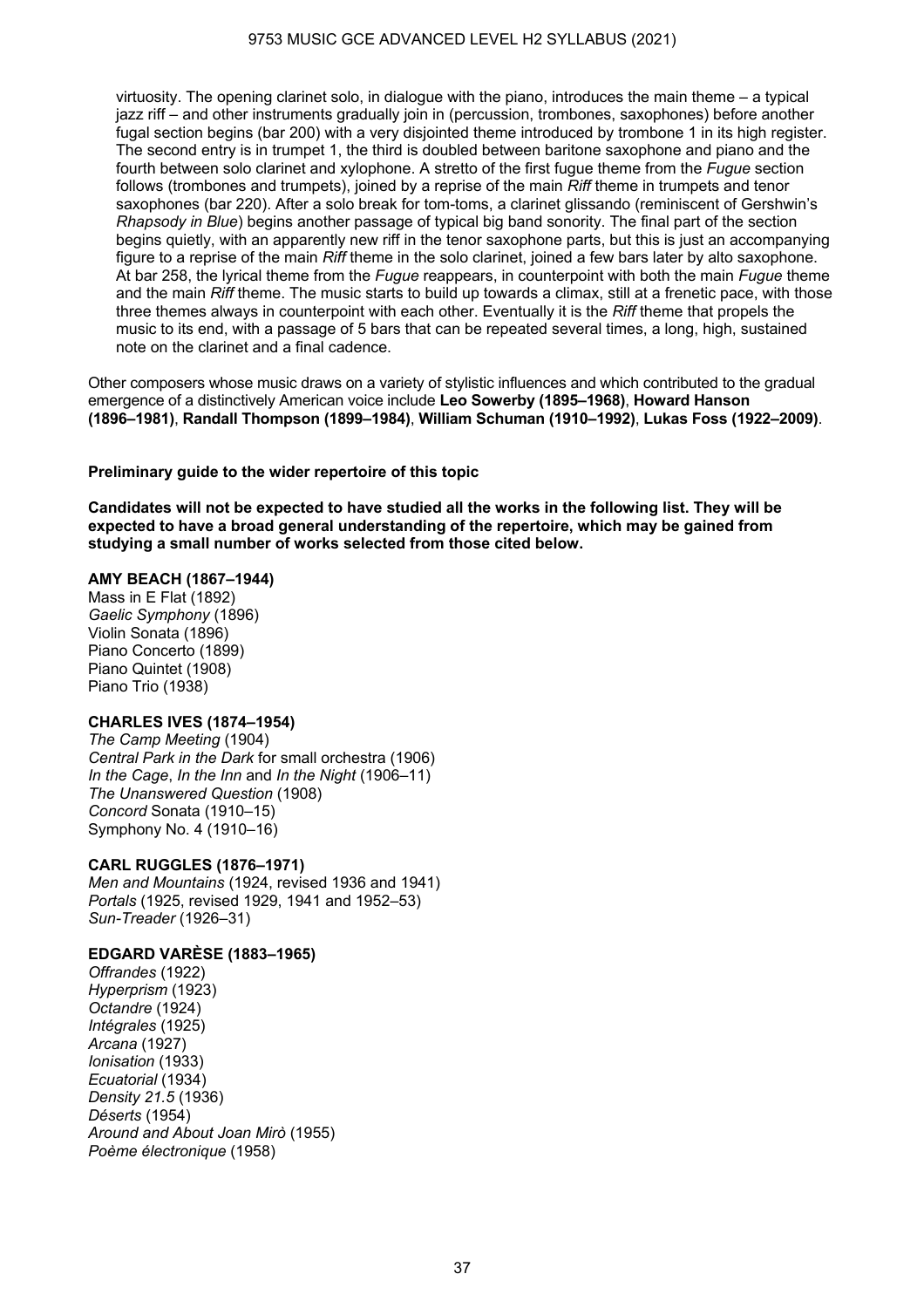virtuosity. The opening clarinet solo, in dialogue with the piano, introduces the main theme – a typical jazz riff – and other instruments gradually join in (percussion, trombones, saxophones) before another fugal section begins (bar 200) with a very disjointed theme introduced by trombone 1 in its high register. The second entry is in trumpet 1, the third is doubled between baritone saxophone and piano and the fourth between solo clarinet and xylophone. A stretto of the first fugue theme from the *Fugue* section follows (trombones and trumpets), joined by a reprise of the main *Riff* theme in trumpets and tenor saxophones (bar 220). After a solo break for tom-toms, a clarinet glissando (reminiscent of Gershwin's *Rhapsody in Blue*) begins another passage of typical big band sonority. The final part of the section begins quietly, with an apparently new riff in the tenor saxophone parts, but this is just an accompanying figure to a reprise of the main *Riff* theme in the solo clarinet, joined a few bars later by alto saxophone. At bar 258, the lyrical theme from the *Fugue* reappears, in counterpoint with both the main *Fugue* theme and the main *Riff* theme. The music starts to build up towards a climax, still at a frenetic pace, with those three themes always in counterpoint with each other. Eventually it is the *Riff* theme that propels the music to its end, with a passage of 5 bars that can be repeated several times, a long, high, sustained note on the clarinet and a final cadence.

Other composers whose music draws on a variety of stylistic influences and which contributed to the gradual emergence of a distinctively American voice include **Leo Sowerby (1895–1968)**, **Howard Hanson (1896–1981)**, **Randall Thompson (1899–1984)**, **William Schuman (1910–1992)**, **Lukas Foss (1922–2009)**.

**Preliminary guide to the wider repertoire of this topic**

**Candidates will not be expected to have studied all the works in the following list. They will be expected to have a broad general understanding of the repertoire, which may be gained from studying a small number of works selected from those cited below.**

**AMY BEACH (1867–1944)**
Mass in E Flat (1892)
*Gaelic Symphony* (1896)
Violin Sonata (1896)
Piano Concerto (1899)
Piano Quintet (1908)
Piano Trio (1938)

**CHARLES IVES (1874–1954)**
*The Camp Meeting* (1904)
*Central Park in the Dark* for small orchestra (1906)
*In the Cage*, *In the Inn* and *In the Night* (1906–11)
*The Unanswered Question* (1908)
*Concord* Sonata (1910–15)
Symphony No. 4 (1910–16)

**CARL RUGGLES (1876–1971)**
*Men and Mountains* (1924, revised 1936 and 1941)
*Portals* (1925, revised 1929, 1941 and 1952–53)
*Sun-Treader* (1926–31)

**EDGARD VARÈSE (1883–1965)**
*Offrandes* (1922)
*Hyperprism* (1923)
*Octandre* (1924)
*Intégrales* (1925)
*Arcana* (1927)
*Ionisation* (1933)
*Ecuatorial* (1934)
*Density 21.5* (1936)
*Déserts* (1954)
*Around and About Joan Mirò* (1955)
*Poème électronique* (1958)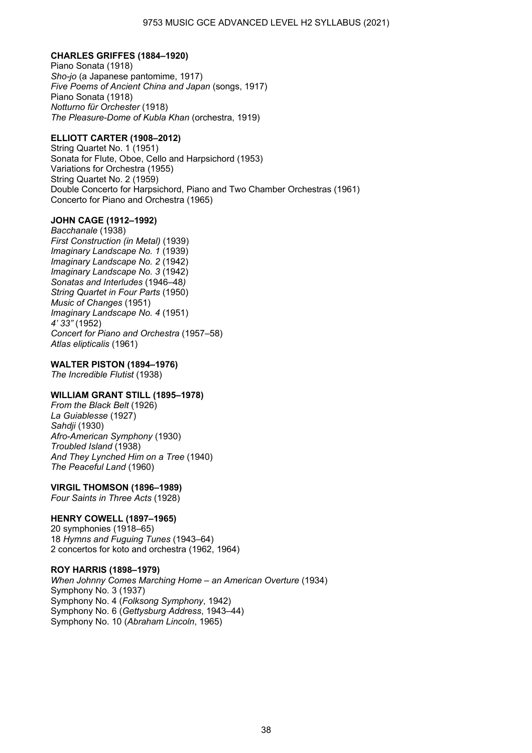**CHARLES GRIFFES (1884–1920)**
Piano Sonata (1918)
*Sho-jo* (a Japanese pantomime, 1917)
*Five Poems of Ancient China and Japan* (songs, 1917)
Piano Sonata (1918)
*Notturno für Orchester* (1918)
*The Pleasure-Dome of Kubla Khan* (orchestra, 1919)

**ELLIOTT CARTER (1908–2012)**
String Quartet No. 1 (1951)
Sonata for Flute, Oboe, Cello and Harpsichord (1953)
Variations for Orchestra (1955)
String Quartet No. 2 (1959)
Double Concerto for Harpsichord, Piano and Two Chamber Orchestras (1961)
Concerto for Piano and Orchestra (1965)

**JOHN CAGE (1912–1992)**
*Bacchanale* (1938)
*First Construction (in Metal)* (1939)
*Imaginary Landscape No. 1* (1939)
*Imaginary Landscape No. 2* (1942)
*Imaginary Landscape No. 3* (1942)
*Sonatas and Interludes* (1946–48)
*String Quartet in Four Parts* (1950)
*Music of Changes* (1951)
*Imaginary Landscape No. 4* (1951)
*4' 33"* (1952)
*Concert for Piano and Orchestra* (1957–58)
*Atlas elipticalis* (1961)

**WALTER PISTON (1894–1976)**
*The Incredible Flutist* (1938)

**WILLIAM GRANT STILL (1895–1978)**
*From the Black Belt* (1926)
*La Guiablesse* (1927)
*Sahdji* (1930)
*Afro-American Symphony* (1930)
*Troubled Island* (1938)
*And They Lynched Him on a Tree* (1940)
*The Peaceful Land* (1960)

**VIRGIL THOMSON (1896–1989)**
*Four Saints in Three Acts* (1928)

**HENRY COWELL (1897–1965)**
20 symphonies (1918–65)
18 *Hymns and Fuguing Tunes* (1943–64)
2 concertos for koto and orchestra (1962, 1964)

**ROY HARRIS (1898–1979)**
*When Johnny Comes Marching Home – an American Overture* (1934)
Symphony No. 3 (1937)
Symphony No. 4 (*Folksong Symphony*, 1942)
Symphony No. 6 (*Gettysburg Address*, 1943–44)
Symphony No. 10 (*Abraham Lincoln*, 1965)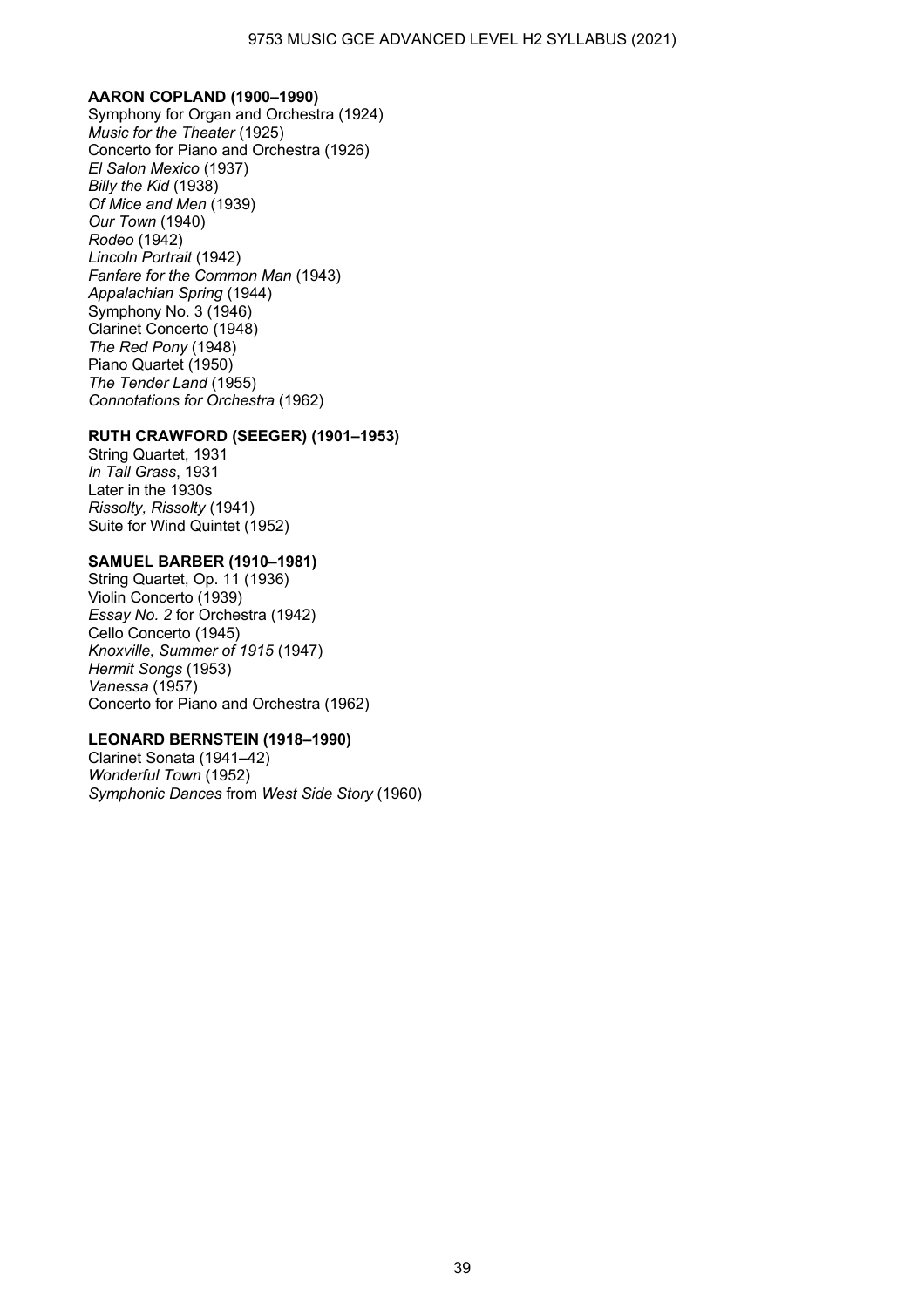**AARON COPLAND (1900–1990)**

Symphony for Organ and Orchestra (1924)
*Music for the Theater* (1925)
Concerto for Piano and Orchestra (1926)
*El Salon Mexico* (1937)
*Billy the Kid* (1938)
*Of Mice and Men* (1939)
*Our Town* (1940)
*Rodeo* (1942)
*Lincoln Portrait* (1942)
*Fanfare for the Common Man* (1943)
*Appalachian Spring* (1944)
Symphony No. 3 (1946)
Clarinet Concerto (1948)
*The Red Pony* (1948)
Piano Quartet (1950)
*The Tender Land* (1955)
*Connotations for Orchestra* (1962)

**RUTH CRAWFORD (SEEGER) (1901–1953)**

String Quartet, 1931
*In Tall Grass*, 1931
Later in the 1930s
*Rissolty, Rissolty* (1941)
Suite for Wind Quintet (1952)

**SAMUEL BARBER (1910–1981)**

String Quartet, Op. 11 (1936)
Violin Concerto (1939)
*Essay No. 2* for Orchestra (1942)
Cello Concerto (1945)
*Knoxville, Summer of 1915* (1947)
*Hermit Songs* (1953)
*Vanessa* (1957)
Concerto for Piano and Orchestra (1962)

**LEONARD BERNSTEIN (1918–1990)**

Clarinet Sonata (1941–42)
*Wonderful Town* (1952)
*Symphonic Dances* from *West Side Story* (1960)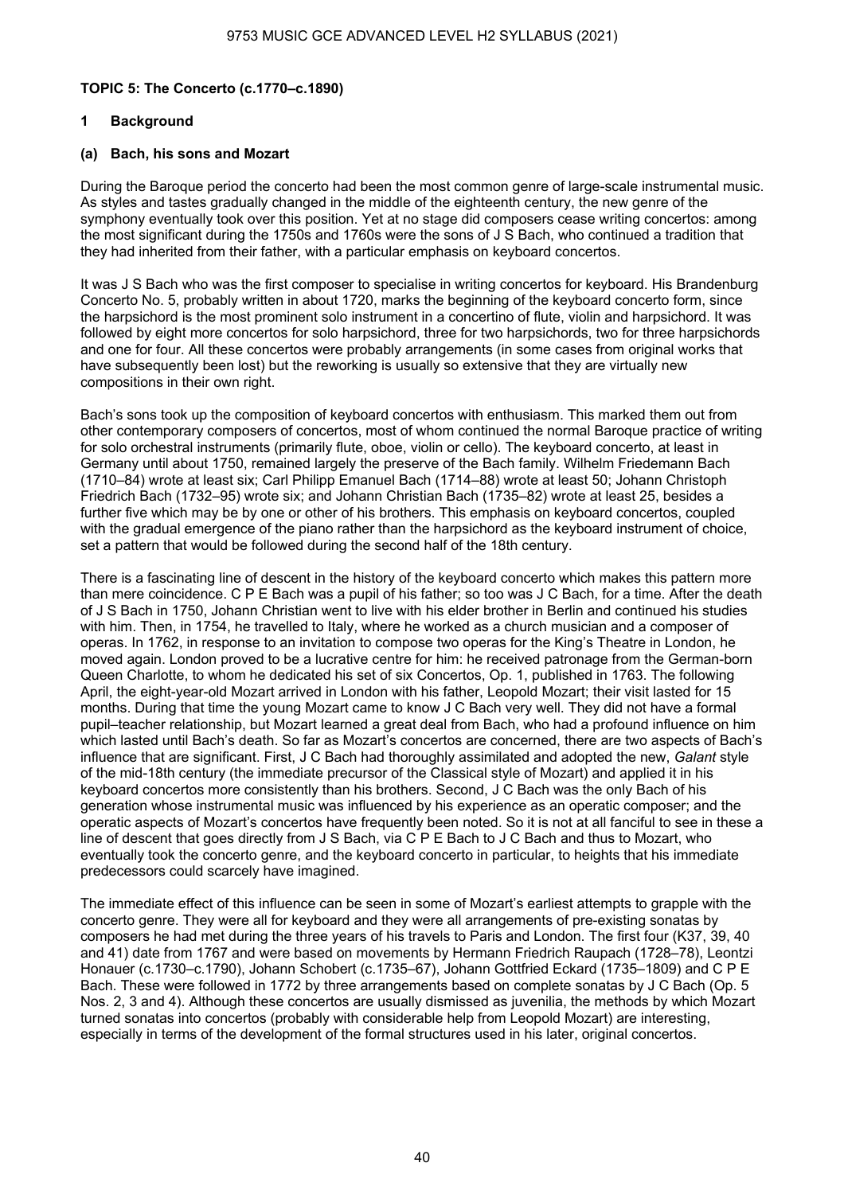**TOPIC 5: The Concerto (c.1770–c.1890)**

**1 Background**

**(a) Bach, his sons and Mozart**

During the Baroque period the concerto had been the most common genre of large-scale instrumental music. As styles and tastes gradually changed in the middle of the eighteenth century, the new genre of the symphony eventually took over this position. Yet at no stage did composers cease writing concertos: among the most significant during the 1750s and 1760s were the sons of J S Bach, who continued a tradition that they had inherited from their father, with a particular emphasis on keyboard concertos.

It was J S Bach who was the first composer to specialise in writing concertos for keyboard. His Brandenburg Concerto No. 5, probably written in about 1720, marks the beginning of the keyboard concerto form, since the harpsichord is the most prominent solo instrument in a concertino of flute, violin and harpsichord. It was followed by eight more concertos for solo harpsichord, three for two harpsichords, two for three harpsichords and one for four. All these concertos were probably arrangements (in some cases from original works that have subsequently been lost) but the reworking is usually so extensive that they are virtually new compositions in their own right.

Bach's sons took up the composition of keyboard concertos with enthusiasm. This marked them out from other contemporary composers of concertos, most of whom continued the normal Baroque practice of writing for solo orchestral instruments (primarily flute, oboe, violin or cello). The keyboard concerto, at least in Germany until about 1750, remained largely the preserve of the Bach family. Wilhelm Friedemann Bach (1710–84) wrote at least six; Carl Philipp Emanuel Bach (1714–88) wrote at least 50; Johann Christoph Friedrich Bach (1732–95) wrote six; and Johann Christian Bach (1735–82) wrote at least 25, besides a further five which may be by one or other of his brothers. This emphasis on keyboard concertos, coupled with the gradual emergence of the piano rather than the harpsichord as the keyboard instrument of choice, set a pattern that would be followed during the second half of the 18th century.

There is a fascinating line of descent in the history of the keyboard concerto which makes this pattern more than mere coincidence. C P E Bach was a pupil of his father; so too was J C Bach, for a time. After the death of J S Bach in 1750, Johann Christian went to live with his elder brother in Berlin and continued his studies with him. Then, in 1754, he travelled to Italy, where he worked as a church musician and a composer of operas. In 1762, in response to an invitation to compose two operas for the King's Theatre in London, he moved again. London proved to be a lucrative centre for him: he received patronage from the German-born Queen Charlotte, to whom he dedicated his set of six Concertos, Op. 1, published in 1763. The following April, the eight-year-old Mozart arrived in London with his father, Leopold Mozart; their visit lasted for 15 months. During that time the young Mozart came to know J C Bach very well. They did not have a formal pupil–teacher relationship, but Mozart learned a great deal from Bach, who had a profound influence on him which lasted until Bach's death. So far as Mozart's concertos are concerned, there are two aspects of Bach's influence that are significant. First, J C Bach had thoroughly assimilated and adopted the new, *Galant* style of the mid-18th century (the immediate precursor of the Classical style of Mozart) and applied it in his keyboard concertos more consistently than his brothers. Second, J C Bach was the only Bach of his generation whose instrumental music was influenced by his experience as an operatic composer; and the operatic aspects of Mozart's concertos have frequently been noted. So it is not at all fanciful to see in these a line of descent that goes directly from J S Bach, via C P E Bach to J C Bach and thus to Mozart, who eventually took the concerto genre, and the keyboard concerto in particular, to heights that his immediate predecessors could scarcely have imagined.

The immediate effect of this influence can be seen in some of Mozart's earliest attempts to grapple with the concerto genre. They were all for keyboard and they were all arrangements of pre-existing sonatas by composers he had met during the three years of his travels to Paris and London. The first four (K37, 39, 40 and 41) date from 1767 and were based on movements by Hermann Friedrich Raupach (1728–78), Leontzi Honauer (c.1730–c.1790), Johann Schobert (c.1735–67), Johann Gottfried Eckard (1735–1809) and C P E Bach. These were followed in 1772 by three arrangements based on complete sonatas by J C Bach (Op. 5 Nos. 2, 3 and 4). Although these concertos are usually dismissed as juvenilia, the methods by which Mozart turned sonatas into concertos (probably with considerable help from Leopold Mozart) are interesting, especially in terms of the development of the formal structures used in his later, original concertos.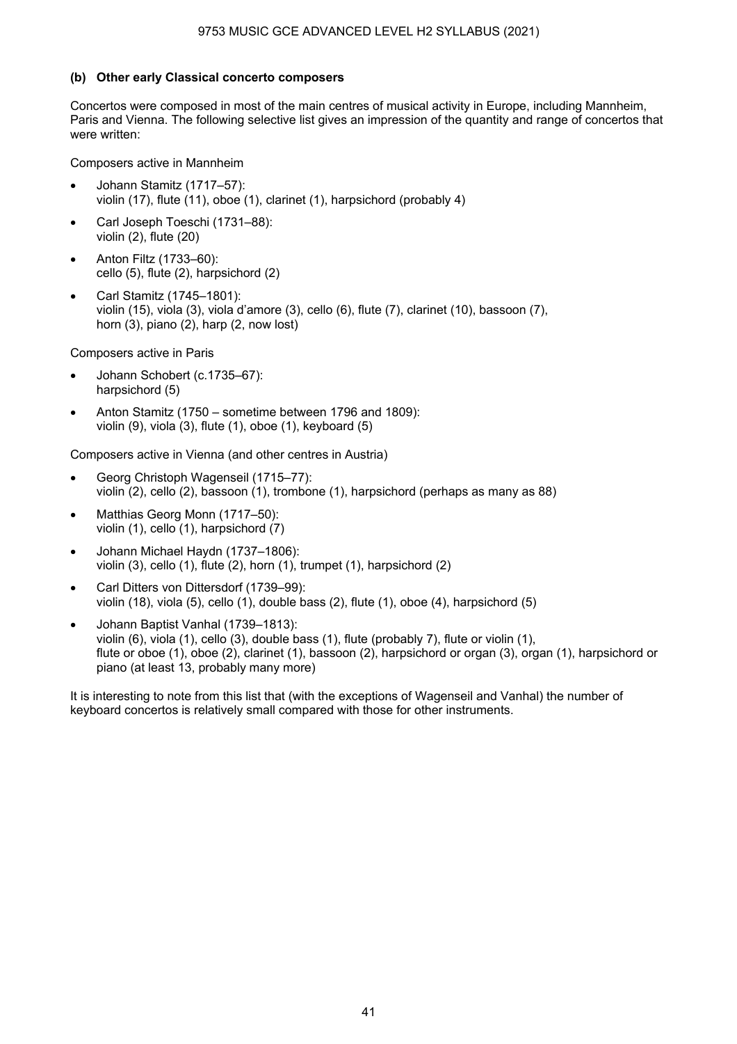### (b) Other early Classical concerto composers

Concertos were composed in most of the main centres of musical activity in Europe, including Mannheim, Paris and Vienna. The following selective list gives an impression of the quantity and range of concertos that were written:

Composers active in Mannheim

- Johann Stamitz (1717–57):
  violin (17), flute (11), oboe (1), clarinet (1), harpsichord (probably 4)
- Carl Joseph Toeschi (1731–88):
  violin (2), flute (20)
- Anton Filtz (1733–60):
  cello (5), flute (2), harpsichord (2)
- Carl Stamitz (1745–1801):
  violin (15), viola (3), viola d'amore (3), cello (6), flute (7), clarinet (10), bassoon (7), horn (3), piano (2), harp (2, now lost)

Composers active in Paris

- Johann Schobert (c.1735–67):
  harpsichord (5)
- Anton Stamitz (1750 – sometime between 1796 and 1809):
  violin (9), viola (3), flute (1), oboe (1), keyboard (5)

Composers active in Vienna (and other centres in Austria)

- Georg Christoph Wagenseil (1715–77):
  violin (2), cello (2), bassoon (1), trombone (1), harpsichord (perhaps as many as 88)
- Matthias Georg Monn (1717–50):
  violin (1), cello (1), harpsichord (7)
- Johann Michael Haydn (1737–1806):
  violin (3), cello (1), flute (2), horn (1), trumpet (1), harpsichord (2)
- Carl Ditters von Dittersdorf (1739–99):
  violin (18), viola (5), cello (1), double bass (2), flute (1), oboe (4), harpsichord (5)
- Johann Baptist Vanhal (1739–1813):
  violin (6), viola (1), cello (3), double bass (1), flute (probably 7), flute or violin (1), flute or oboe (1), oboe (2), clarinet (1), bassoon (2), harpsichord or organ (3), organ (1), harpsichord or piano (at least 13, probably many more)

It is interesting to note from this list that (with the exceptions of Wagenseil and Vanhal) the number of keyboard concertos is relatively small compared with those for other instruments.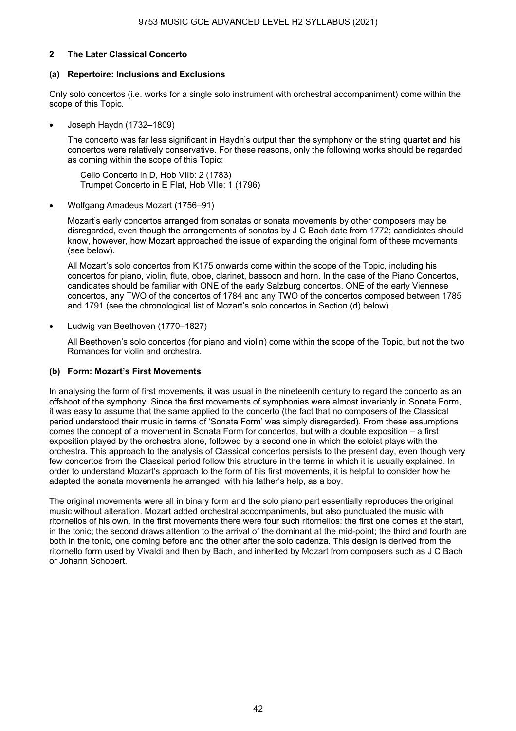## 2 The Later Classical Concerto

### (a) Repertoire: Inclusions and Exclusions

Only solo concertos (i.e. works for a single solo instrument with orchestral accompaniment) come within the scope of this Topic.

- Joseph Haydn (1732–1809)

  The concerto was far less significant in Haydn's output than the symphony or the string quartet and his concertos were relatively conservative. For these reasons, only the following works should be regarded as coming within the scope of this Topic:

  Cello Concerto in D, Hob VIIb: 2 (1783)
  Trumpet Concerto in E Flat, Hob VIIe: 1 (1796)

- Wolfgang Amadeus Mozart (1756–91)

  Mozart's early concertos arranged from sonatas or sonata movements by other composers may be disregarded, even though the arrangements of sonatas by J C Bach date from 1772; candidates should know, however, how Mozart approached the issue of expanding the original form of these movements (see below).

  All Mozart's solo concertos from K175 onwards come within the scope of the Topic, including his concertos for piano, violin, flute, oboe, clarinet, bassoon and horn. In the case of the Piano Concertos, candidates should be familiar with ONE of the early Salzburg concertos, ONE of the early Viennese concertos, any TWO of the concertos of 1784 and any TWO of the concertos composed between 1785 and 1791 (see the chronological list of Mozart's solo concertos in Section (d) below).

- Ludwig van Beethoven (1770–1827)

  All Beethoven's solo concertos (for piano and violin) come within the scope of the Topic, but not the two Romances for violin and orchestra.

### (b) Form: Mozart's First Movements

In analysing the form of first movements, it was usual in the nineteenth century to regard the concerto as an offshoot of the symphony. Since the first movements of symphonies were almost invariably in Sonata Form, it was easy to assume that the same applied to the concerto (the fact that no composers of the Classical period understood their music in terms of 'Sonata Form' was simply disregarded). From these assumptions comes the concept of a movement in Sonata Form for concertos, but with a double exposition – a first exposition played by the orchestra alone, followed by a second one in which the soloist plays with the orchestra. This approach to the analysis of Classical concertos persists to the present day, even though very few concertos from the Classical period follow this structure in the terms in which it is usually explained. In order to understand Mozart's approach to the form of his first movements, it is helpful to consider how he adapted the sonata movements he arranged, with his father's help, as a boy.

The original movements were all in binary form and the solo piano part essentially reproduces the original music without alteration. Mozart added orchestral accompaniments, but also punctuated the music with ritornellos of his own. In the first movements there were four such ritornellos: the first one comes at the start, in the tonic; the second draws attention to the arrival of the dominant at the mid-point; the third and fourth are both in the tonic, one coming before and the other after the solo cadenza. This design is derived from the ritornello form used by Vivaldi and then by Bach, and inherited by Mozart from composers such as J C Bach or Johann Schobert.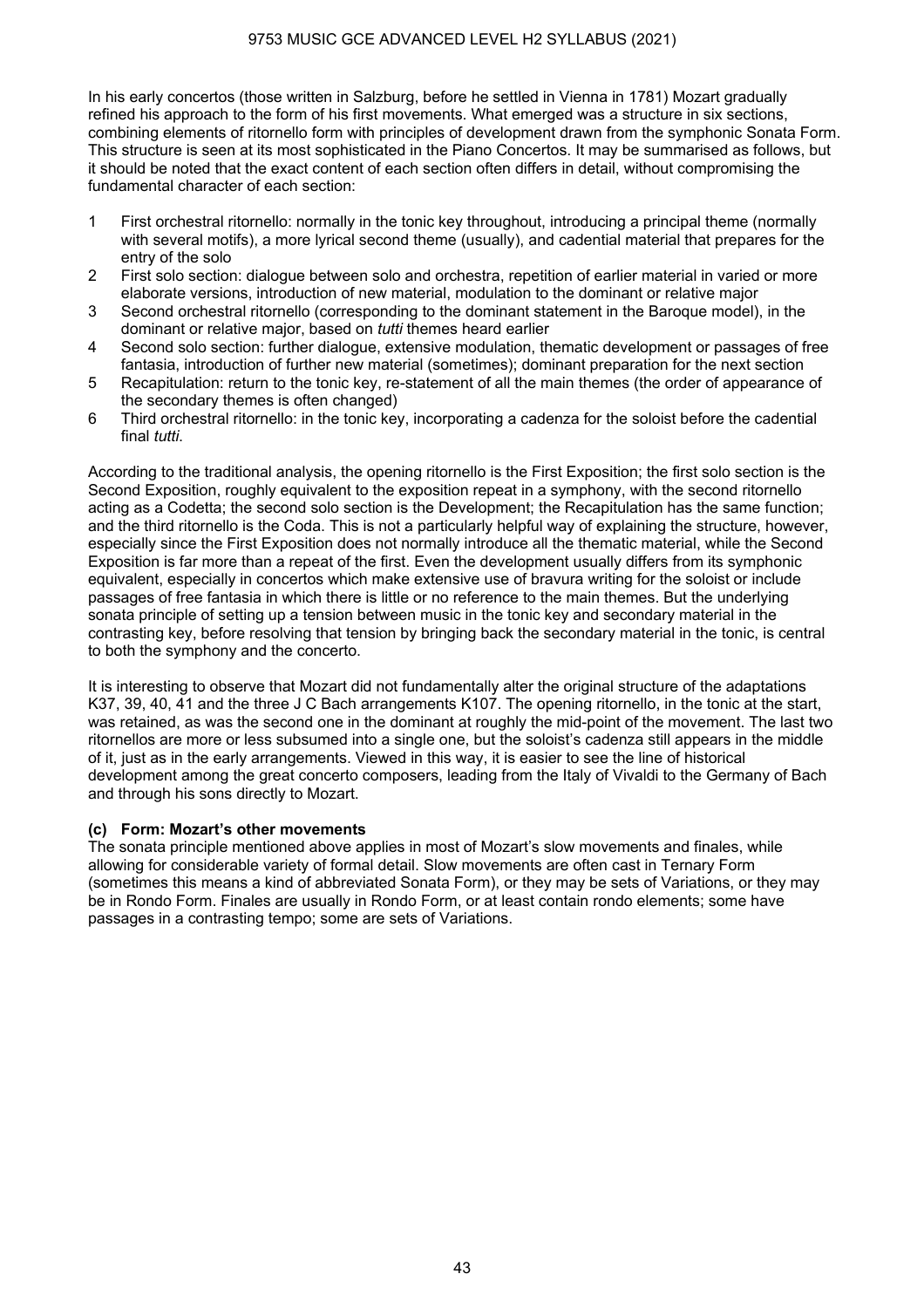In his early concertos (those written in Salzburg, before he settled in Vienna in 1781) Mozart gradually refined his approach to the form of his first movements. What emerged was a structure in six sections, combining elements of ritornello form with principles of development drawn from the symphonic Sonata Form. This structure is seen at its most sophisticated in the Piano Concertos. It may be summarised as follows, but it should be noted that the exact content of each section often differs in detail, without compromising the fundamental character of each section:

1. First orchestral ritornello: normally in the tonic key throughout, introducing a principal theme (normally with several motifs), a more lyrical second theme (usually), and cadential material that prepares for the entry of the solo
2. First solo section: dialogue between solo and orchestra, repetition of earlier material in varied or more elaborate versions, introduction of new material, modulation to the dominant or relative major
3. Second orchestral ritornello (corresponding to the dominant statement in the Baroque model), in the dominant or relative major, based on *tutti* themes heard earlier
4. Second solo section: further dialogue, extensive modulation, thematic development or passages of free fantasia, introduction of further new material (sometimes); dominant preparation for the next section
5. Recapitulation: return to the tonic key, re-statement of all the main themes (the order of appearance of the secondary themes is often changed)
6. Third orchestral ritornello: in the tonic key, incorporating a cadenza for the soloist before the cadential final *tutti*.

According to the traditional analysis, the opening ritornello is the First Exposition; the first solo section is the Second Exposition, roughly equivalent to the exposition repeat in a symphony, with the second ritornello acting as a Codetta; the second solo section is the Development; the Recapitulation has the same function; and the third ritornello is the Coda. This is not a particularly helpful way of explaining the structure, however, especially since the First Exposition does not normally introduce all the thematic material, while the Second Exposition is far more than a repeat of the first. Even the development usually differs from its symphonic equivalent, especially in concertos which make extensive use of bravura writing for the soloist or include passages of free fantasia in which there is little or no reference to the main themes. But the underlying sonata principle of setting up a tension between music in the tonic key and secondary material in the contrasting key, before resolving that tension by bringing back the secondary material in the tonic, is central to both the symphony and the concerto.

It is interesting to observe that Mozart did not fundamentally alter the original structure of the adaptations K37, 39, 40, 41 and the three J C Bach arrangements K107. The opening ritornello, in the tonic at the start, was retained, as was the second one in the dominant at roughly the mid-point of the movement. The last two ritornellos are more or less subsumed into a single one, but the soloist's cadenza still appears in the middle of it, just as in the early arrangements. Viewed in this way, it is easier to see the line of historical development among the great concerto composers, leading from the Italy of Vivaldi to the Germany of Bach and through his sons directly to Mozart.

### (c) Form: Mozart's other movements

The sonata principle mentioned above applies in most of Mozart's slow movements and finales, while allowing for considerable variety of formal detail. Slow movements are often cast in Ternary Form (sometimes this means a kind of abbreviated Sonata Form), or they may be sets of Variations, or they may be in Rondo Form. Finales are usually in Rondo Form, or at least contain rondo elements; some have passages in a contrasting tempo; some are sets of Variations.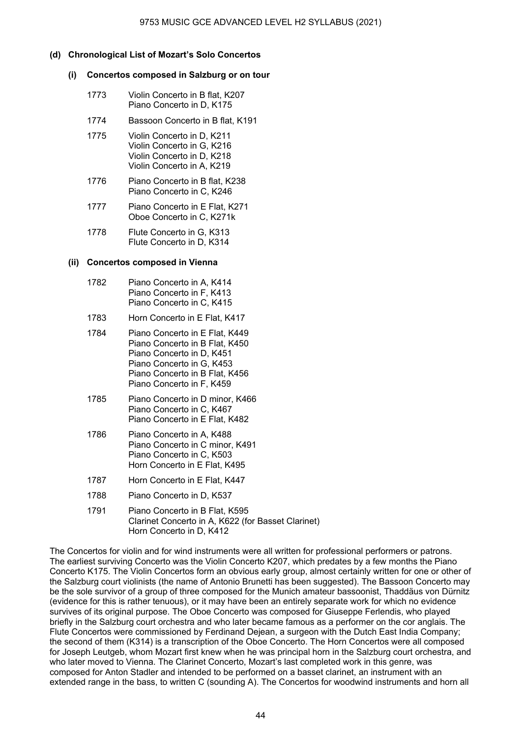### (d) Chronological List of Mozart's Solo Concertos

#### (i) Concertos composed in Salzburg or on tour

| | |
|---|---|
| 1773 | Violin Concerto in B flat, K207<br>Piano Concerto in D, K175 |
| 1774 | Bassoon Concerto in B flat, K191 |
| 1775 | Violin Concerto in D, K211<br>Violin Concerto in G, K216<br>Violin Concerto in D, K218<br>Violin Concerto in A, K219 |
| 1776 | Piano Concerto in B flat, K238<br>Piano Concerto in C, K246 |
| 1777 | Piano Concerto in E Flat, K271<br>Oboe Concerto in C, K271k |
| 1778 | Flute Concerto in G, K313<br>Flute Concerto in D, K314 |

#### (ii) Concertos composed in Vienna

| | |
|---|---|
| 1782 | Piano Concerto in A, K414<br>Piano Concerto in F, K413<br>Piano Concerto in C, K415 |
| 1783 | Horn Concerto in E Flat, K417 |
| 1784 | Piano Concerto in E Flat, K449<br>Piano Concerto in B Flat, K450<br>Piano Concerto in D, K451<br>Piano Concerto in G, K453<br>Piano Concerto in B Flat, K456<br>Piano Concerto in F, K459 |
| 1785 | Piano Concerto in D minor, K466<br>Piano Concerto in C, K467<br>Piano Concerto in E Flat, K482 |
| 1786 | Piano Concerto in A, K488<br>Piano Concerto in C minor, K491<br>Piano Concerto in C, K503<br>Horn Concerto in E Flat, K495 |
| 1787 | Horn Concerto in E Flat, K447 |
| 1788 | Piano Concerto in D, K537 |
| 1791 | Piano Concerto in B Flat, K595<br>Clarinet Concerto in A, K622 (for Basset Clarinet)<br>Horn Concerto in D, K412 |

The Concertos for violin and for wind instruments were all written for professional performers or patrons. The earliest surviving Concerto was the Violin Concerto K207, which predates by a few months the Piano Concerto K175. The Violin Concertos form an obvious early group, almost certainly written for one or other of the Salzburg court violinists (the name of Antonio Brunetti has been suggested). The Bassoon Concerto may be the sole survivor of a group of three composed for the Munich amateur bassoonist, Thaddäus von Dürnitz (evidence for this is rather tenuous), or it may have been an entirely separate work for which no evidence survives of its original purpose. The Oboe Concerto was composed for Giuseppe Ferlendis, who played briefly in the Salzburg court orchestra and who later became famous as a performer on the cor anglais. The Flute Concertos were commissioned by Ferdinand Dejean, a surgeon with the Dutch East India Company; the second of them (K314) is a transcription of the Oboe Concerto. The Horn Concertos were all composed for Joseph Leutgeb, whom Mozart first knew when he was principal horn in the Salzburg court orchestra, and who later moved to Vienna. The Clarinet Concerto, Mozart's last completed work in this genre, was composed for Anton Stadler and intended to be performed on a basset clarinet, an instrument with an extended range in the bass, to written C (sounding A). The Concertos for woodwind instruments and horn all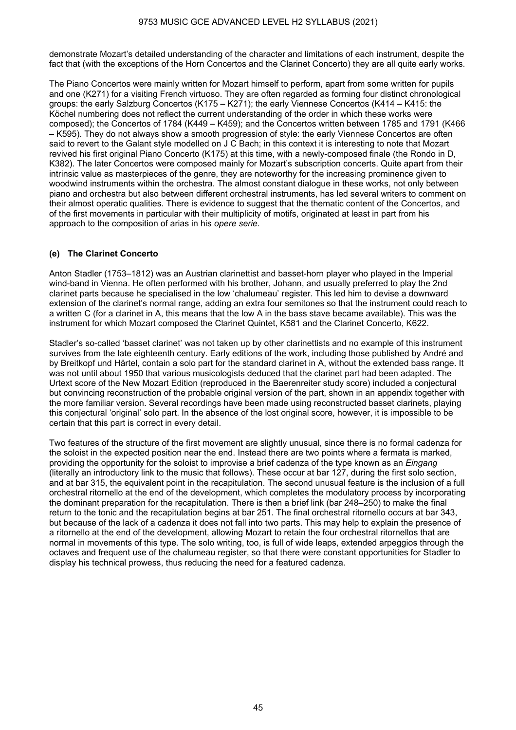demonstrate Mozart's detailed understanding of the character and limitations of each instrument, despite the fact that (with the exceptions of the Horn Concertos and the Clarinet Concerto) they are all quite early works.

The Piano Concertos were mainly written for Mozart himself to perform, apart from some written for pupils and one (K271) for a visiting French virtuoso. They are often regarded as forming four distinct chronological groups: the early Salzburg Concertos (K175 – K271); the early Viennese Concertos (K414 – K415: the Köchel numbering does not reflect the current understanding of the order in which these works were composed); the Concertos of 1784 (K449 – K459); and the Concertos written between 1785 and 1791 (K466 – K595). They do not always show a smooth progression of style: the early Viennese Concertos are often said to revert to the Galant style modelled on J C Bach; in this context it is interesting to note that Mozart revived his first original Piano Concerto (K175) at this time, with a newly-composed finale (the Rondo in D, K382). The later Concertos were composed mainly for Mozart's subscription concerts. Quite apart from their intrinsic value as masterpieces of the genre, they are noteworthy for the increasing prominence given to woodwind instruments within the orchestra. The almost constant dialogue in these works, not only between piano and orchestra but also between different orchestral instruments, has led several writers to comment on their almost operatic qualities. There is evidence to suggest that the thematic content of the Concertos, and of the first movements in particular with their multiplicity of motifs, originated at least in part from his approach to the composition of arias in his *opere serie*.

### (e) The Clarinet Concerto

Anton Stadler (1753–1812) was an Austrian clarinettist and basset-horn player who played in the Imperial wind-band in Vienna. He often performed with his brother, Johann, and usually preferred to play the 2nd clarinet parts because he specialised in the low 'chalumeau' register. This led him to devise a downward extension of the clarinet's normal range, adding an extra four semitones so that the instrument could reach to a written C (for a clarinet in A, this means that the low A in the bass stave became available). This was the instrument for which Mozart composed the Clarinet Quintet, K581 and the Clarinet Concerto, K622.

Stadler's so-called 'basset clarinet' was not taken up by other clarinettists and no example of this instrument survives from the late eighteenth century. Early editions of the work, including those published by André and by Breitkopf und Härtel, contain a solo part for the standard clarinet in A, without the extended bass range. It was not until about 1950 that various musicologists deduced that the clarinet part had been adapted. The Urtext score of the New Mozart Edition (reproduced in the Baerenreiter study score) included a conjectural but convincing reconstruction of the probable original version of the part, shown in an appendix together with the more familiar version. Several recordings have been made using reconstructed basset clarinets, playing this conjectural 'original' solo part. In the absence of the lost original score, however, it is impossible to be certain that this part is correct in every detail.

Two features of the structure of the first movement are slightly unusual, since there is no formal cadenza for the soloist in the expected position near the end. Instead there are two points where a fermata is marked, providing the opportunity for the soloist to improvise a brief cadenza of the type known as an *Eingang* (literally an introductory link to the music that follows). These occur at bar 127, during the first solo section, and at bar 315, the equivalent point in the recapitulation. The second unusual feature is the inclusion of a full orchestral ritornello at the end of the development, which completes the modulatory process by incorporating the dominant preparation for the recapitulation. There is then a brief link (bar 248–250) to make the final return to the tonic and the recapitulation begins at bar 251. The final orchestral ritornello occurs at bar 343, but because of the lack of a cadenza it does not fall into two parts. This may help to explain the presence of a ritornello at the end of the development, allowing Mozart to retain the four orchestral ritornellos that are normal in movements of this type. The solo writing, too, is full of wide leaps, extended arpeggios through the octaves and frequent use of the chalumeau register, so that there were constant opportunities for Stadler to display his technical prowess, thus reducing the need for a featured cadenza.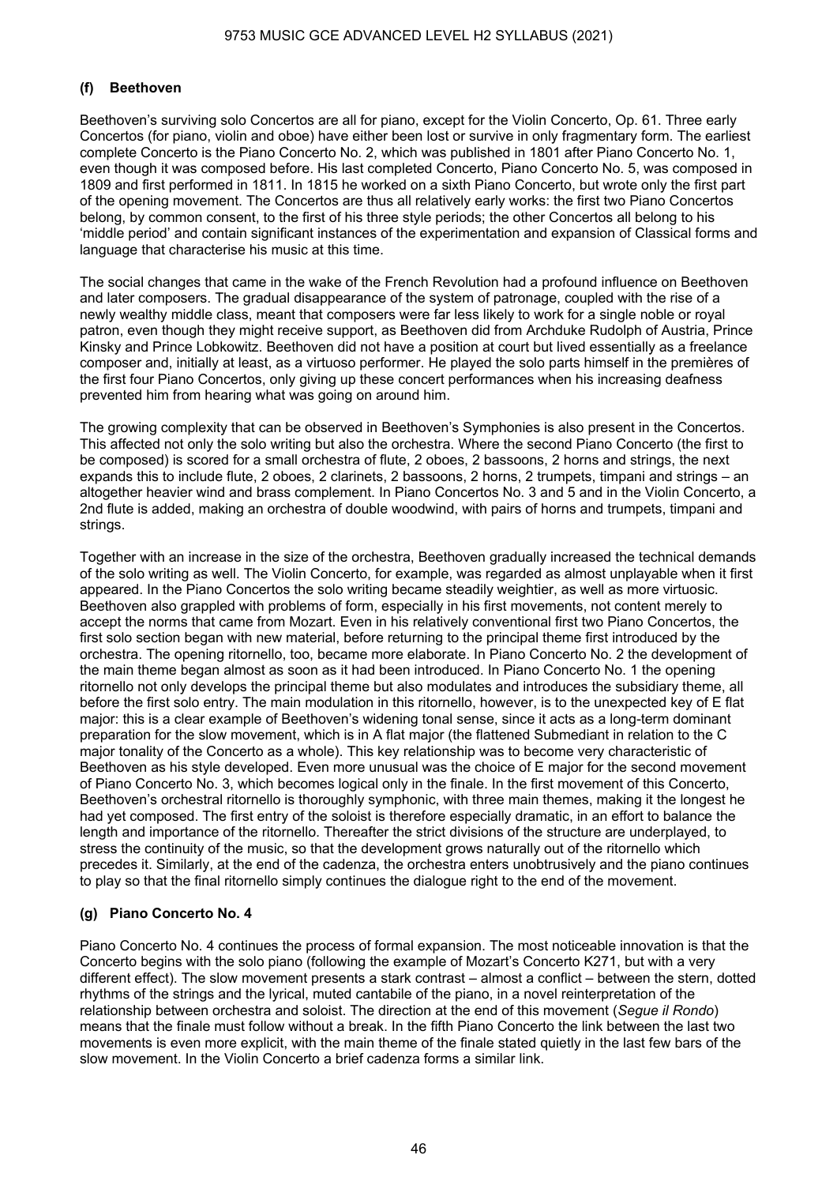### (f) Beethoven

Beethoven's surviving solo Concertos are all for piano, except for the Violin Concerto, Op. 61. Three early Concertos (for piano, violin and oboe) have either been lost or survive in only fragmentary form. The earliest complete Concerto is the Piano Concerto No. 2, which was published in 1801 after Piano Concerto No. 1, even though it was composed before. His last completed Concerto, Piano Concerto No. 5, was composed in 1809 and first performed in 1811. In 1815 he worked on a sixth Piano Concerto, but wrote only the first part of the opening movement. The Concertos are thus all relatively early works: the first two Piano Concertos belong, by common consent, to the first of his three style periods; the other Concertos all belong to his 'middle period' and contain significant instances of the experimentation and expansion of Classical forms and language that characterise his music at this time.

The social changes that came in the wake of the French Revolution had a profound influence on Beethoven and later composers. The gradual disappearance of the system of patronage, coupled with the rise of a newly wealthy middle class, meant that composers were far less likely to work for a single noble or royal patron, even though they might receive support, as Beethoven did from Archduke Rudolph of Austria, Prince Kinsky and Prince Lobkowitz. Beethoven did not have a position at court but lived essentially as a freelance composer and, initially at least, as a virtuoso performer. He played the solo parts himself in the premières of the first four Piano Concertos, only giving up these concert performances when his increasing deafness prevented him from hearing what was going on around him.

The growing complexity that can be observed in Beethoven's Symphonies is also present in the Concertos. This affected not only the solo writing but also the orchestra. Where the second Piano Concerto (the first to be composed) is scored for a small orchestra of flute, 2 oboes, 2 bassoons, 2 horns and strings, the next expands this to include flute, 2 oboes, 2 clarinets, 2 bassoons, 2 horns, 2 trumpets, timpani and strings – an altogether heavier wind and brass complement. In Piano Concertos No. 3 and 5 and in the Violin Concerto, a 2nd flute is added, making an orchestra of double woodwind, with pairs of horns and trumpets, timpani and strings.

Together with an increase in the size of the orchestra, Beethoven gradually increased the technical demands of the solo writing as well. The Violin Concerto, for example, was regarded as almost unplayable when it first appeared. In the Piano Concertos the solo writing became steadily weightier, as well as more virtuosic. Beethoven also grappled with problems of form, especially in his first movements, not content merely to accept the norms that came from Mozart. Even in his relatively conventional first two Piano Concertos, the first solo section began with new material, before returning to the principal theme first introduced by the orchestra. The opening ritornello, too, became more elaborate. In Piano Concerto No. 2 the development of the main theme began almost as soon as it had been introduced. In Piano Concerto No. 1 the opening ritornello not only develops the principal theme but also modulates and introduces the subsidiary theme, all before the first solo entry. The main modulation in this ritornello, however, is to the unexpected key of E flat major: this is a clear example of Beethoven's widening tonal sense, since it acts as a long-term dominant preparation for the slow movement, which is in A flat major (the flattened Submediant in relation to the C major tonality of the Concerto as a whole). This key relationship was to become very characteristic of Beethoven as his style developed. Even more unusual was the choice of E major for the second movement of Piano Concerto No. 3, which becomes logical only in the finale. In the first movement of this Concerto, Beethoven's orchestral ritornello is thoroughly symphonic, with three main themes, making it the longest he had yet composed. The first entry of the soloist is therefore especially dramatic, in an effort to balance the length and importance of the ritornello. Thereafter the strict divisions of the structure are underplayed, to stress the continuity of the music, so that the development grows naturally out of the ritornello which precedes it. Similarly, at the end of the cadenza, the orchestra enters unobtrusively and the piano continues to play so that the final ritornello simply continues the dialogue right to the end of the movement.

### (g) Piano Concerto No. 4

Piano Concerto No. 4 continues the process of formal expansion. The most noticeable innovation is that the Concerto begins with the solo piano (following the example of Mozart's Concerto K271, but with a very different effect). The slow movement presents a stark contrast – almost a conflict – between the stern, dotted rhythms of the strings and the lyrical, muted cantabile of the piano, in a novel reinterpretation of the relationship between orchestra and soloist. The direction at the end of this movement (*Segue il Rondo*) means that the finale must follow without a break. In the fifth Piano Concerto the link between the last two movements is even more explicit, with the main theme of the finale stated quietly in the last few bars of the slow movement. In the Violin Concerto a brief cadenza forms a similar link.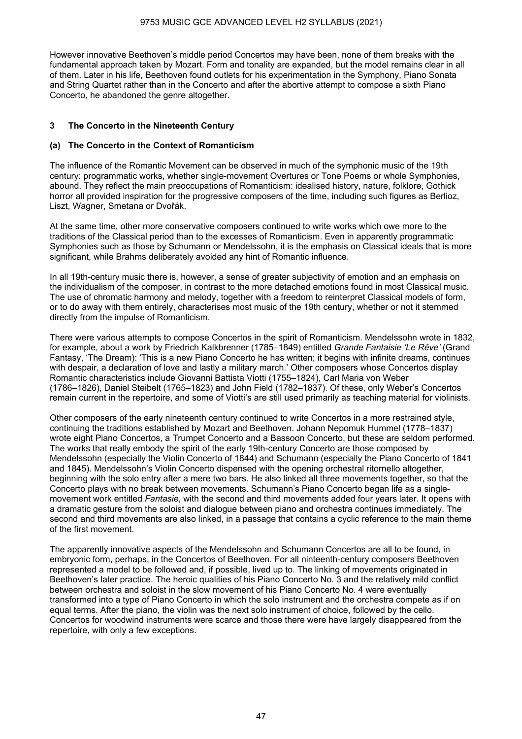However innovative Beethoven's middle period Concertos may have been, none of them breaks with the fundamental approach taken by Mozart. Form and tonality are expanded, but the model remains clear in all of them. Later in his life, Beethoven found outlets for his experimentation in the Symphony, Piano Sonata and String Quartet rather than in the Concerto and after the abortive attempt to compose a sixth Piano Concerto, he abandoned the genre altogether.

## 3 The Concerto in the Nineteenth Century

### (a) The Concerto in the Context of Romanticism

The influence of the Romantic Movement can be observed in much of the symphonic music of the 19th century: programmatic works, whether single-movement Overtures or Tone Poems or whole Symphonies, abound. They reflect the main preoccupations of Romanticism: idealised history, nature, folklore, Gothick horror all provided inspiration for the progressive composers of the time, including such figures as Berlioz, Liszt, Wagner, Smetana or Dvořák.

At the same time, other more conservative composers continued to write works which owe more to the traditions of the Classical period than to the excesses of Romanticism. Even in apparently programmatic Symphonies such as those by Schumann or Mendelssohn, it is the emphasis on Classical ideals that is more significant, while Brahms deliberately avoided any hint of Romantic influence.

In all 19th-century music there is, however, a sense of greater subjectivity of emotion and an emphasis on the individualism of the composer, in contrast to the more detached emotions found in most Classical music. The use of chromatic harmony and melody, together with a freedom to reinterpret Classical models of form, or to do away with them entirely, characterises most music of the 19th century, whether or not it stemmed directly from the impulse of Romanticism.

There were various attempts to compose Concertos in the spirit of Romanticism. Mendelssohn wrote in 1832, for example, about a work by Friedrich Kalkbrenner (1785–1849) entitled *Grande Fantaisie 'Le Rêve'* (Grand Fantasy, 'The Dream): 'This is a new Piano Concerto he has written; it begins with infinite dreams, continues with despair, a declaration of love and lastly a military march.' Other composers whose Concertos display Romantic characteristics include Giovanni Battista Viotti (1755–1824), Carl Maria von Weber (1786–1826), Daniel Steibelt (1765–1823) and John Field (1782–1837). Of these, only Weber's Concertos remain current in the repertoire, and some of Viotti's are still used primarily as teaching material for violinists.

Other composers of the early nineteenth century continued to write Concertos in a more restrained style, continuing the traditions established by Mozart and Beethoven. Johann Nepomuk Hummel (1778–1837) wrote eight Piano Concertos, a Trumpet Concerto and a Bassoon Concerto, but these are seldom performed. The works that really embody the spirit of the early 19th-century Concerto are those composed by Mendelssohn (especially the Violin Concerto of 1844) and Schumann (especially the Piano Concerto of 1841 and 1845). Mendelssohn's Violin Concerto dispensed with the opening orchestral ritornello altogether, beginning with the solo entry after a mere two bars. He also linked all three movements together, so that the Concerto plays with no break between movements. Schumann's Piano Concerto began life as a single-movement work entitled *Fantasie*, with the second and third movements added four years later. It opens with a dramatic gesture from the soloist and dialogue between piano and orchestra continues immediately. The second and third movements are also linked, in a passage that contains a cyclic reference to the main theme of the first movement.

The apparently innovative aspects of the Mendelssohn and Schumann Concertos are all to be found, in embryonic form, perhaps, in the Concertos of Beethoven. For all nineteenth-century composers Beethoven represented a model to be followed and, if possible, lived up to. The linking of movements originated in Beethoven's later practice. The heroic qualities of his Piano Concerto No. 3 and the relatively mild conflict between orchestra and soloist in the slow movement of his Piano Concerto No. 4 were eventually transformed into a type of Piano Concerto in which the solo instrument and the orchestra compete as if on equal terms. After the piano, the violin was the next solo instrument of choice, followed by the cello. Concertos for woodwind instruments were scarce and those there were have largely disappeared from the repertoire, with only a few exceptions.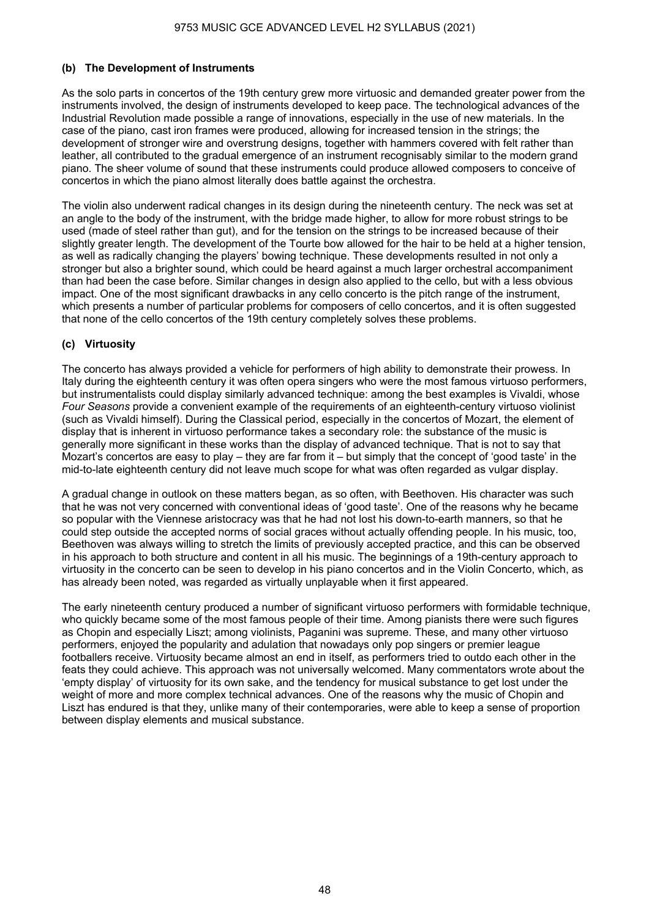### (b) The Development of Instruments

As the solo parts in concertos of the 19th century grew more virtuosic and demanded greater power from the instruments involved, the design of instruments developed to keep pace. The technological advances of the Industrial Revolution made possible a range of innovations, especially in the use of new materials. In the case of the piano, cast iron frames were produced, allowing for increased tension in the strings; the development of stronger wire and overstrung designs, together with hammers covered with felt rather than leather, all contributed to the gradual emergence of an instrument recognisably similar to the modern grand piano. The sheer volume of sound that these instruments could produce allowed composers to conceive of concertos in which the piano almost literally does battle against the orchestra.

The violin also underwent radical changes in its design during the nineteenth century. The neck was set at an angle to the body of the instrument, with the bridge made higher, to allow for more robust strings to be used (made of steel rather than gut), and for the tension on the strings to be increased because of their slightly greater length. The development of the Tourte bow allowed for the hair to be held at a higher tension, as well as radically changing the players' bowing technique. These developments resulted in not only a stronger but also a brighter sound, which could be heard against a much larger orchestral accompaniment than had been the case before. Similar changes in design also applied to the cello, but with a less obvious impact. One of the most significant drawbacks in any cello concerto is the pitch range of the instrument, which presents a number of particular problems for composers of cello concertos, and it is often suggested that none of the cello concertos of the 19th century completely solves these problems.

### (c) Virtuosity

The concerto has always provided a vehicle for performers of high ability to demonstrate their prowess. In Italy during the eighteenth century it was often opera singers who were the most famous virtuoso performers, but instrumentalists could display similarly advanced technique: among the best examples is Vivaldi, whose *Four Seasons* provide a convenient example of the requirements of an eighteenth-century virtuoso violinist (such as Vivaldi himself). During the Classical period, especially in the concertos of Mozart, the element of display that is inherent in virtuoso performance takes a secondary role: the substance of the music is generally more significant in these works than the display of advanced technique. That is not to say that Mozart's concertos are easy to play – they are far from it – but simply that the concept of 'good taste' in the mid-to-late eighteenth century did not leave much scope for what was often regarded as vulgar display.

A gradual change in outlook on these matters began, as so often, with Beethoven. His character was such that he was not very concerned with conventional ideas of 'good taste'. One of the reasons why he became so popular with the Viennese aristocracy was that he had not lost his down-to-earth manners, so that he could step outside the accepted norms of social graces without actually offending people. In his music, too, Beethoven was always willing to stretch the limits of previously accepted practice, and this can be observed in his approach to both structure and content in all his music. The beginnings of a 19th-century approach to virtuosity in the concerto can be seen to develop in his piano concertos and in the Violin Concerto, which, as has already been noted, was regarded as virtually unplayable when it first appeared.

The early nineteenth century produced a number of significant virtuoso performers with formidable technique, who quickly became some of the most famous people of their time. Among pianists there were such figures as Chopin and especially Liszt; among violinists, Paganini was supreme. These, and many other virtuoso performers, enjoyed the popularity and adulation that nowadays only pop singers or premier league footballers receive. Virtuosity became almost an end in itself, as performers tried to outdo each other in the feats they could achieve. This approach was not universally welcomed. Many commentators wrote about the 'empty display' of virtuosity for its own sake, and the tendency for musical substance to get lost under the weight of more and more complex technical advances. One of the reasons why the music of Chopin and Liszt has endured is that they, unlike many of their contemporaries, were able to keep a sense of proportion between display elements and musical substance.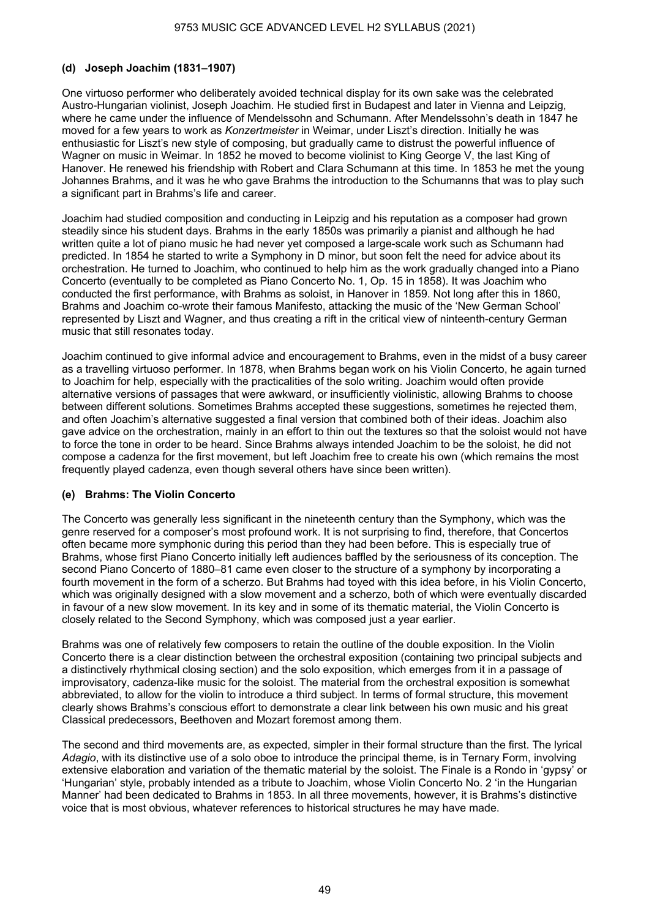### (d) Joseph Joachim (1831–1907)

One virtuoso performer who deliberately avoided technical display for its own sake was the celebrated Austro-Hungarian violinist, Joseph Joachim. He studied first in Budapest and later in Vienna and Leipzig, where he came under the influence of Mendelssohn and Schumann. After Mendelssohn's death in 1847 he moved for a few years to work as *Konzertmeister* in Weimar, under Liszt's direction. Initially he was enthusiastic for Liszt's new style of composing, but gradually came to distrust the powerful influence of Wagner on music in Weimar. In 1852 he moved to become violinist to King George V, the last King of Hanover. He renewed his friendship with Robert and Clara Schumann at this time. In 1853 he met the young Johannes Brahms, and it was he who gave Brahms the introduction to the Schumanns that was to play such a significant part in Brahms's life and career.

Joachim had studied composition and conducting in Leipzig and his reputation as a composer had grown steadily since his student days. Brahms in the early 1850s was primarily a pianist and although he had written quite a lot of piano music he had never yet composed a large-scale work such as Schumann had predicted. In 1854 he started to write a Symphony in D minor, but soon felt the need for advice about its orchestration. He turned to Joachim, who continued to help him as the work gradually changed into a Piano Concerto (eventually to be completed as Piano Concerto No. 1, Op. 15 in 1858). It was Joachim who conducted the first performance, with Brahms as soloist, in Hanover in 1859. Not long after this in 1860, Brahms and Joachim co-wrote their famous Manifesto, attacking the music of the 'New German School' represented by Liszt and Wagner, and thus creating a rift in the critical view of nineteenth-century German music that still resonates today.

Joachim continued to give informal advice and encouragement to Brahms, even in the midst of a busy career as a travelling virtuoso performer. In 1878, when Brahms began work on his Violin Concerto, he again turned to Joachim for help, especially with the practicalities of the solo writing. Joachim would often provide alternative versions of passages that were awkward, or insufficiently violinistic, allowing Brahms to choose between different solutions. Sometimes Brahms accepted these suggestions, sometimes he rejected them, and often Joachim's alternative suggested a final version that combined both of their ideas. Joachim also gave advice on the orchestration, mainly in an effort to thin out the textures so that the soloist would not have to force the tone in order to be heard. Since Brahms always intended Joachim to be the soloist, he did not compose a cadenza for the first movement, but left Joachim free to create his own (which remains the most frequently played cadenza, even though several others have since been written).

### (e) Brahms: The Violin Concerto

The Concerto was generally less significant in the nineteenth century than the Symphony, which was the genre reserved for a composer's most profound work. It is not surprising to find, therefore, that Concertos often became more symphonic during this period than they had been before. This is especially true of Brahms, whose first Piano Concerto initially left audiences baffled by the seriousness of its conception. The second Piano Concerto of 1880–81 came even closer to the structure of a symphony by incorporating a fourth movement in the form of a scherzo. But Brahms had toyed with this idea before, in his Violin Concerto, which was originally designed with a slow movement and a scherzo, both of which were eventually discarded in favour of a new slow movement. In its key and in some of its thematic material, the Violin Concerto is closely related to the Second Symphony, which was composed just a year earlier.

Brahms was one of relatively few composers to retain the outline of the double exposition. In the Violin Concerto there is a clear distinction between the orchestral exposition (containing two principal subjects and a distinctively rhythmical closing section) and the solo exposition, which emerges from it in a passage of improvisatory, cadenza-like music for the soloist. The material from the orchestral exposition is somewhat abbreviated, to allow for the violin to introduce a third subject. In terms of formal structure, this movement clearly shows Brahms's conscious effort to demonstrate a clear link between his own music and his great Classical predecessors, Beethoven and Mozart foremost among them.

The second and third movements are, as expected, simpler in their formal structure than the first. The lyrical *Adagio*, with its distinctive use of a solo oboe to introduce the principal theme, is in Ternary Form, involving extensive elaboration and variation of the thematic material by the soloist. The Finale is a Rondo in 'gypsy' or 'Hungarian' style, probably intended as a tribute to Joachim, whose Violin Concerto No. 2 'in the Hungarian Manner' had been dedicated to Brahms in 1853. In all three movements, however, it is Brahms's distinctive voice that is most obvious, whatever references to historical structures he may have made.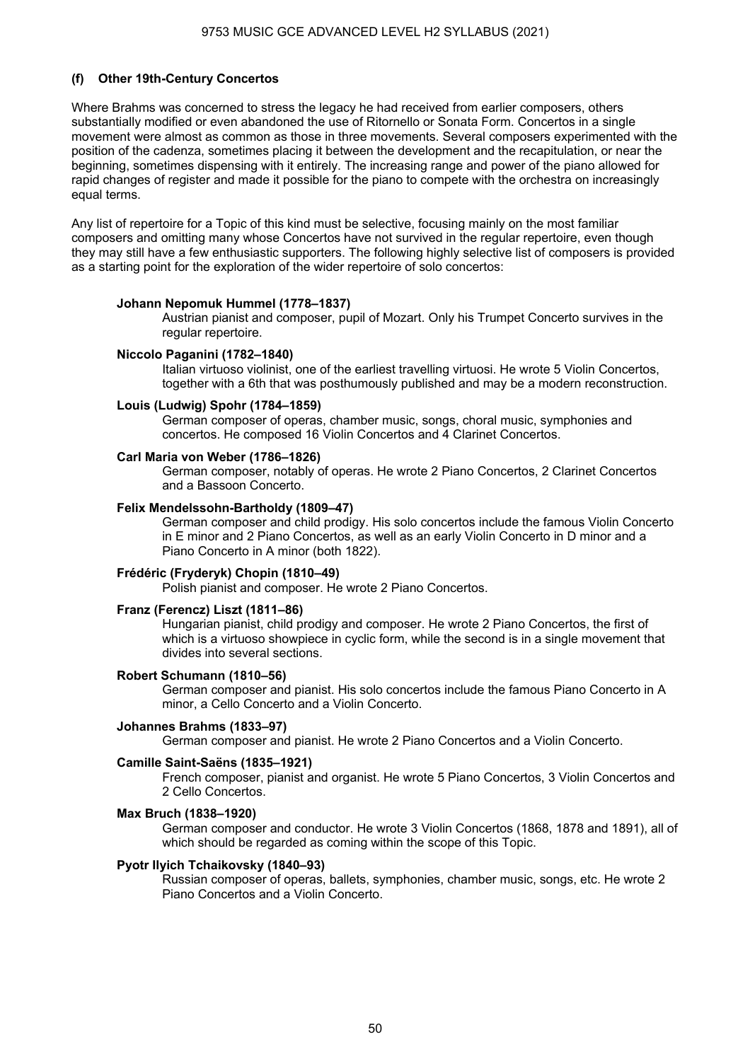### (f) Other 19th-Century Concertos

Where Brahms was concerned to stress the legacy he had received from earlier composers, others substantially modified or even abandoned the use of Ritornello or Sonata Form. Concertos in a single movement were almost as common as those in three movements. Several composers experimented with the position of the cadenza, sometimes placing it between the development and the recapitulation, or near the beginning, sometimes dispensing with it entirely. The increasing range and power of the piano allowed for rapid changes of register and made it possible for the piano to compete with the orchestra on increasingly equal terms.

Any list of repertoire for a Topic of this kind must be selective, focusing mainly on the most familiar composers and omitting many whose Concertos have not survived in the regular repertoire, even though they may still have a few enthusiastic supporters. The following highly selective list of composers is provided as a starting point for the exploration of the wider repertoire of solo concertos:

**Johann Nepomuk Hummel (1778–1837)**
Austrian pianist and composer, pupil of Mozart. Only his Trumpet Concerto survives in the regular repertoire.

**Niccolo Paganini (1782–1840)**
Italian virtuoso violinist, one of the earliest travelling virtuosi. He wrote 5 Violin Concertos, together with a 6th that was posthumously published and may be a modern reconstruction.

**Louis (Ludwig) Spohr (1784–1859)**
German composer of operas, chamber music, songs, choral music, symphonies and concertos. He composed 16 Violin Concertos and 4 Clarinet Concertos.

**Carl Maria von Weber (1786–1826)**
German composer, notably of operas. He wrote 2 Piano Concertos, 2 Clarinet Concertos and a Bassoon Concerto.

**Felix Mendelssohn-Bartholdy (1809–47)**
German composer and child prodigy. His solo concertos include the famous Violin Concerto in E minor and 2 Piano Concertos, as well as an early Violin Concerto in D minor and a Piano Concerto in A minor (both 1822).

**Frédéric (Fryderyk) Chopin (1810–49)**
Polish pianist and composer. He wrote 2 Piano Concertos.

**Franz (Ferencz) Liszt (1811–86)**
Hungarian pianist, child prodigy and composer. He wrote 2 Piano Concertos, the first of which is a virtuoso showpiece in cyclic form, while the second is in a single movement that divides into several sections.

**Robert Schumann (1810–56)**
German composer and pianist. His solo concertos include the famous Piano Concerto in A minor, a Cello Concerto and a Violin Concerto.

**Johannes Brahms (1833–97)**
German composer and pianist. He wrote 2 Piano Concertos and a Violin Concerto.

**Camille Saint-Saëns (1835–1921)**
French composer, pianist and organist. He wrote 5 Piano Concertos, 3 Violin Concertos and 2 Cello Concertos.

**Max Bruch (1838–1920)**
German composer and conductor. He wrote 3 Violin Concertos (1868, 1878 and 1891), all of which should be regarded as coming within the scope of this Topic.

**Pyotr Ilyich Tchaikovsky (1840–93)**
Russian composer of operas, ballets, symphonies, chamber music, songs, etc. He wrote 2 Piano Concertos and a Violin Concerto.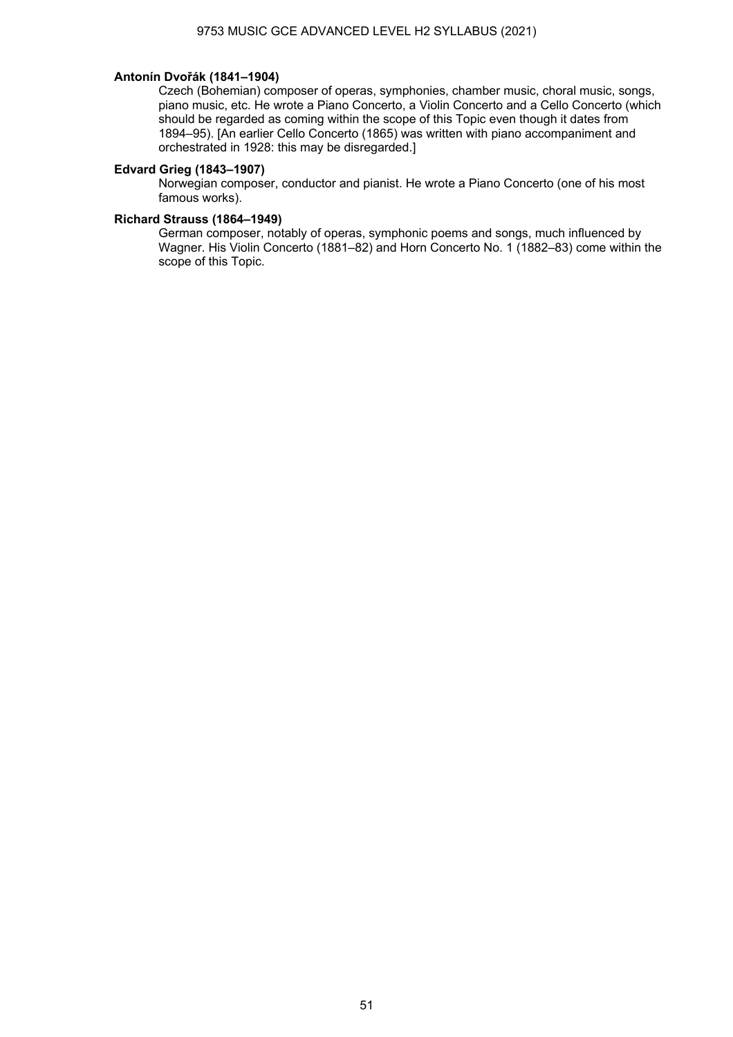**Antonín Dvořák (1841–1904)**

Czech (Bohemian) composer of operas, symphonies, chamber music, choral music, songs, piano music, etc. He wrote a Piano Concerto, a Violin Concerto and a Cello Concerto (which should be regarded as coming within the scope of this Topic even though it dates from 1894–95). [An earlier Cello Concerto (1865) was written with piano accompaniment and orchestrated in 1928: this may be disregarded.]

**Edvard Grieg (1843–1907)**

Norwegian composer, conductor and pianist. He wrote a Piano Concerto (one of his most famous works).

**Richard Strauss (1864–1949)**

German composer, notably of operas, symphonic poems and songs, much influenced by Wagner. His Violin Concerto (1881–82) and Horn Concerto No. 1 (1882–83) come within the scope of this Topic.